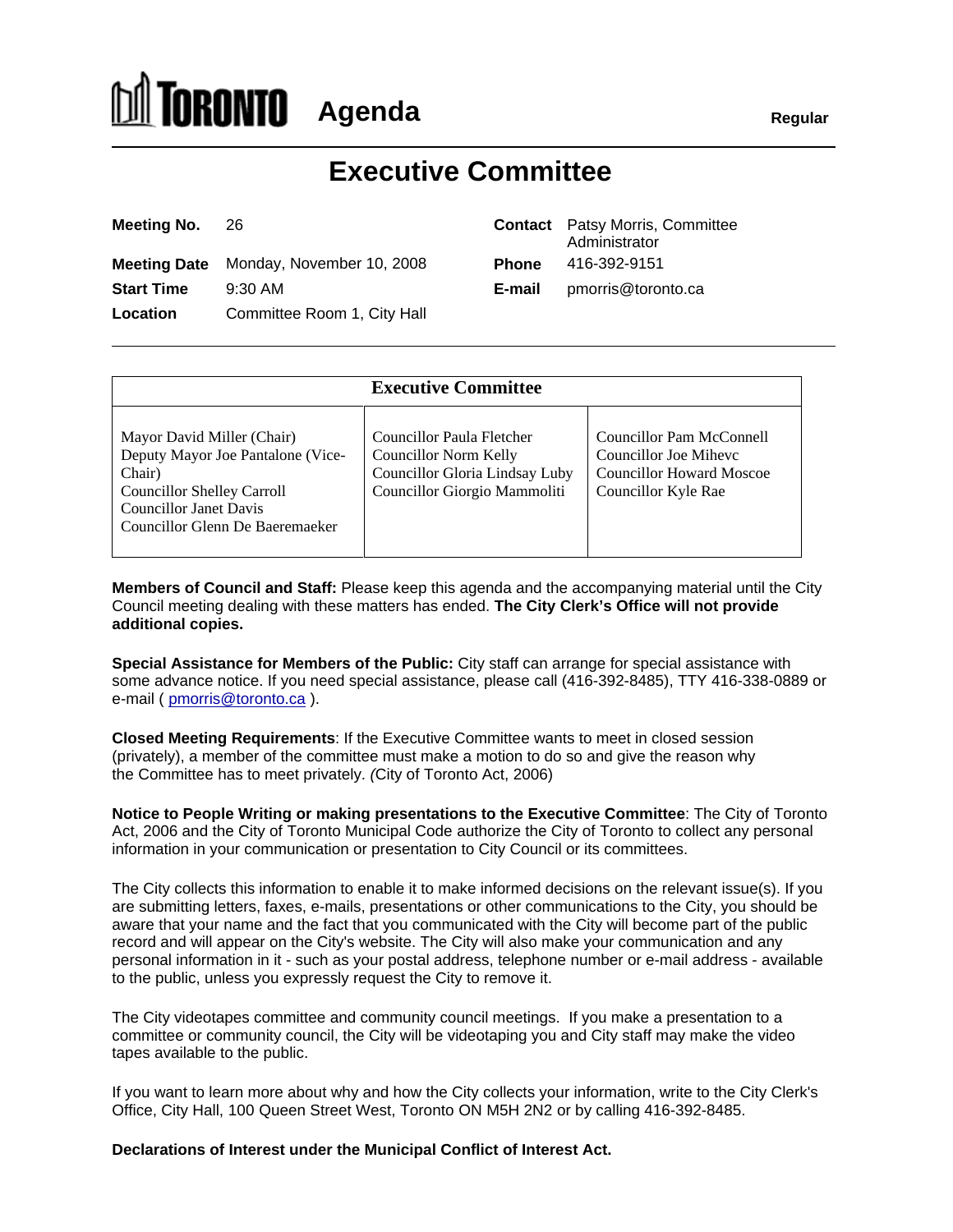TORONTO **Agenda** **Regular**

# Executive Committee

| | | | |
|---|---|---|---|
| **Meeting No.** | 26 | **Contact** | Patsy Morris, Committee Administrator |
| **Meeting Date** | Monday, November 10, 2008 | **Phone** | 416-392-9151 |
| **Start Time** | 9:30 AM | **E-mail** | pmorris@toronto.ca |
| **Location** | Committee Room 1, City Hall | | |

| Executive Committee | | |
|---|---|---|
| Mayor David Miller (Chair)<br>Deputy Mayor Joe Pantalone (Vice-Chair)<br>Councillor Shelley Carroll<br>Councillor Janet Davis<br>Councillor Glenn De Baeremaeker | Councillor Paula Fletcher<br>Councillor Norm Kelly<br>Councillor Gloria Lindsay Luby<br>Councillor Giorgio Mammoliti | Councillor Pam McConnell<br>Councillor Joe Mihevc<br>Councillor Howard Moscoe<br>Councillor Kyle Rae |

**Members of Council and Staff:** Please keep this agenda and the accompanying material until the City Council meeting dealing with these matters has ended. **The City Clerk's Office will not provide additional copies.**

**Special Assistance for Members of the Public:** City staff can arrange for special assistance with some advance notice. If you need special assistance, please call (416-392-8485), TTY 416-338-0889 or e-mail ( pmorris@toronto.ca ).

**Closed Meeting Requirements**: If the Executive Committee wants to meet in closed session (privately), a member of the committee must make a motion to do so and give the reason why the Committee has to meet privately. *(*City of Toronto Act, 2006)

**Notice to People Writing or making presentations to the Executive Committee**: The City of Toronto Act, 2006 and the City of Toronto Municipal Code authorize the City of Toronto to collect any personal information in your communication or presentation to City Council or its committees.

The City collects this information to enable it to make informed decisions on the relevant issue(s). If you are submitting letters, faxes, e-mails, presentations or other communications to the City, you should be aware that your name and the fact that you communicated with the City will become part of the public record and will appear on the City's website. The City will also make your communication and any personal information in it - such as your postal address, telephone number or e-mail address - available to the public, unless you expressly request the City to remove it.

The City videotapes committee and community council meetings. If you make a presentation to a committee or community council, the City will be videotaping you and City staff may make the video tapes available to the public.

If you want to learn more about why and how the City collects your information, write to the City Clerk's Office, City Hall, 100 Queen Street West, Toronto ON M5H 2N2 or by calling 416-392-8485.

**Declarations of Interest under the Municipal Conflict of Interest Act.**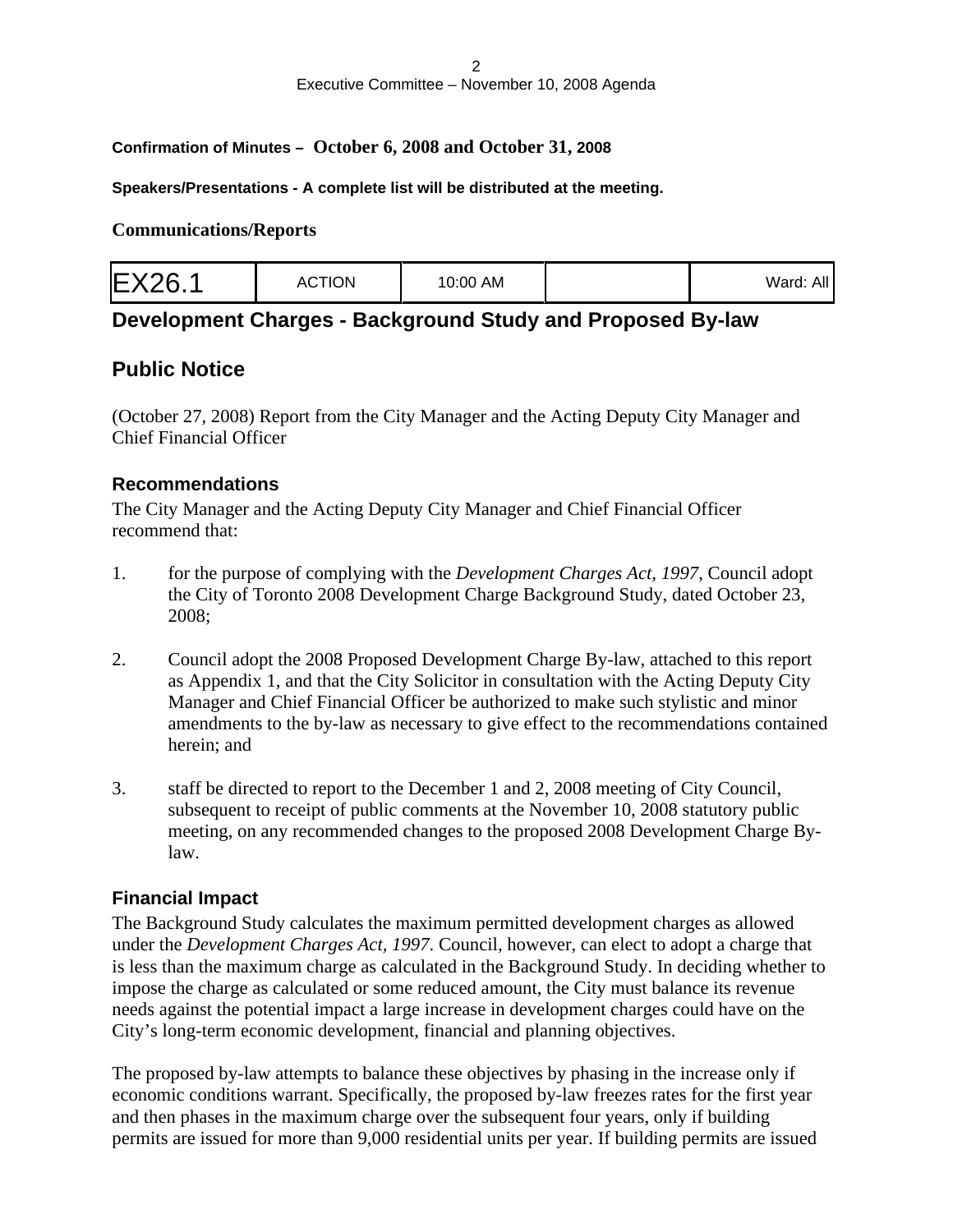**Confirmation of Minutes – October 6, 2008 and October 31, 2008**

**Speakers/Presentations - A complete list will be distributed at the meeting.**

**Communications/Reports**

| EX26.1 | ACTION | 10:00 AM | | Ward: All |
|---|---|---|---|---|

## Development Charges - Background Study and Proposed By-law

## Public Notice

(October 27, 2008) Report from the City Manager and the Acting Deputy City Manager and Chief Financial Officer

### Recommendations

The City Manager and the Acting Deputy City Manager and Chief Financial Officer recommend that:

1. for the purpose of complying with the *Development Charges Act, 1997*, Council adopt the City of Toronto 2008 Development Charge Background Study, dated October 23, 2008;

2. Council adopt the 2008 Proposed Development Charge By-law, attached to this report as Appendix 1, and that the City Solicitor in consultation with the Acting Deputy City Manager and Chief Financial Officer be authorized to make such stylistic and minor amendments to the by-law as necessary to give effect to the recommendations contained herein; and

3. staff be directed to report to the December 1 and 2, 2008 meeting of City Council, subsequent to receipt of public comments at the November 10, 2008 statutory public meeting, on any recommended changes to the proposed 2008 Development Charge By-law.

### Financial Impact

The Background Study calculates the maximum permitted development charges as allowed under the *Development Charges Act, 1997*. Council, however, can elect to adopt a charge that is less than the maximum charge as calculated in the Background Study. In deciding whether to impose the charge as calculated or some reduced amount, the City must balance its revenue needs against the potential impact a large increase in development charges could have on the City's long-term economic development, financial and planning objectives.

The proposed by-law attempts to balance these objectives by phasing in the increase only if economic conditions warrant. Specifically, the proposed by-law freezes rates for the first year and then phases in the maximum charge over the subsequent four years, only if building permits are issued for more than 9,000 residential units per year. If building permits are issued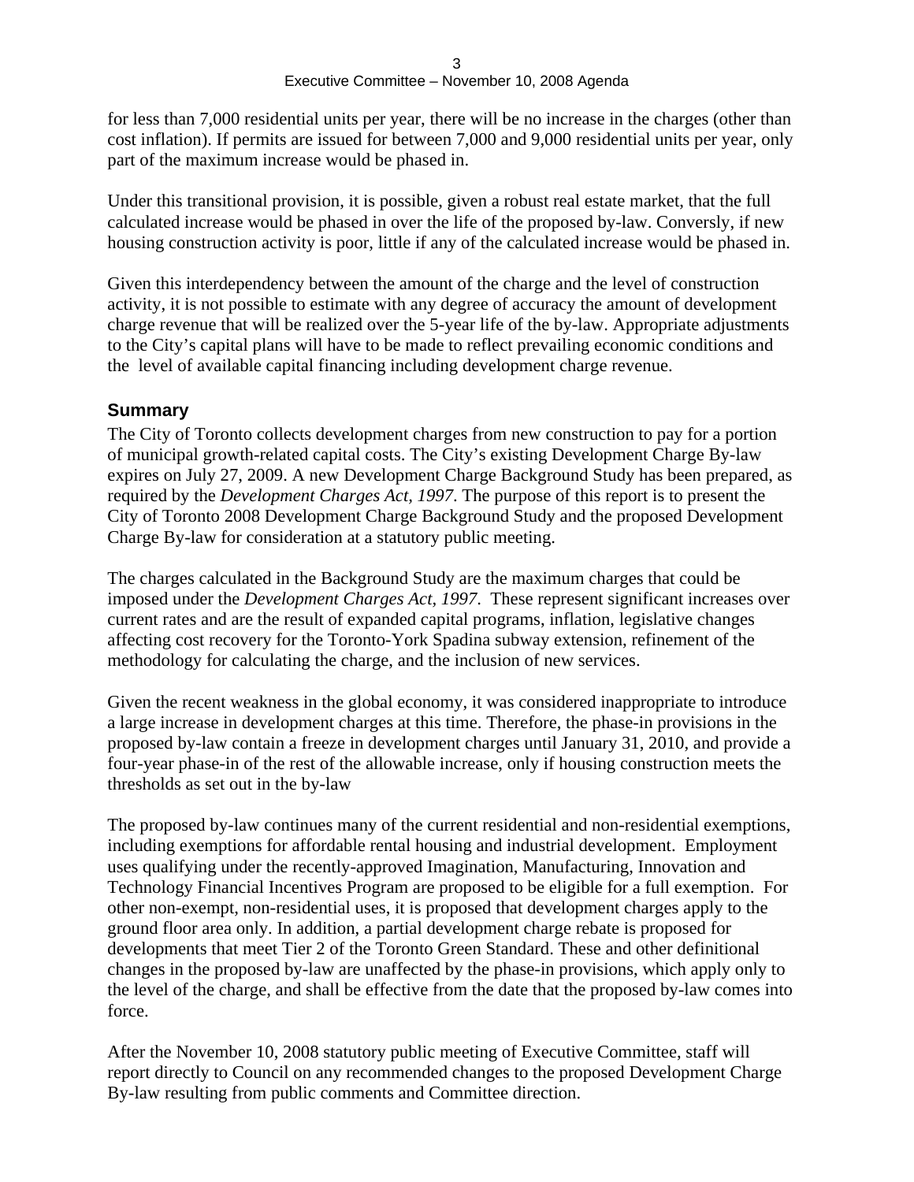for less than 7,000 residential units per year, there will be no increase in the charges (other than cost inflation). If permits are issued for between 7,000 and 9,000 residential units per year, only part of the maximum increase would be phased in.

Under this transitional provision, it is possible, given a robust real estate market, that the full calculated increase would be phased in over the life of the proposed by-law. Conversly, if new housing construction activity is poor, little if any of the calculated increase would be phased in.

Given this interdependency between the amount of the charge and the level of construction activity, it is not possible to estimate with any degree of accuracy the amount of development charge revenue that will be realized over the 5-year life of the by-law. Appropriate adjustments to the City's capital plans will have to be made to reflect prevailing economic conditions and the level of available capital financing including development charge revenue.

## Summary

The City of Toronto collects development charges from new construction to pay for a portion of municipal growth-related capital costs. The City's existing Development Charge By-law expires on July 27, 2009. A new Development Charge Background Study has been prepared, as required by the *Development Charges Act, 1997*. The purpose of this report is to present the City of Toronto 2008 Development Charge Background Study and the proposed Development Charge By-law for consideration at a statutory public meeting.

The charges calculated in the Background Study are the maximum charges that could be imposed under the *Development Charges Act, 1997*. These represent significant increases over current rates and are the result of expanded capital programs, inflation, legislative changes affecting cost recovery for the Toronto-York Spadina subway extension, refinement of the methodology for calculating the charge, and the inclusion of new services.

Given the recent weakness in the global economy, it was considered inappropriate to introduce a large increase in development charges at this time. Therefore, the phase-in provisions in the proposed by-law contain a freeze in development charges until January 31, 2010, and provide a four-year phase-in of the rest of the allowable increase, only if housing construction meets the thresholds as set out in the by-law

The proposed by-law continues many of the current residential and non-residential exemptions, including exemptions for affordable rental housing and industrial development. Employment uses qualifying under the recently-approved Imagination, Manufacturing, Innovation and Technology Financial Incentives Program are proposed to be eligible for a full exemption. For other non-exempt, non-residential uses, it is proposed that development charges apply to the ground floor area only. In addition, a partial development charge rebate is proposed for developments that meet Tier 2 of the Toronto Green Standard. These and other definitional changes in the proposed by-law are unaffected by the phase-in provisions, which apply only to the level of the charge, and shall be effective from the date that the proposed by-law comes into force.

After the November 10, 2008 statutory public meeting of Executive Committee, staff will report directly to Council on any recommended changes to the proposed Development Charge By-law resulting from public comments and Committee direction.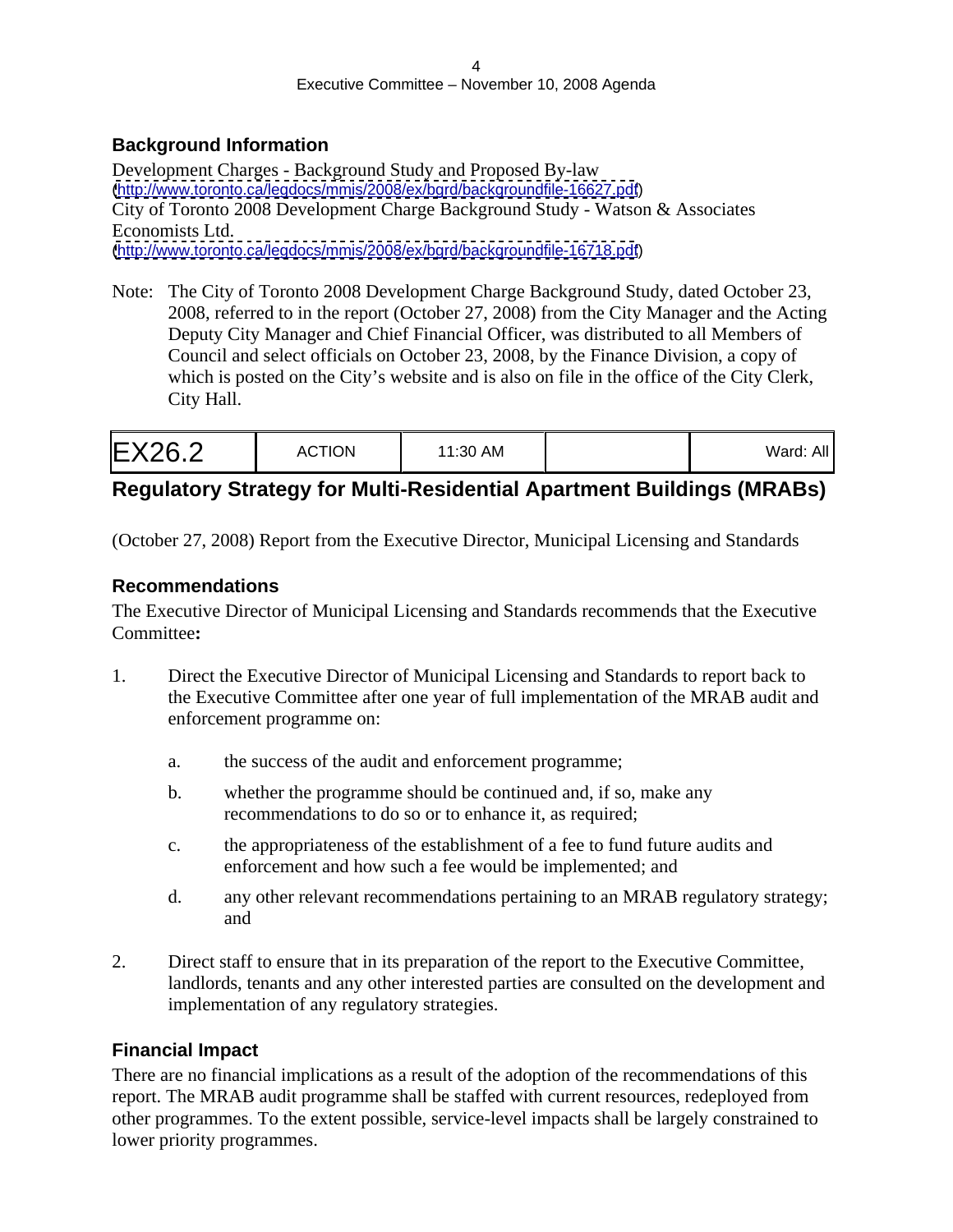### Background Information

Development Charges - Background Study and Proposed By-law
(http://www.toronto.ca/legdocs/mmis/2008/ex/bgrd/backgroundfile-16627.pdf)
City of Toronto 2008 Development Charge Background Study - Watson & Associates Economists Ltd.
(http://www.toronto.ca/legdocs/mmis/2008/ex/bgrd/backgroundfile-16718.pdf)

Note: The City of Toronto 2008 Development Charge Background Study, dated October 23, 2008, referred to in the report (October 27, 2008) from the City Manager and the Acting Deputy City Manager and Chief Financial Officer, was distributed to all Members of Council and select officials on October 23, 2008, by the Finance Division, a copy of which is posted on the City's website and is also on file in the office of the City Clerk, City Hall.

| EX26.2 | ACTION | 11:30 AM | | Ward: All |
|---|---|---|---|---|

## Regulatory Strategy for Multi-Residential Apartment Buildings (MRABs)

(October 27, 2008) Report from the Executive Director, Municipal Licensing and Standards

### Recommendations

The Executive Director of Municipal Licensing and Standards recommends that the Executive Committee**:**

1. Direct the Executive Director of Municipal Licensing and Standards to report back to the Executive Committee after one year of full implementation of the MRAB audit and enforcement programme on:

   a. the success of the audit and enforcement programme;

   b. whether the programme should be continued and, if so, make any recommendations to do so or to enhance it, as required;

   c. the appropriateness of the establishment of a fee to fund future audits and enforcement and how such a fee would be implemented; and

   d. any other relevant recommendations pertaining to an MRAB regulatory strategy; and

2. Direct staff to ensure that in its preparation of the report to the Executive Committee, landlords, tenants and any other interested parties are consulted on the development and implementation of any regulatory strategies.

### Financial Impact

There are no financial implications as a result of the adoption of the recommendations of this report. The MRAB audit programme shall be staffed with current resources, redeployed from other programmes. To the extent possible, service-level impacts shall be largely constrained to lower priority programmes.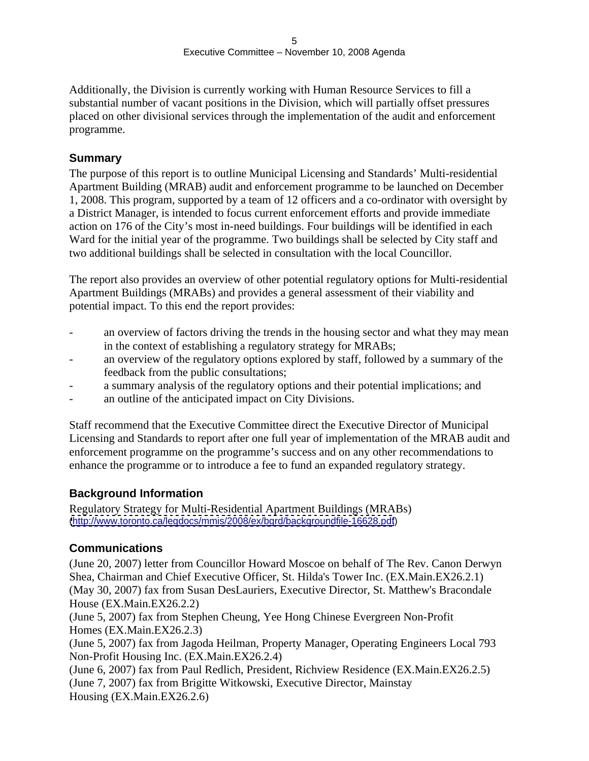Additionally, the Division is currently working with Human Resource Services to fill a substantial number of vacant positions in the Division, which will partially offset pressures placed on other divisional services through the implementation of the audit and enforcement programme.

### Summary

The purpose of this report is to outline Municipal Licensing and Standards' Multi-residential Apartment Building (MRAB) audit and enforcement programme to be launched on December 1, 2008. This program, supported by a team of 12 officers and a co-ordinator with oversight by a District Manager, is intended to focus current enforcement efforts and provide immediate action on 176 of the City's most in-need buildings. Four buildings will be identified in each Ward for the initial year of the programme. Two buildings shall be selected by City staff and two additional buildings shall be selected in consultation with the local Councillor.

The report also provides an overview of other potential regulatory options for Multi-residential Apartment Buildings (MRABs) and provides a general assessment of their viability and potential impact. To this end the report provides:

- an overview of factors driving the trends in the housing sector and what they may mean in the context of establishing a regulatory strategy for MRABs;
- an overview of the regulatory options explored by staff, followed by a summary of the feedback from the public consultations;
- a summary analysis of the regulatory options and their potential implications; and
- an outline of the anticipated impact on City Divisions.

Staff recommend that the Executive Committee direct the Executive Director of Municipal Licensing and Standards to report after one full year of implementation of the MRAB audit and enforcement programme on the programme's success and on any other recommendations to enhance the programme or to introduce a fee to fund an expanded regulatory strategy.

### Background Information

Regulatory Strategy for Multi-Residential Apartment Buildings (MRABs)
(http://www.toronto.ca/legdocs/mmis/2008/ex/bgrd/backgroundfile-16628.pdf)

### Communications

(June 20, 2007) letter from Councillor Howard Moscoe on behalf of The Rev. Canon Derwyn Shea, Chairman and Chief Executive Officer, St. Hilda's Tower Inc. (EX.Main.EX26.2.1)
(May 30, 2007) fax from Susan DesLauriers, Executive Director, St. Matthew's Bracondale House (EX.Main.EX26.2.2)
(June 5, 2007) fax from Stephen Cheung, Yee Hong Chinese Evergreen Non-Profit Homes (EX.Main.EX26.2.3)
(June 5, 2007) fax from Jagoda Heilman, Property Manager, Operating Engineers Local 793 Non-Profit Housing Inc. (EX.Main.EX26.2.4)
(June 6, 2007) fax from Paul Redlich, President, Richview Residence (EX.Main.EX26.2.5)
(June 7, 2007) fax from Brigitte Witkowski, Executive Director, Mainstay Housing (EX.Main.EX26.2.6)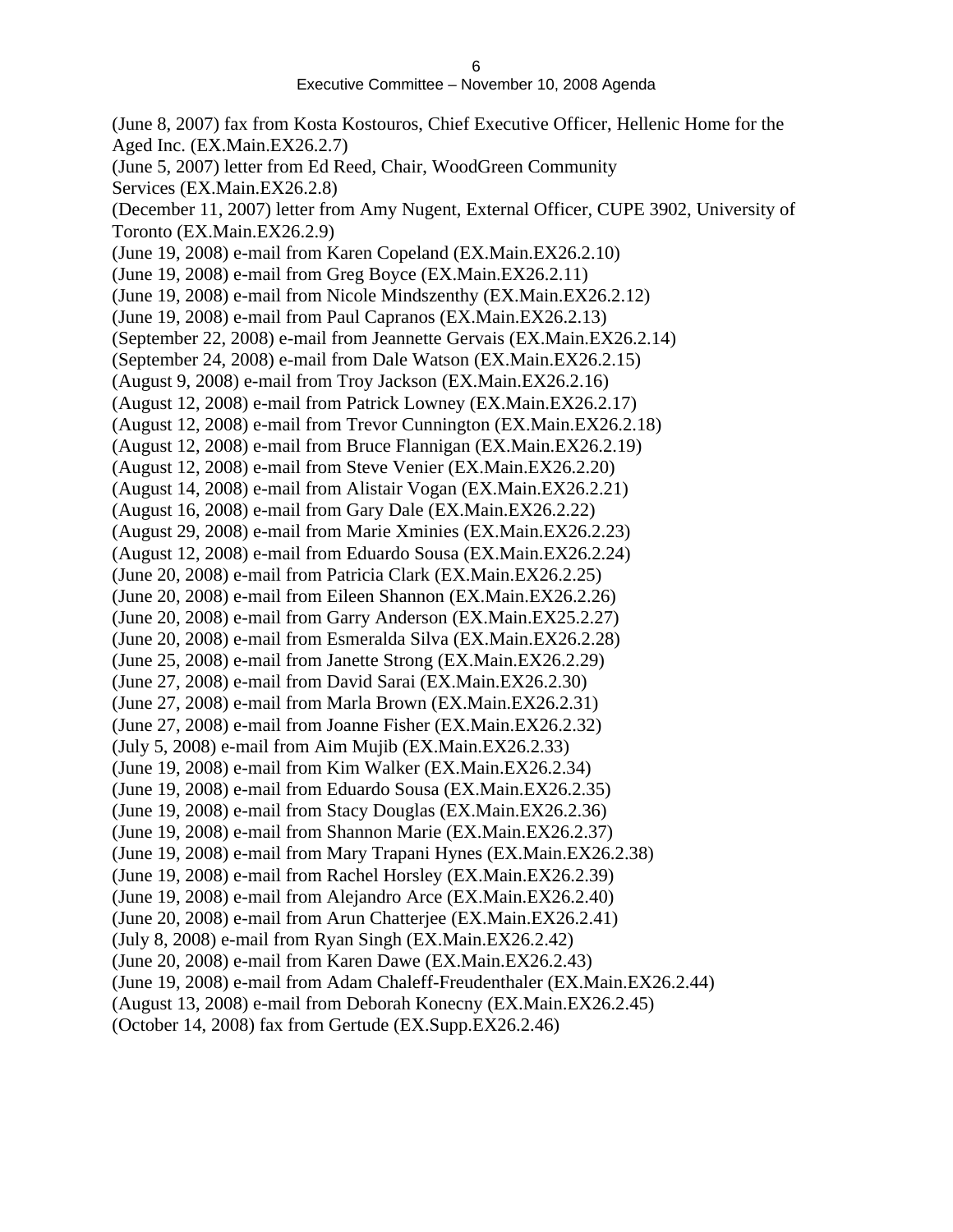(June 8, 2007) fax from Kosta Kostouros, Chief Executive Officer, Hellenic Home for the Aged Inc. (EX.Main.EX26.2.7)
(June 5, 2007) letter from Ed Reed, Chair, WoodGreen Community Services (EX.Main.EX26.2.8)
(December 11, 2007) letter from Amy Nugent, External Officer, CUPE 3902, University of Toronto (EX.Main.EX26.2.9)
(June 19, 2008) e-mail from Karen Copeland (EX.Main.EX26.2.10)
(June 19, 2008) e-mail from Greg Boyce (EX.Main.EX26.2.11)
(June 19, 2008) e-mail from Nicole Mindszenthy (EX.Main.EX26.2.12)
(June 19, 2008) e-mail from Paul Capranos (EX.Main.EX26.2.13)
(September 22, 2008) e-mail from Jeannette Gervais (EX.Main.EX26.2.14)
(September 24, 2008) e-mail from Dale Watson (EX.Main.EX26.2.15)
(August 9, 2008) e-mail from Troy Jackson (EX.Main.EX26.2.16)
(August 12, 2008) e-mail from Patrick Lowney (EX.Main.EX26.2.17)
(August 12, 2008) e-mail from Trevor Cunnington (EX.Main.EX26.2.18)
(August 12, 2008) e-mail from Bruce Flannigan (EX.Main.EX26.2.19)
(August 12, 2008) e-mail from Steve Venier (EX.Main.EX26.2.20)
(August 14, 2008) e-mail from Alistair Vogan (EX.Main.EX26.2.21)
(August 16, 2008) e-mail from Gary Dale (EX.Main.EX26.2.22)
(August 29, 2008) e-mail from Marie Xminies (EX.Main.EX26.2.23)
(August 12, 2008) e-mail from Eduardo Sousa (EX.Main.EX26.2.24)
(June 20, 2008) e-mail from Patricia Clark (EX.Main.EX26.2.25)
(June 20, 2008) e-mail from Eileen Shannon (EX.Main.EX26.2.26)
(June 20, 2008) e-mail from Garry Anderson (EX.Main.EX25.2.27)
(June 20, 2008) e-mail from Esmeralda Silva (EX.Main.EX26.2.28)
(June 25, 2008) e-mail from Janette Strong (EX.Main.EX26.2.29)
(June 27, 2008) e-mail from David Sarai (EX.Main.EX26.2.30)
(June 27, 2008) e-mail from Marla Brown (EX.Main.EX26.2.31)
(June 27, 2008) e-mail from Joanne Fisher (EX.Main.EX26.2.32)
(July 5, 2008) e-mail from Aim Mujib (EX.Main.EX26.2.33)
(June 19, 2008) e-mail from Kim Walker (EX.Main.EX26.2.34)
(June 19, 2008) e-mail from Eduardo Sousa (EX.Main.EX26.2.35)
(June 19, 2008) e-mail from Stacy Douglas (EX.Main.EX26.2.36)
(June 19, 2008) e-mail from Shannon Marie (EX.Main.EX26.2.37)
(June 19, 2008) e-mail from Mary Trapani Hynes (EX.Main.EX26.2.38)
(June 19, 2008) e-mail from Rachel Horsley (EX.Main.EX26.2.39)
(June 19, 2008) e-mail from Alejandro Arce (EX.Main.EX26.2.40)
(June 20, 2008) e-mail from Arun Chatterjee (EX.Main.EX26.2.41)
(July 8, 2008) e-mail from Ryan Singh (EX.Main.EX26.2.42)
(June 20, 2008) e-mail from Karen Dawe (EX.Main.EX26.2.43)
(June 19, 2008) e-mail from Adam Chaleff-Freudenthaler (EX.Main.EX26.2.44)
(August 13, 2008) e-mail from Deborah Konecny (EX.Main.EX26.2.45)
(October 14, 2008) fax from Gertude (EX.Supp.EX26.2.46)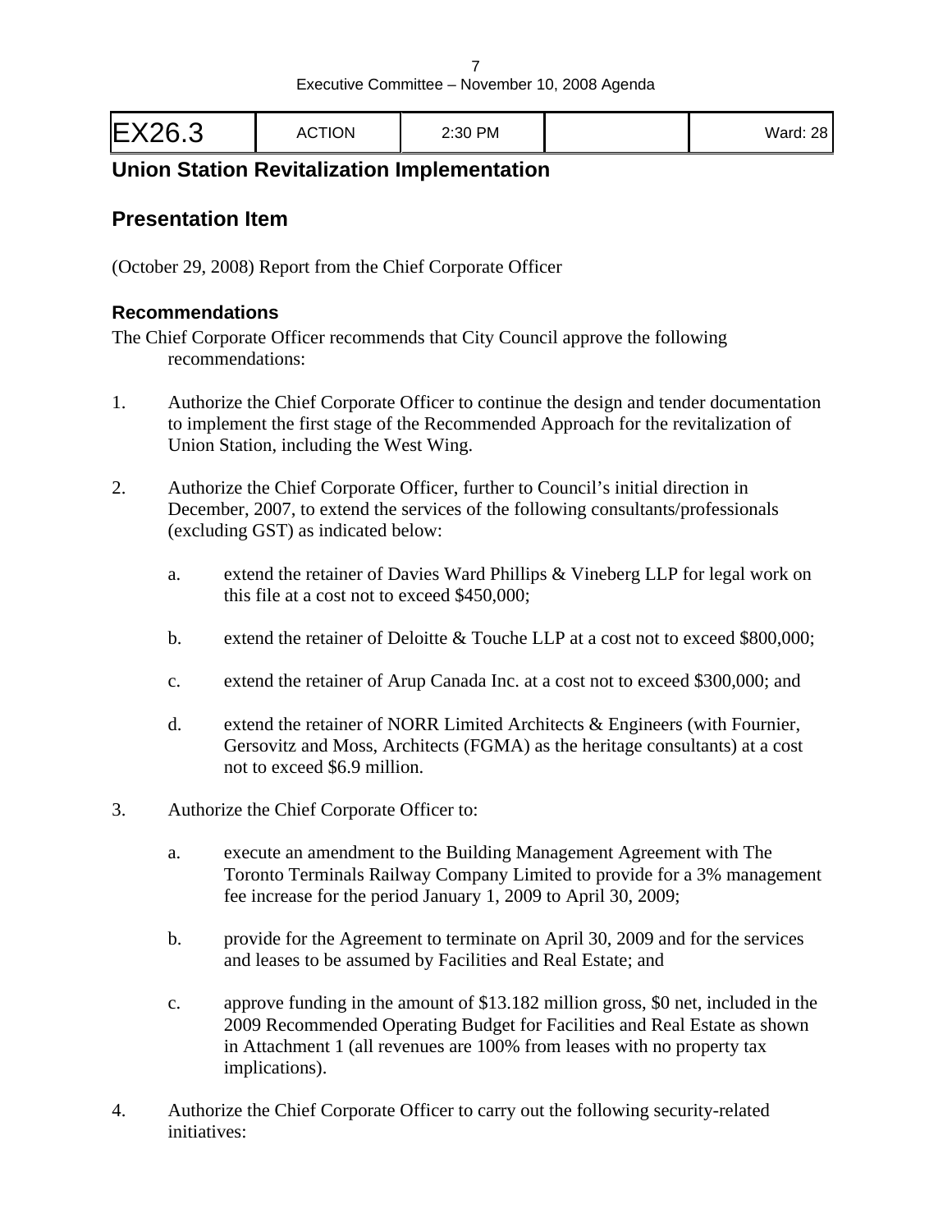| EX26.3 | ACTION | 2:30 PM | | Ward: 28 |
|---|---|---|---|---|

## Union Station Revitalization Implementation

## Presentation Item

(October 29, 2008) Report from the Chief Corporate Officer

### Recommendations

The Chief Corporate Officer recommends that City Council approve the following recommendations:

1. Authorize the Chief Corporate Officer to continue the design and tender documentation to implement the first stage of the Recommended Approach for the revitalization of Union Station, including the West Wing.

2. Authorize the Chief Corporate Officer, further to Council's initial direction in December, 2007, to extend the services of the following consultants/professionals (excluding GST) as indicated below:

   a. extend the retainer of Davies Ward Phillips & Vineberg LLP for legal work on this file at a cost not to exceed $450,000;

   b. extend the retainer of Deloitte & Touche LLP at a cost not to exceed $800,000;

   c. extend the retainer of Arup Canada Inc. at a cost not to exceed $300,000; and

   d. extend the retainer of NORR Limited Architects & Engineers (with Fournier, Gersovitz and Moss, Architects (FGMA) as the heritage consultants) at a cost not to exceed $6.9 million.

3. Authorize the Chief Corporate Officer to:

   a. execute an amendment to the Building Management Agreement with The Toronto Terminals Railway Company Limited to provide for a 3% management fee increase for the period January 1, 2009 to April 30, 2009;

   b. provide for the Agreement to terminate on April 30, 2009 and for the services and leases to be assumed by Facilities and Real Estate; and

   c. approve funding in the amount of $13.182 million gross, $0 net, included in the 2009 Recommended Operating Budget for Facilities and Real Estate as shown in Attachment 1 (all revenues are 100% from leases with no property tax implications).

4. Authorize the Chief Corporate Officer to carry out the following security-related initiatives: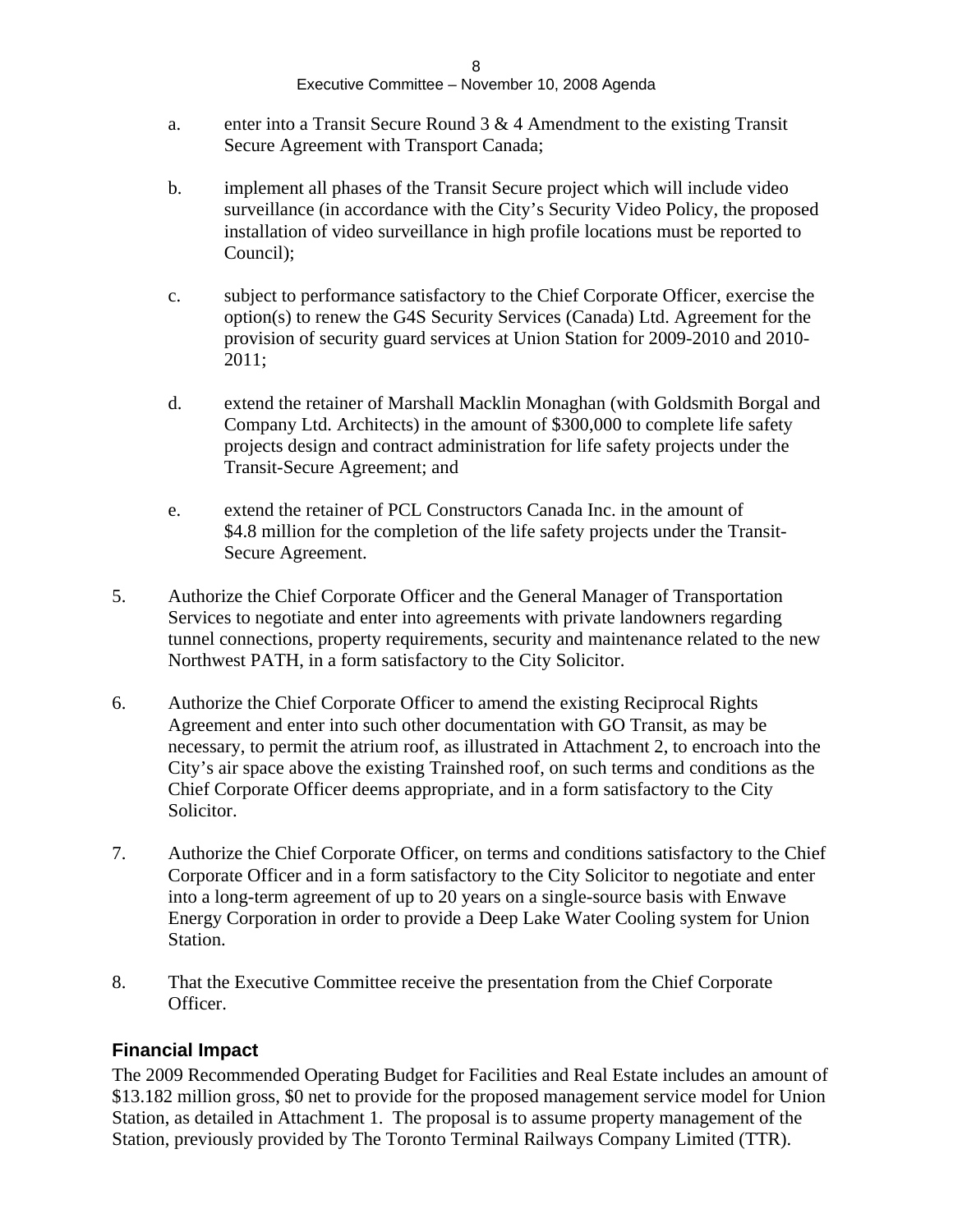a. enter into a Transit Secure Round 3 & 4 Amendment to the existing Transit Secure Agreement with Transport Canada;

b. implement all phases of the Transit Secure project which will include video surveillance (in accordance with the City's Security Video Policy, the proposed installation of video surveillance in high profile locations must be reported to Council);

c. subject to performance satisfactory to the Chief Corporate Officer, exercise the option(s) to renew the G4S Security Services (Canada) Ltd. Agreement for the provision of security guard services at Union Station for 2009-2010 and 2010-2011;

d. extend the retainer of Marshall Macklin Monaghan (with Goldsmith Borgal and Company Ltd. Architects) in the amount of $300,000 to complete life safety projects design and contract administration for life safety projects under the Transit-Secure Agreement; and

e. extend the retainer of PCL Constructors Canada Inc. in the amount of $4.8 million for the completion of the life safety projects under the Transit-Secure Agreement.

5. Authorize the Chief Corporate Officer and the General Manager of Transportation Services to negotiate and enter into agreements with private landowners regarding tunnel connections, property requirements, security and maintenance related to the new Northwest PATH, in a form satisfactory to the City Solicitor.

6. Authorize the Chief Corporate Officer to amend the existing Reciprocal Rights Agreement and enter into such other documentation with GO Transit, as may be necessary, to permit the atrium roof, as illustrated in Attachment 2, to encroach into the City's air space above the existing Trainshed roof, on such terms and conditions as the Chief Corporate Officer deems appropriate, and in a form satisfactory to the City Solicitor.

7. Authorize the Chief Corporate Officer, on terms and conditions satisfactory to the Chief Corporate Officer and in a form satisfactory to the City Solicitor to negotiate and enter into a long-term agreement of up to 20 years on a single-source basis with Enwave Energy Corporation in order to provide a Deep Lake Water Cooling system for Union Station.

8. That the Executive Committee receive the presentation from the Chief Corporate Officer.

### Financial Impact

The 2009 Recommended Operating Budget for Facilities and Real Estate includes an amount of $13.182 million gross, $0 net to provide for the proposed management service model for Union Station, as detailed in Attachment 1. The proposal is to assume property management of the Station, previously provided by The Toronto Terminal Railways Company Limited (TTR).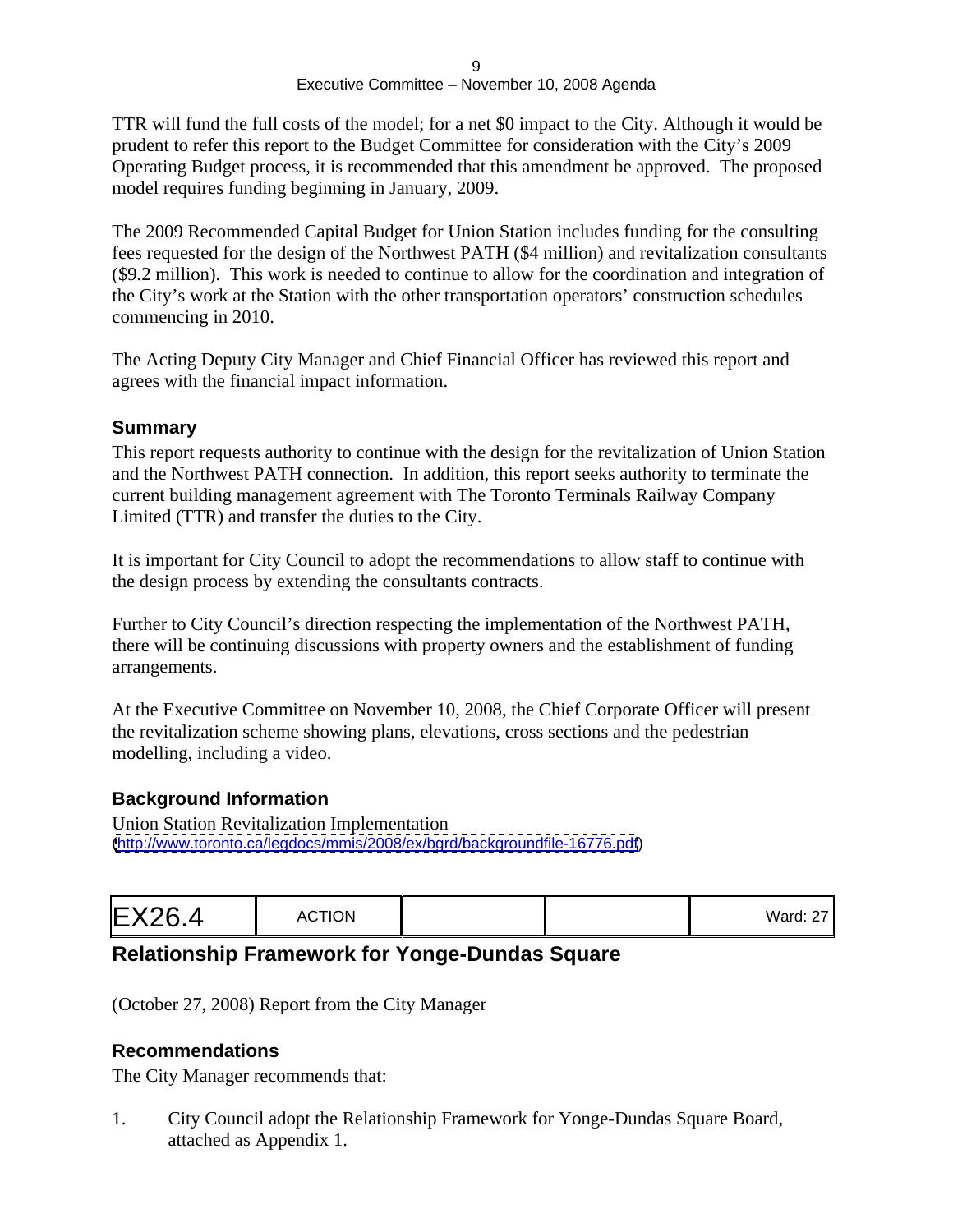TTR will fund the full costs of the model; for a net $0 impact to the City. Although it would be prudent to refer this report to the Budget Committee for consideration with the City's 2009 Operating Budget process, it is recommended that this amendment be approved. The proposed model requires funding beginning in January, 2009.

The 2009 Recommended Capital Budget for Union Station includes funding for the consulting fees requested for the design of the Northwest PATH ($4 million) and revitalization consultants ($9.2 million). This work is needed to continue to allow for the coordination and integration of the City's work at the Station with the other transportation operators' construction schedules commencing in 2010.

The Acting Deputy City Manager and Chief Financial Officer has reviewed this report and agrees with the financial impact information.

### Summary

This report requests authority to continue with the design for the revitalization of Union Station and the Northwest PATH connection. In addition, this report seeks authority to terminate the current building management agreement with The Toronto Terminals Railway Company Limited (TTR) and transfer the duties to the City.

It is important for City Council to adopt the recommendations to allow staff to continue with the design process by extending the consultants contracts.

Further to City Council's direction respecting the implementation of the Northwest PATH, there will be continuing discussions with property owners and the establishment of funding arrangements.

At the Executive Committee on November 10, 2008, the Chief Corporate Officer will present the revitalization scheme showing plans, elevations, cross sections and the pedestrian modelling, including a video.

### Background Information

Union Station Revitalization Implementation
(http://www.toronto.ca/legdocs/mmis/2008/ex/bgrd/backgroundfile-16776.pdf)

| EX26.4 | ACTION | | | Ward: 27 |
|---|---|---|---|---|

## Relationship Framework for Yonge-Dundas Square

(October 27, 2008) Report from the City Manager

### Recommendations

The City Manager recommends that:

1. City Council adopt the Relationship Framework for Yonge-Dundas Square Board, attached as Appendix 1.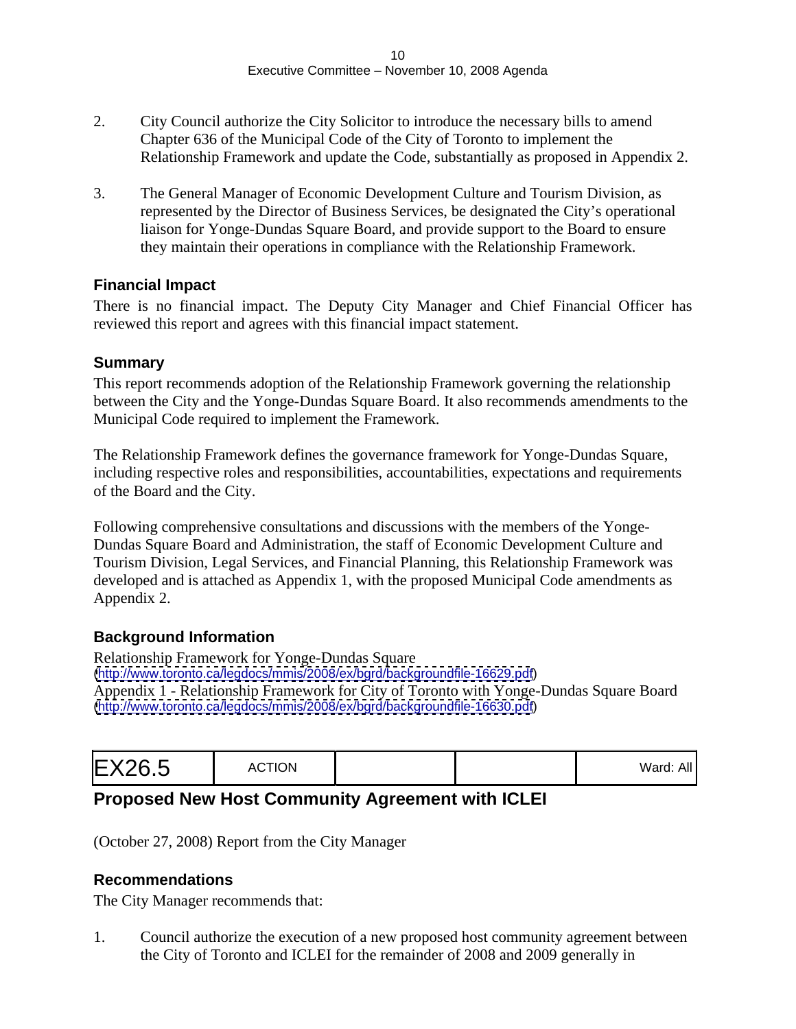2. City Council authorize the City Solicitor to introduce the necessary bills to amend Chapter 636 of the Municipal Code of the City of Toronto to implement the Relationship Framework and update the Code, substantially as proposed in Appendix 2.

3. The General Manager of Economic Development Culture and Tourism Division, as represented by the Director of Business Services, be designated the City's operational liaison for Yonge-Dundas Square Board, and provide support to the Board to ensure they maintain their operations in compliance with the Relationship Framework.

### Financial Impact

There is no financial impact. The Deputy City Manager and Chief Financial Officer has reviewed this report and agrees with this financial impact statement.

### Summary

This report recommends adoption of the Relationship Framework governing the relationship between the City and the Yonge-Dundas Square Board. It also recommends amendments to the Municipal Code required to implement the Framework.

The Relationship Framework defines the governance framework for Yonge-Dundas Square, including respective roles and responsibilities, accountabilities, expectations and requirements of the Board and the City.

Following comprehensive consultations and discussions with the members of the Yonge-Dundas Square Board and Administration, the staff of Economic Development Culture and Tourism Division, Legal Services, and Financial Planning, this Relationship Framework was developed and is attached as Appendix 1, with the proposed Municipal Code amendments as Appendix 2.

### Background Information

Relationship Framework for Yonge-Dundas Square
(http://www.toronto.ca/legdocs/mmis/2008/ex/bgrd/backgroundfile-16629.pdf)
Appendix 1 - Relationship Framework for City of Toronto with Yonge-Dundas Square Board
(http://www.toronto.ca/legdocs/mmis/2008/ex/bgrd/backgroundfile-16630.pdf)

| EX26.5 | ACTION | | | Ward: All |
|---|---|---|---|---|

## Proposed New Host Community Agreement with ICLEI

(October 27, 2008) Report from the City Manager

### Recommendations

The City Manager recommends that:

1. Council authorize the execution of a new proposed host community agreement between the City of Toronto and ICLEI for the remainder of 2008 and 2009 generally in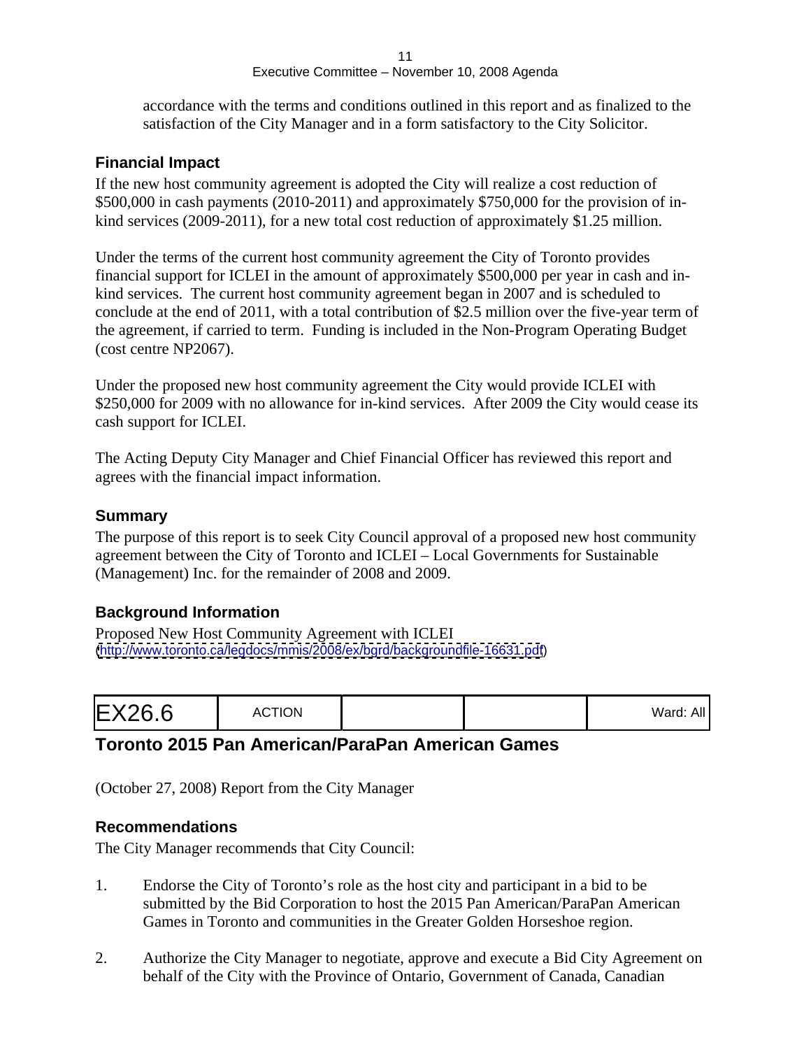accordance with the terms and conditions outlined in this report and as finalized to the satisfaction of the City Manager and in a form satisfactory to the City Solicitor.

### Financial Impact

If the new host community agreement is adopted the City will realize a cost reduction of $500,000 in cash payments (2010-2011) and approximately $750,000 for the provision of in-kind services (2009-2011), for a new total cost reduction of approximately $1.25 million.

Under the terms of the current host community agreement the City of Toronto provides financial support for ICLEI in the amount of approximately $500,000 per year in cash and in-kind services. The current host community agreement began in 2007 and is scheduled to conclude at the end of 2011, with a total contribution of $2.5 million over the five-year term of the agreement, if carried to term. Funding is included in the Non-Program Operating Budget (cost centre NP2067).

Under the proposed new host community agreement the City would provide ICLEI with $250,000 for 2009 with no allowance for in-kind services. After 2009 the City would cease its cash support for ICLEI.

The Acting Deputy City Manager and Chief Financial Officer has reviewed this report and agrees with the financial impact information.

### Summary

The purpose of this report is to seek City Council approval of a proposed new host community agreement between the City of Toronto and ICLEI – Local Governments for Sustainable (Management) Inc. for the remainder of 2008 and 2009.

### Background Information

Proposed New Host Community Agreement with ICLEI
(http://www.toronto.ca/legdocs/mmis/2008/ex/bgrd/backgroundfile-16631.pdf)

| EX26.6 | ACTION | | | Ward: All |
|---|---|---|---|---|

## Toronto 2015 Pan American/ParaPan American Games

(October 27, 2008) Report from the City Manager

### Recommendations

The City Manager recommends that City Council:

1. Endorse the City of Toronto's role as the host city and participant in a bid to be submitted by the Bid Corporation to host the 2015 Pan American/ParaPan American Games in Toronto and communities in the Greater Golden Horseshoe region.

2. Authorize the City Manager to negotiate, approve and execute a Bid City Agreement on behalf of the City with the Province of Ontario, Government of Canada, Canadian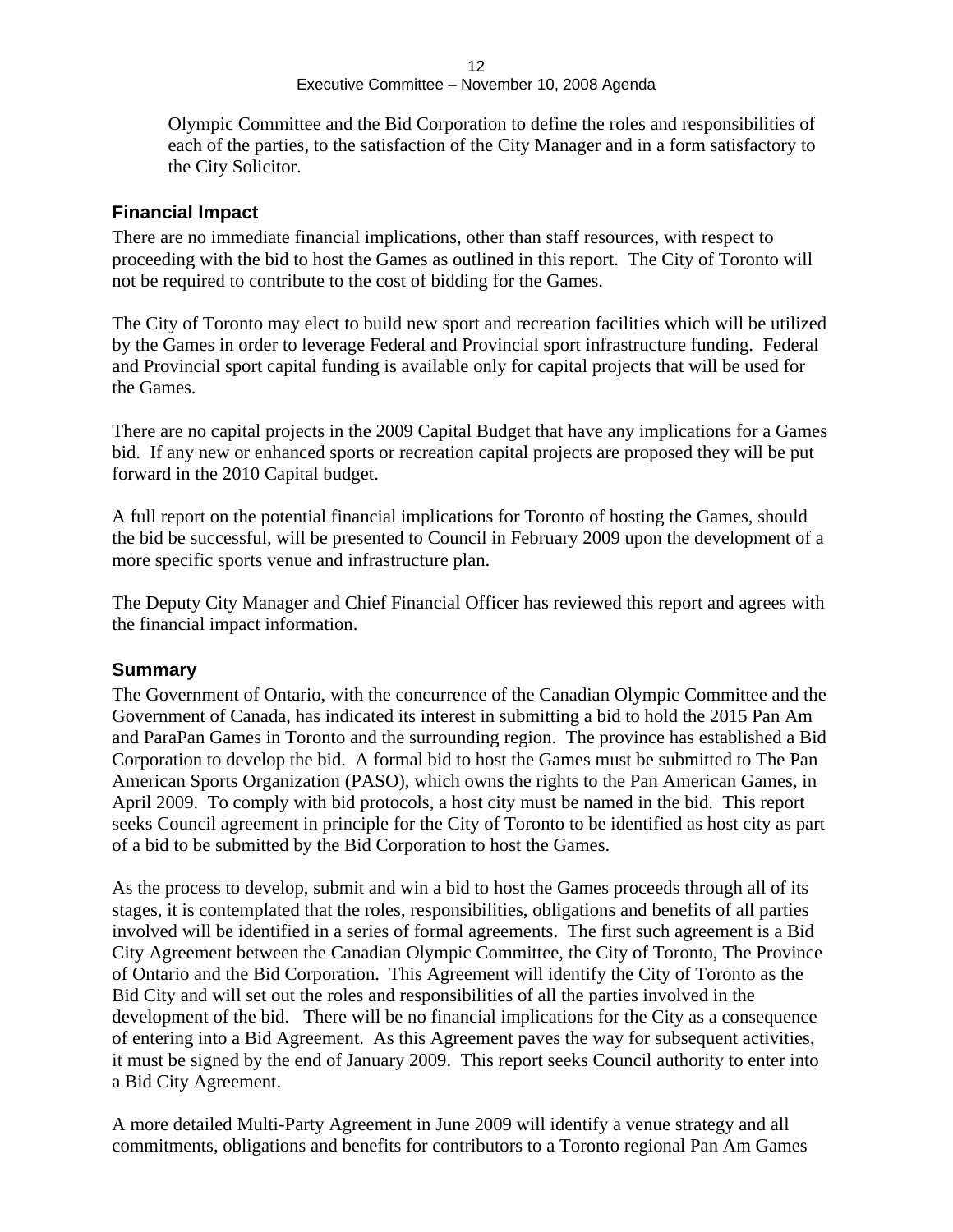Olympic Committee and the Bid Corporation to define the roles and responsibilities of each of the parties, to the satisfaction of the City Manager and in a form satisfactory to the City Solicitor.

## Financial Impact

There are no immediate financial implications, other than staff resources, with respect to proceeding with the bid to host the Games as outlined in this report. The City of Toronto will not be required to contribute to the cost of bidding for the Games.

The City of Toronto may elect to build new sport and recreation facilities which will be utilized by the Games in order to leverage Federal and Provincial sport infrastructure funding. Federal and Provincial sport capital funding is available only for capital projects that will be used for the Games.

There are no capital projects in the 2009 Capital Budget that have any implications for a Games bid. If any new or enhanced sports or recreation capital projects are proposed they will be put forward in the 2010 Capital budget.

A full report on the potential financial implications for Toronto of hosting the Games, should the bid be successful, will be presented to Council in February 2009 upon the development of a more specific sports venue and infrastructure plan.

The Deputy City Manager and Chief Financial Officer has reviewed this report and agrees with the financial impact information.

## Summary

The Government of Ontario, with the concurrence of the Canadian Olympic Committee and the Government of Canada, has indicated its interest in submitting a bid to hold the 2015 Pan Am and ParaPan Games in Toronto and the surrounding region. The province has established a Bid Corporation to develop the bid. A formal bid to host the Games must be submitted to The Pan American Sports Organization (PASO), which owns the rights to the Pan American Games, in April 2009. To comply with bid protocols, a host city must be named in the bid. This report seeks Council agreement in principle for the City of Toronto to be identified as host city as part of a bid to be submitted by the Bid Corporation to host the Games.

As the process to develop, submit and win a bid to host the Games proceeds through all of its stages, it is contemplated that the roles, responsibilities, obligations and benefits of all parties involved will be identified in a series of formal agreements. The first such agreement is a Bid City Agreement between the Canadian Olympic Committee, the City of Toronto, The Province of Ontario and the Bid Corporation. This Agreement will identify the City of Toronto as the Bid City and will set out the roles and responsibilities of all the parties involved in the development of the bid. There will be no financial implications for the City as a consequence of entering into a Bid Agreement. As this Agreement paves the way for subsequent activities, it must be signed by the end of January 2009. This report seeks Council authority to enter into a Bid City Agreement.

A more detailed Multi-Party Agreement in June 2009 will identify a venue strategy and all commitments, obligations and benefits for contributors to a Toronto regional Pan Am Games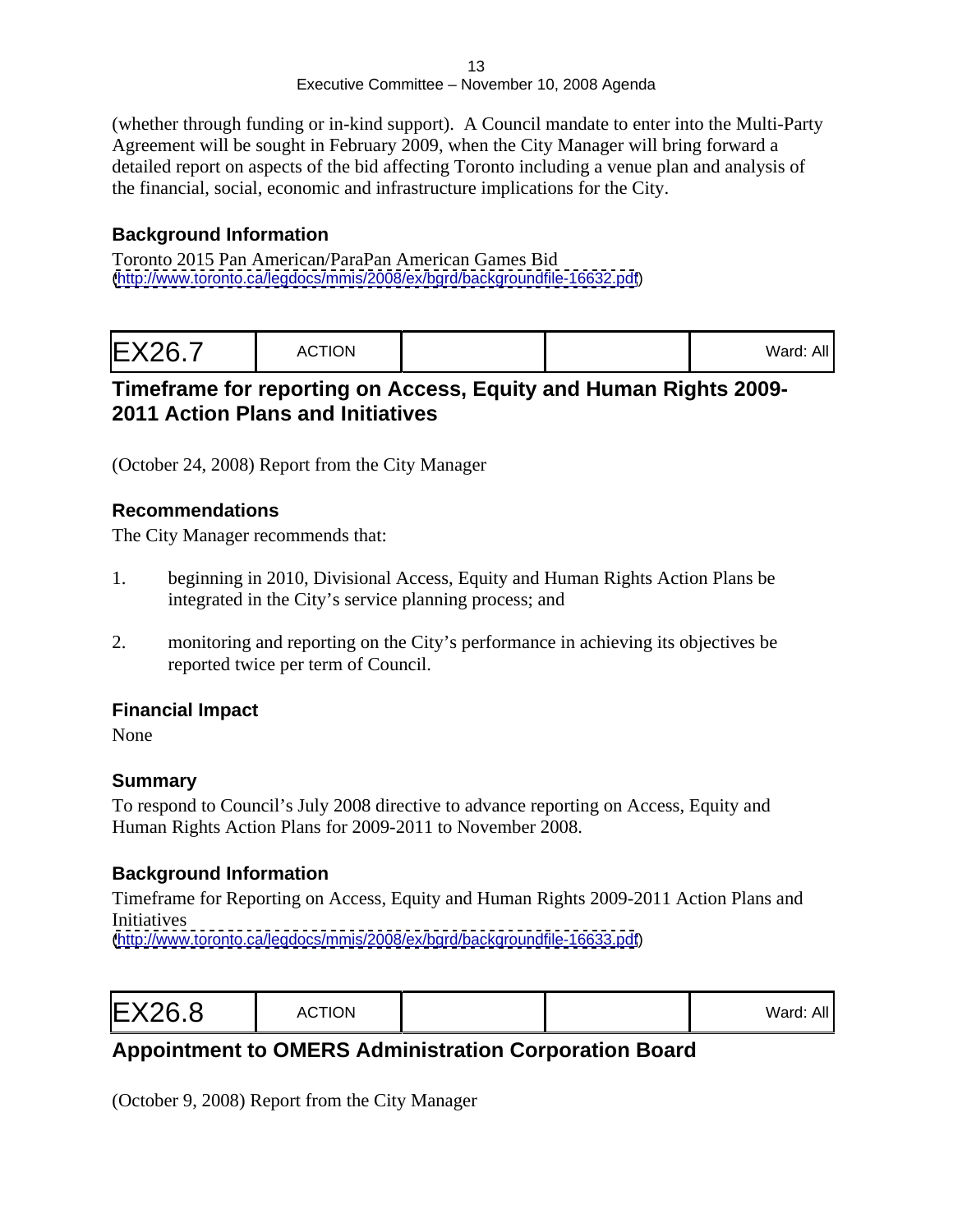(whether through funding or in-kind support). A Council mandate to enter into the Multi-Party Agreement will be sought in February 2009, when the City Manager will bring forward a detailed report on aspects of the bid affecting Toronto including a venue plan and analysis of the financial, social, economic and infrastructure implications for the City.

### Background Information

Toronto 2015 Pan American/ParaPan American Games Bid
(http://www.toronto.ca/legdocs/mmis/2008/ex/bgrd/backgroundfile-16632.pdf)

| EX26.7 | ACTION | | | Ward: All |
|---|---|---|---|---|

## Timeframe for reporting on Access, Equity and Human Rights 2009-2011 Action Plans and Initiatives

(October 24, 2008) Report from the City Manager

### Recommendations

The City Manager recommends that:

1. beginning in 2010, Divisional Access, Equity and Human Rights Action Plans be integrated in the City's service planning process; and
2. monitoring and reporting on the City's performance in achieving its objectives be reported twice per term of Council.

### Financial Impact

None

### Summary

To respond to Council's July 2008 directive to advance reporting on Access, Equity and Human Rights Action Plans for 2009-2011 to November 2008.

### Background Information

Timeframe for Reporting on Access, Equity and Human Rights 2009-2011 Action Plans and Initiatives
(http://www.toronto.ca/legdocs/mmis/2008/ex/bgrd/backgroundfile-16633.pdf)

| EX26.8 | ACTION | | | Ward: All |
|---|---|---|---|---|

## Appointment to OMERS Administration Corporation Board

(October 9, 2008) Report from the City Manager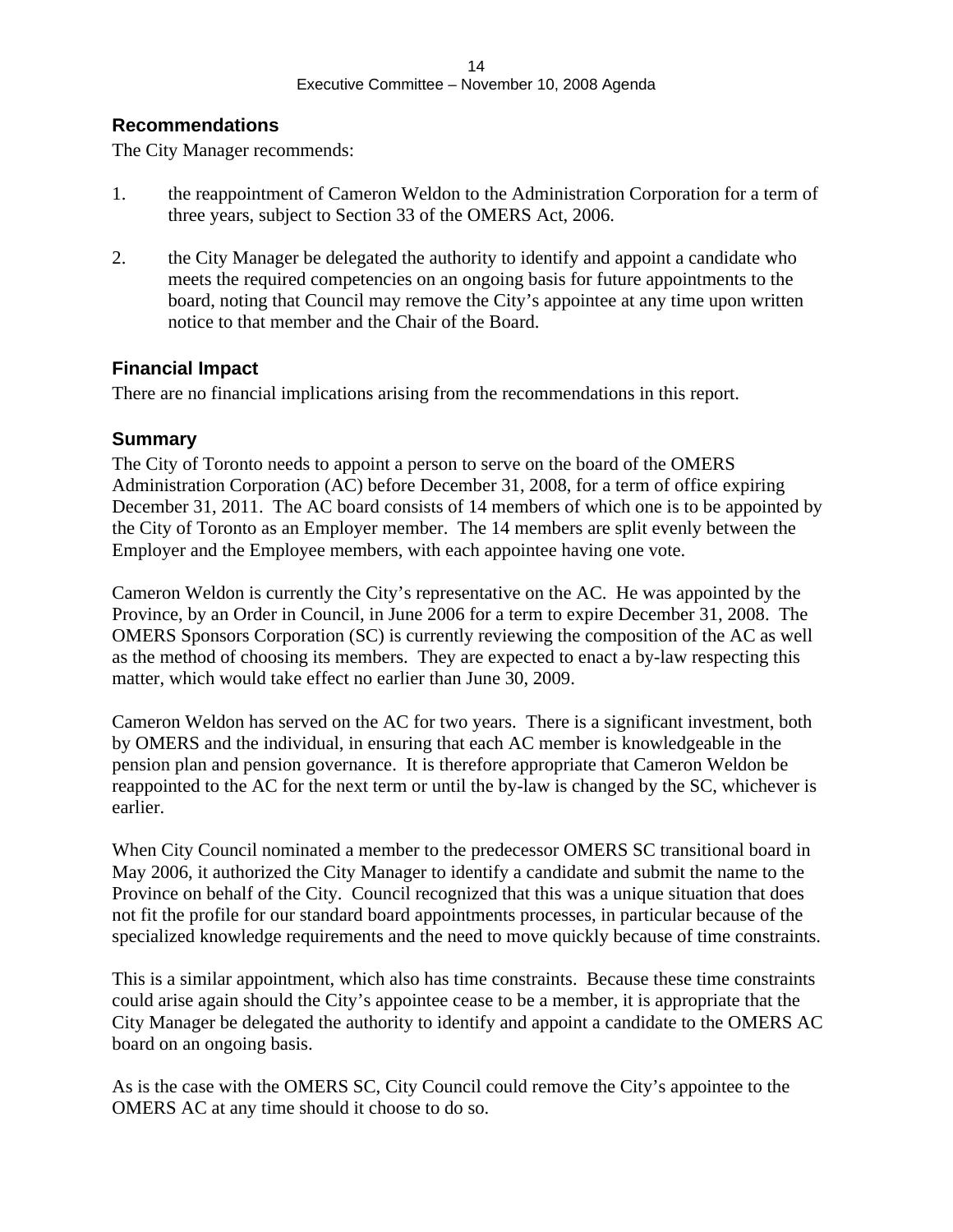## Recommendations

The City Manager recommends:

1. the reappointment of Cameron Weldon to the Administration Corporation for a term of three years, subject to Section 33 of the OMERS Act, 2006.

2. the City Manager be delegated the authority to identify and appoint a candidate who meets the required competencies on an ongoing basis for future appointments to the board, noting that Council may remove the City's appointee at any time upon written notice to that member and the Chair of the Board.

## Financial Impact

There are no financial implications arising from the recommendations in this report.

## Summary

The City of Toronto needs to appoint a person to serve on the board of the OMERS Administration Corporation (AC) before December 31, 2008, for a term of office expiring December 31, 2011. The AC board consists of 14 members of which one is to be appointed by the City of Toronto as an Employer member. The 14 members are split evenly between the Employer and the Employee members, with each appointee having one vote.

Cameron Weldon is currently the City's representative on the AC. He was appointed by the Province, by an Order in Council, in June 2006 for a term to expire December 31, 2008. The OMERS Sponsors Corporation (SC) is currently reviewing the composition of the AC as well as the method of choosing its members. They are expected to enact a by-law respecting this matter, which would take effect no earlier than June 30, 2009.

Cameron Weldon has served on the AC for two years. There is a significant investment, both by OMERS and the individual, in ensuring that each AC member is knowledgeable in the pension plan and pension governance. It is therefore appropriate that Cameron Weldon be reappointed to the AC for the next term or until the by-law is changed by the SC, whichever is earlier.

When City Council nominated a member to the predecessor OMERS SC transitional board in May 2006, it authorized the City Manager to identify a candidate and submit the name to the Province on behalf of the City. Council recognized that this was a unique situation that does not fit the profile for our standard board appointments processes, in particular because of the specialized knowledge requirements and the need to move quickly because of time constraints.

This is a similar appointment, which also has time constraints. Because these time constraints could arise again should the City's appointee cease to be a member, it is appropriate that the City Manager be delegated the authority to identify and appoint a candidate to the OMERS AC board on an ongoing basis.

As is the case with the OMERS SC, City Council could remove the City's appointee to the OMERS AC at any time should it choose to do so.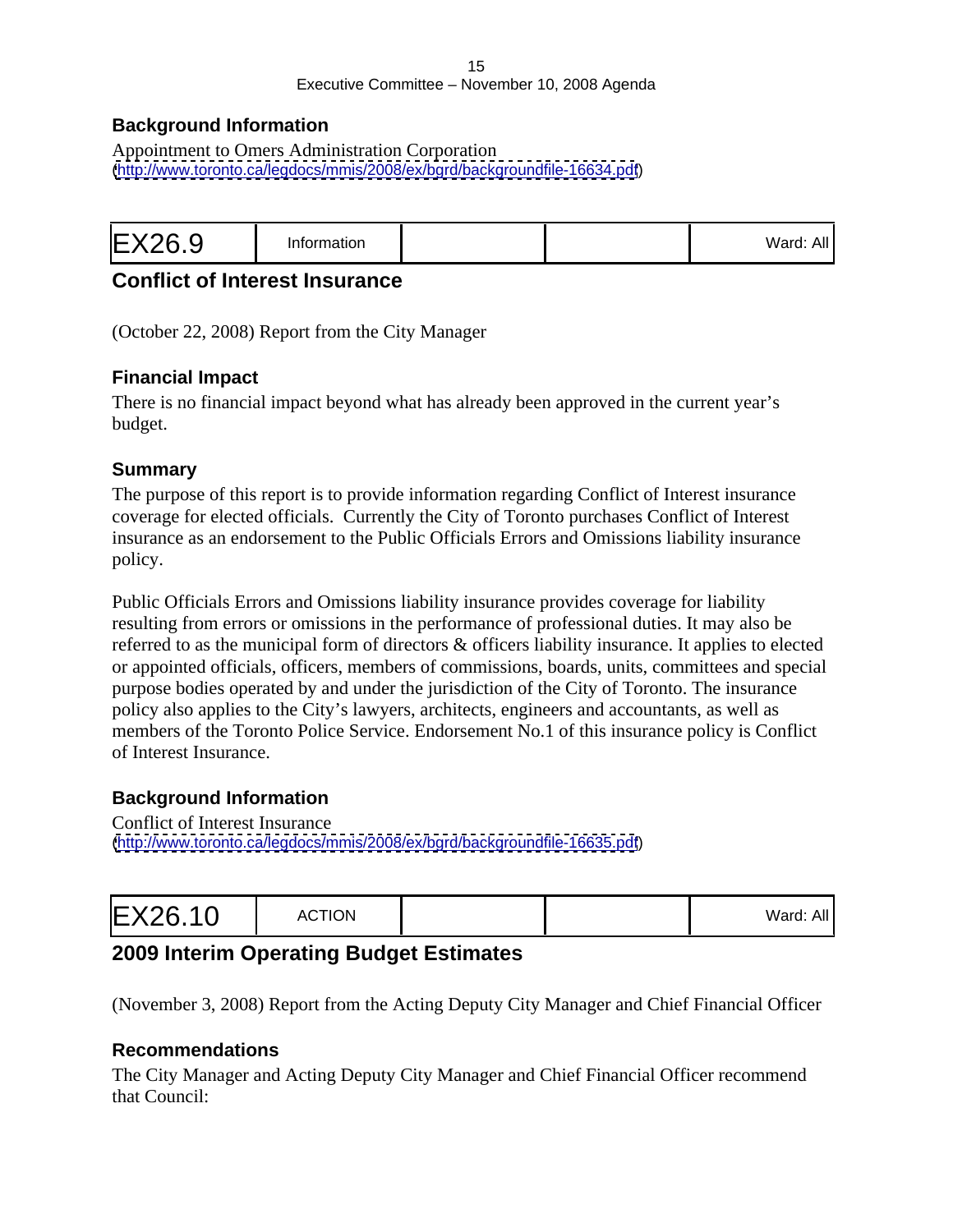### Background Information

Appointment to Omers Administration Corporation
(http://www.toronto.ca/legdocs/mmis/2008/ex/bgrd/backgroundfile-16634.pdf)

| EX26.9 | Information | | | Ward: All |
|---|---|---|---|---|

## Conflict of Interest Insurance

(October 22, 2008) Report from the City Manager

### Financial Impact

There is no financial impact beyond what has already been approved in the current year's budget.

### Summary

The purpose of this report is to provide information regarding Conflict of Interest insurance coverage for elected officials. Currently the City of Toronto purchases Conflict of Interest insurance as an endorsement to the Public Officials Errors and Omissions liability insurance policy.

Public Officials Errors and Omissions liability insurance provides coverage for liability resulting from errors or omissions in the performance of professional duties. It may also be referred to as the municipal form of directors & officers liability insurance. It applies to elected or appointed officials, officers, members of commissions, boards, units, committees and special purpose bodies operated by and under the jurisdiction of the City of Toronto. The insurance policy also applies to the City's lawyers, architects, engineers and accountants, as well as members of the Toronto Police Service. Endorsement No.1 of this insurance policy is Conflict of Interest Insurance.

### Background Information

Conflict of Interest Insurance
(http://www.toronto.ca/legdocs/mmis/2008/ex/bgrd/backgroundfile-16635.pdf)

| EX26.10 | ACTION | | | Ward: All |
|---|---|---|---|---|

## 2009 Interim Operating Budget Estimates

(November 3, 2008) Report from the Acting Deputy City Manager and Chief Financial Officer

### Recommendations

The City Manager and Acting Deputy City Manager and Chief Financial Officer recommend that Council: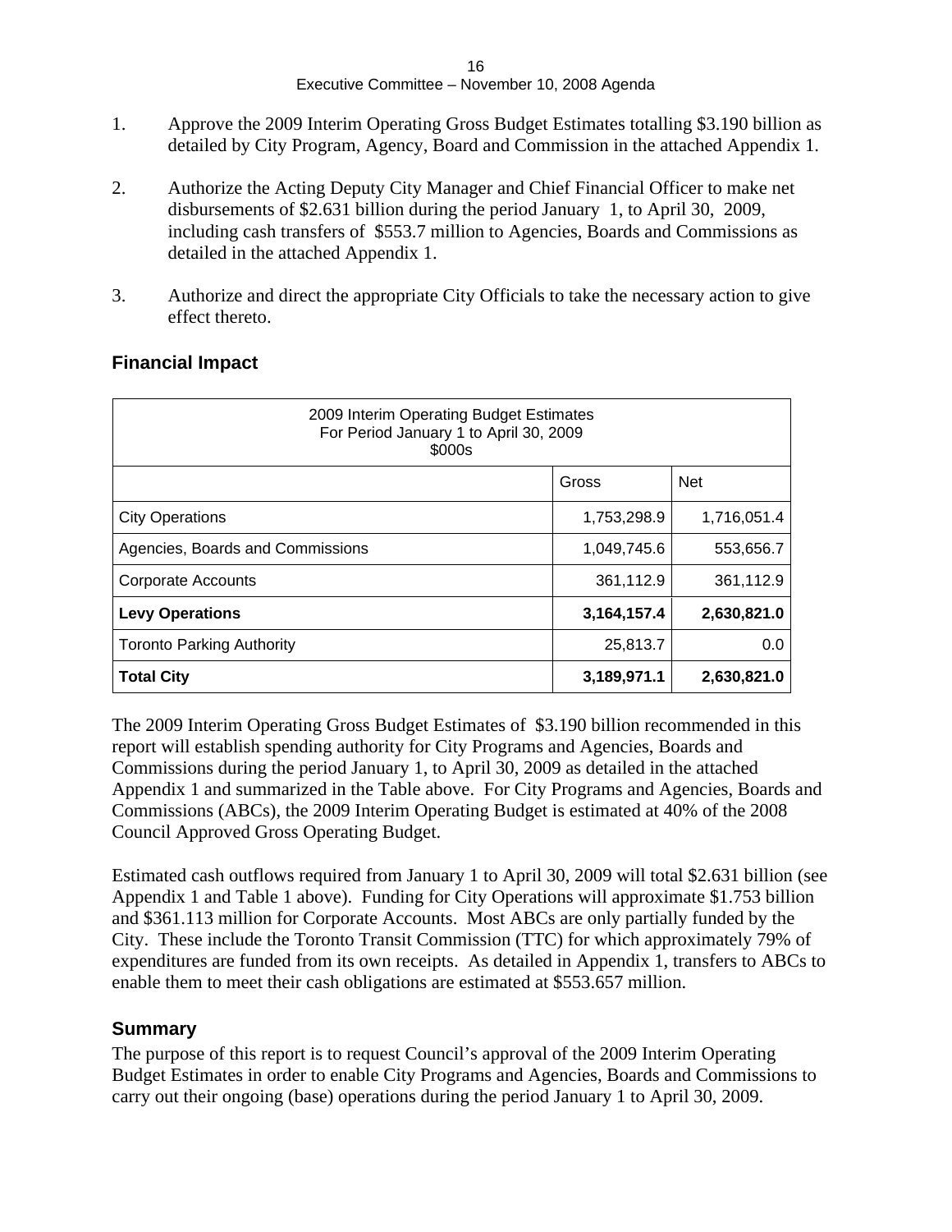1. Approve the 2009 Interim Operating Gross Budget Estimates totalling $3.190 billion as detailed by City Program, Agency, Board and Commission in the attached Appendix 1.

2. Authorize the Acting Deputy City Manager and Chief Financial Officer to make net disbursements of $2.631 billion during the period January 1, to April 30, 2009, including cash transfers of $553.7 million to Agencies, Boards and Commissions as detailed in the attached Appendix 1.

3. Authorize and direct the appropriate City Officials to take the necessary action to give effect thereto.

## Financial Impact

| 2009 Interim Operating Budget Estimates<br>For Period January 1 to April 30, 2009<br>$000s | | |
|---|---|---|
| | Gross | Net |
| City Operations | 1,753,298.9 | 1,716,051.4 |
| Agencies, Boards and Commissions | 1,049,745.6 | 553,656.7 |
| Corporate Accounts | 361,112.9 | 361,112.9 |
| **Levy Operations** | **3,164,157.4** | **2,630,821.0** |
| Toronto Parking Authority | 25,813.7 | 0.0 |
| **Total City** | **3,189,971.1** | **2,630,821.0** |

The 2009 Interim Operating Gross Budget Estimates of $3.190 billion recommended in this report will establish spending authority for City Programs and Agencies, Boards and Commissions during the period January 1, to April 30, 2009 as detailed in the attached Appendix 1 and summarized in the Table above. For City Programs and Agencies, Boards and Commissions (ABCs), the 2009 Interim Operating Budget is estimated at 40% of the 2008 Council Approved Gross Operating Budget.

Estimated cash outflows required from January 1 to April 30, 2009 will total $2.631 billion (see Appendix 1 and Table 1 above). Funding for City Operations will approximate $1.753 billion and $361.113 million for Corporate Accounts. Most ABCs are only partially funded by the City. These include the Toronto Transit Commission (TTC) for which approximately 79% of expenditures are funded from its own receipts. As detailed in Appendix 1, transfers to ABCs to enable them to meet their cash obligations are estimated at $553.657 million.

## Summary

The purpose of this report is to request Council's approval of the 2009 Interim Operating Budget Estimates in order to enable City Programs and Agencies, Boards and Commissions to carry out their ongoing (base) operations during the period January 1 to April 30, 2009.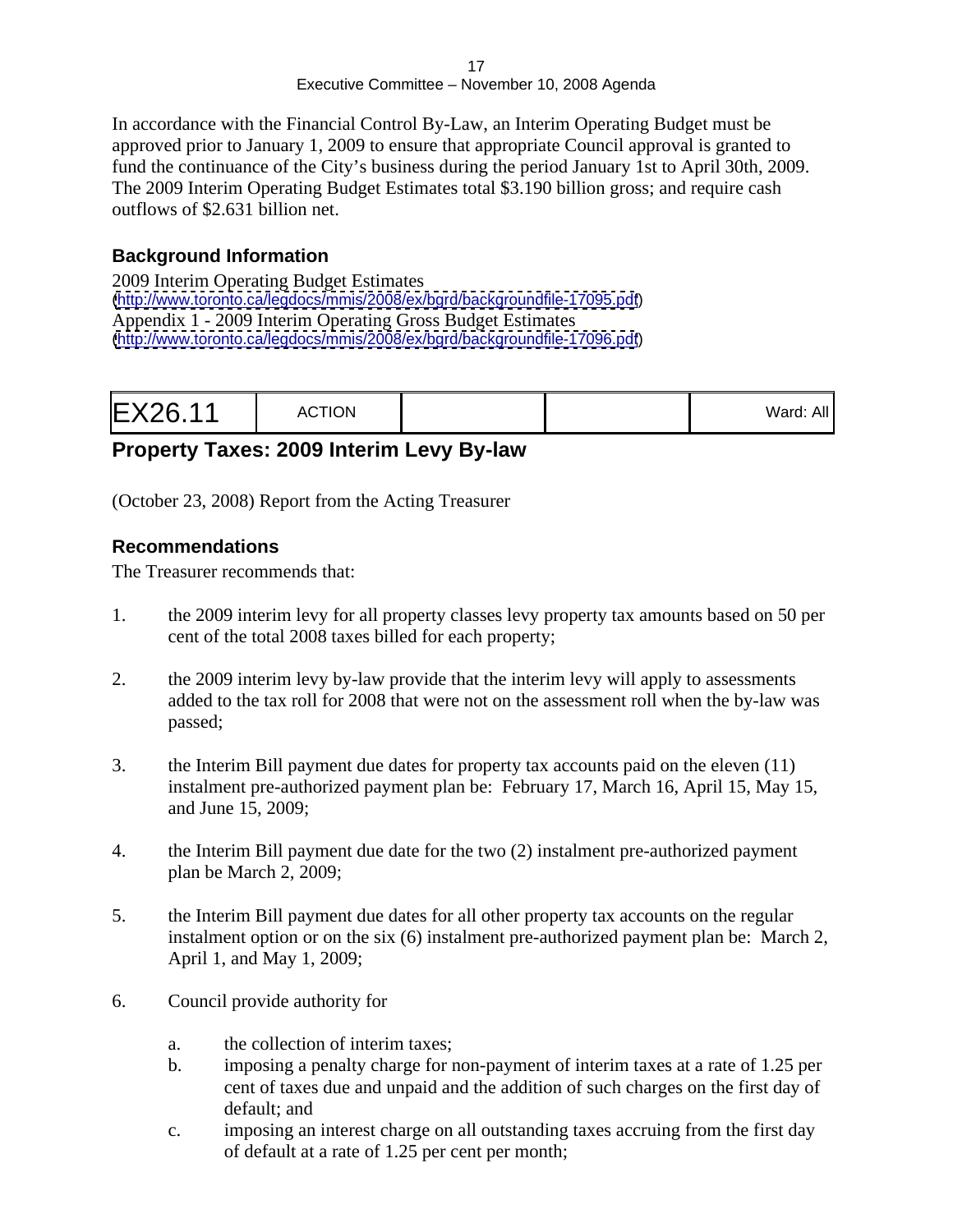In accordance with the Financial Control By-Law, an Interim Operating Budget must be approved prior to January 1, 2009 to ensure that appropriate Council approval is granted to fund the continuance of the City's business during the period January 1st to April 30th, 2009. The 2009 Interim Operating Budget Estimates total $3.190 billion gross; and require cash outflows of $2.631 billion net.

### Background Information

2009 Interim Operating Budget Estimates
(http://www.toronto.ca/legdocs/mmis/2008/ex/bgrd/backgroundfile-17095.pdf)
Appendix 1 - 2009 Interim Operating Gross Budget Estimates
(http://www.toronto.ca/legdocs/mmis/2008/ex/bgrd/backgroundfile-17096.pdf)

| EX26.11 | ACTION | | | Ward: All |
|---|---|---|---|---|

## Property Taxes: 2009 Interim Levy By-law

(October 23, 2008) Report from the Acting Treasurer

### Recommendations

The Treasurer recommends that:

1. the 2009 interim levy for all property classes levy property tax amounts based on 50 per cent of the total 2008 taxes billed for each property;

2. the 2009 interim levy by-law provide that the interim levy will apply to assessments added to the tax roll for 2008 that were not on the assessment roll when the by-law was passed;

3. the Interim Bill payment due dates for property tax accounts paid on the eleven (11) instalment pre-authorized payment plan be: February 17, March 16, April 15, May 15, and June 15, 2009;

4. the Interim Bill payment due date for the two (2) instalment pre-authorized payment plan be March 2, 2009;

5. the Interim Bill payment due dates for all other property tax accounts on the regular instalment option or on the six (6) instalment pre-authorized payment plan be: March 2, April 1, and May 1, 2009;

6. Council provide authority for

   a. the collection of interim taxes;
   b. imposing a penalty charge for non-payment of interim taxes at a rate of 1.25 per cent of taxes due and unpaid and the addition of such charges on the first day of default; and
   c. imposing an interest charge on all outstanding taxes accruing from the first day of default at a rate of 1.25 per cent per month;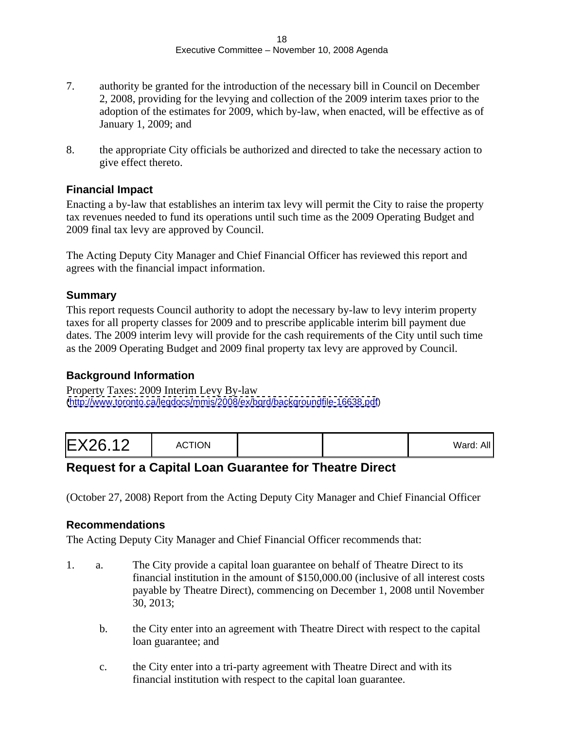7. authority be granted for the introduction of the necessary bill in Council on December 2, 2008, providing for the levying and collection of the 2009 interim taxes prior to the adoption of the estimates for 2009, which by-law, when enacted, will be effective as of January 1, 2009; and

8. the appropriate City officials be authorized and directed to take the necessary action to give effect thereto.

### Financial Impact

Enacting a by-law that establishes an interim tax levy will permit the City to raise the property tax revenues needed to fund its operations until such time as the 2009 Operating Budget and 2009 final tax levy are approved by Council.

The Acting Deputy City Manager and Chief Financial Officer has reviewed this report and agrees with the financial impact information.

### Summary

This report requests Council authority to adopt the necessary by-law to levy interim property taxes for all property classes for 2009 and to prescribe applicable interim bill payment due dates. The 2009 interim levy will provide for the cash requirements of the City until such time as the 2009 Operating Budget and 2009 final property tax levy are approved by Council.

### Background Information

Property Taxes: 2009 Interim Levy By-law
(http://www.toronto.ca/legdocs/mmis/2008/ex/bgrd/backgroundfile-16638.pdf)

| EX26.12 | ACTION | | | Ward: All |
|---|---|---|---|---|

## Request for a Capital Loan Guarantee for Theatre Direct

(October 27, 2008) Report from the Acting Deputy City Manager and Chief Financial Officer

### Recommendations

The Acting Deputy City Manager and Chief Financial Officer recommends that:

1. a. The City provide a capital loan guarantee on behalf of Theatre Direct to its financial institution in the amount of $150,000.00 (inclusive of all interest costs payable by Theatre Direct), commencing on December 1, 2008 until November 30, 2013;

   b. the City enter into an agreement with Theatre Direct with respect to the capital loan guarantee; and

   c. the City enter into a tri-party agreement with Theatre Direct and with its financial institution with respect to the capital loan guarantee.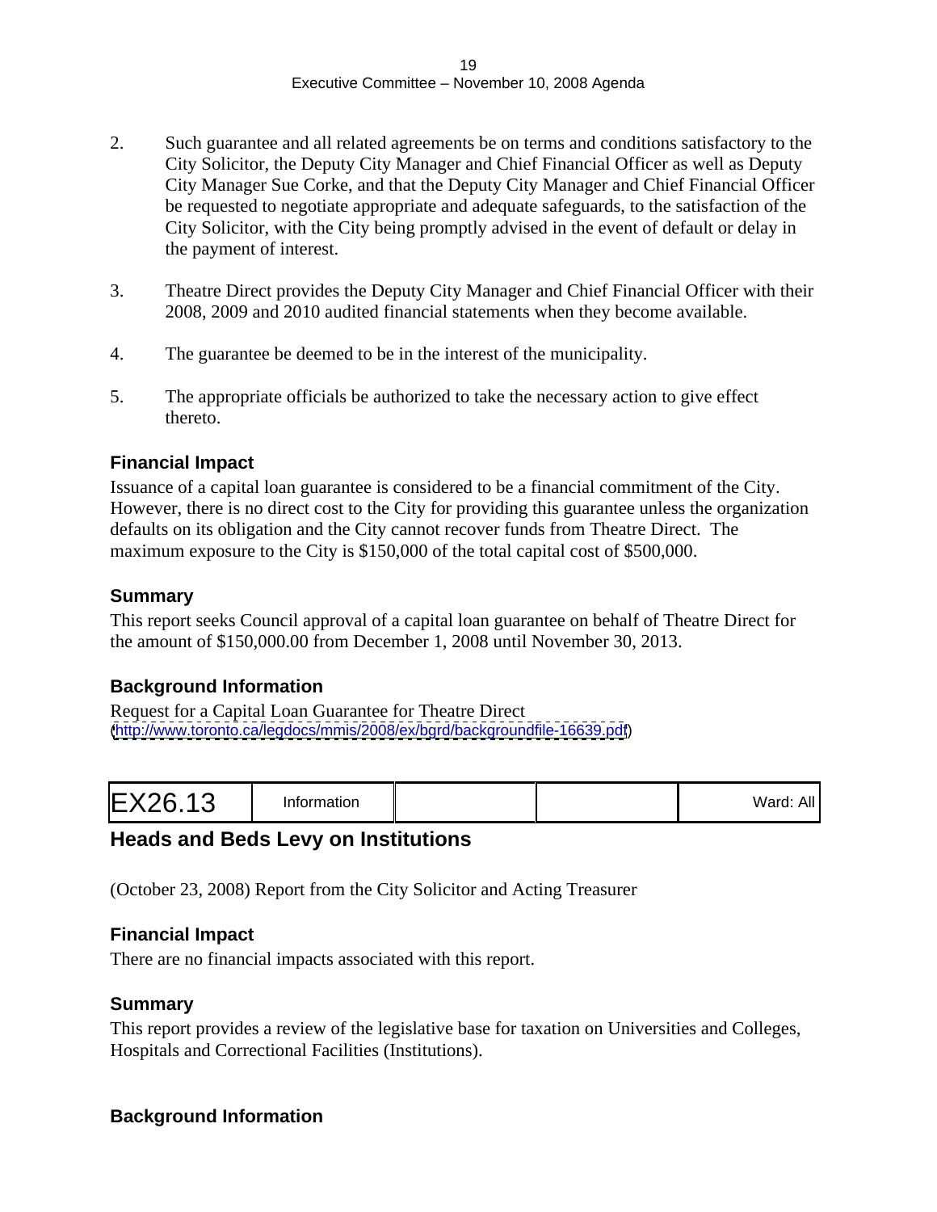2. Such guarantee and all related agreements be on terms and conditions satisfactory to the City Solicitor, the Deputy City Manager and Chief Financial Officer as well as Deputy City Manager Sue Corke, and that the Deputy City Manager and Chief Financial Officer be requested to negotiate appropriate and adequate safeguards, to the satisfaction of the City Solicitor, with the City being promptly advised in the event of default or delay in the payment of interest.

3. Theatre Direct provides the Deputy City Manager and Chief Financial Officer with their 2008, 2009 and 2010 audited financial statements when they become available.

4. The guarantee be deemed to be in the interest of the municipality.

5. The appropriate officials be authorized to take the necessary action to give effect thereto.

### Financial Impact

Issuance of a capital loan guarantee is considered to be a financial commitment of the City. However, there is no direct cost to the City for providing this guarantee unless the organization defaults on its obligation and the City cannot recover funds from Theatre Direct. The maximum exposure to the City is $150,000 of the total capital cost of $500,000.

### Summary

This report seeks Council approval of a capital loan guarantee on behalf of Theatre Direct for the amount of $150,000.00 from December 1, 2008 until November 30, 2013.

### Background Information

Request for a Capital Loan Guarantee for Theatre Direct
(http://www.toronto.ca/legdocs/mmis/2008/ex/bgrd/backgroundfile-16639.pdf)

| EX26.13 | Information | | | Ward: All |
|---|---|---|---|---|

## Heads and Beds Levy on Institutions

(October 23, 2008) Report from the City Solicitor and Acting Treasurer

### Financial Impact

There are no financial impacts associated with this report.

### Summary

This report provides a review of the legislative base for taxation on Universities and Colleges, Hospitals and Correctional Facilities (Institutions).

### Background Information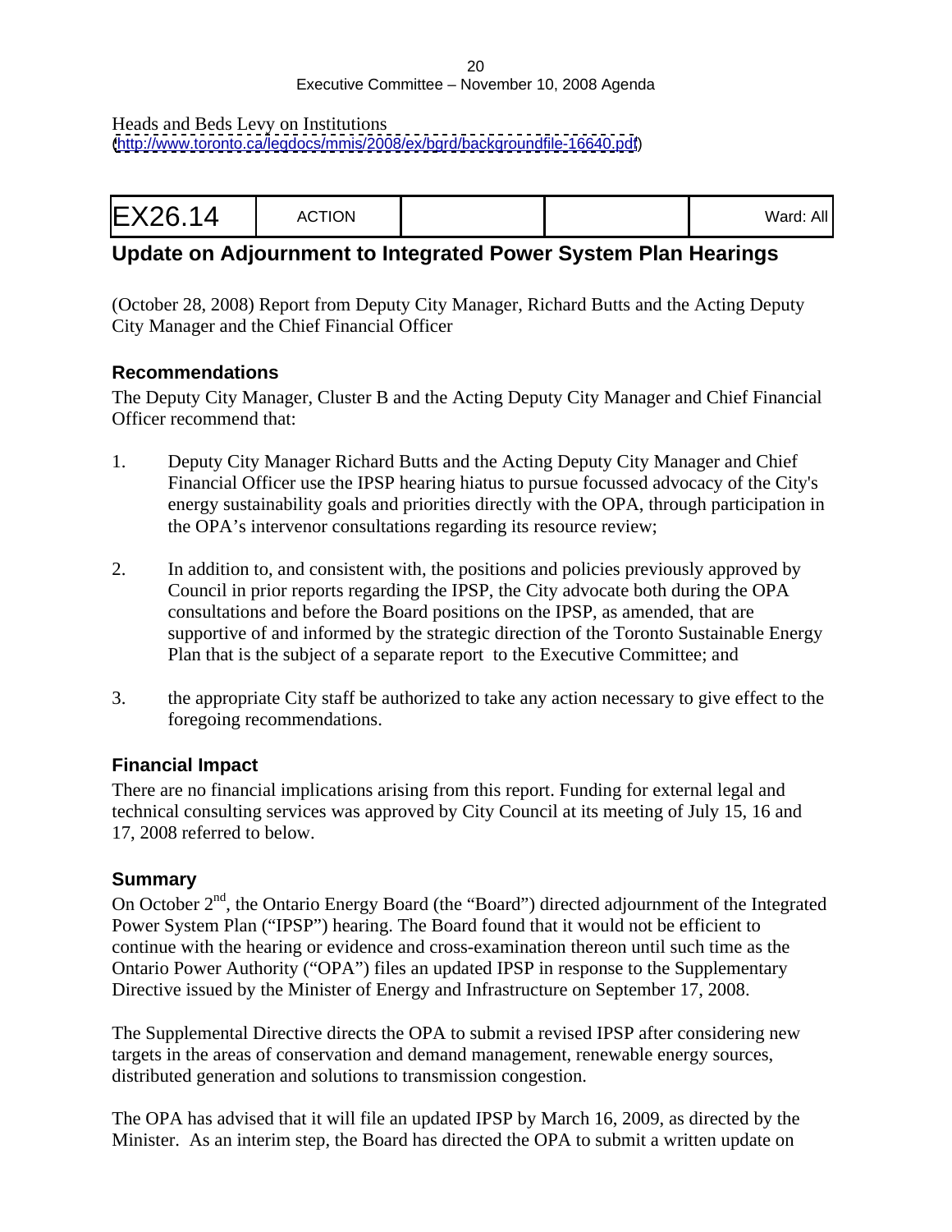Heads and Beds Levy on Institutions
(http://www.toronto.ca/legdocs/mmis/2008/ex/bgrd/backgroundfile-16640.pdf)

| EX26.14 | ACTION | | | Ward: All |
|---|---|---|---|---|

## Update on Adjournment to Integrated Power System Plan Hearings

(October 28, 2008) Report from Deputy City Manager, Richard Butts and the Acting Deputy City Manager and the Chief Financial Officer

### Recommendations

The Deputy City Manager, Cluster B and the Acting Deputy City Manager and Chief Financial Officer recommend that:

1. Deputy City Manager Richard Butts and the Acting Deputy City Manager and Chief Financial Officer use the IPSP hearing hiatus to pursue focussed advocacy of the City's energy sustainability goals and priorities directly with the OPA, through participation in the OPA's intervenor consultations regarding its resource review;

2. In addition to, and consistent with, the positions and policies previously approved by Council in prior reports regarding the IPSP, the City advocate both during the OPA consultations and before the Board positions on the IPSP, as amended, that are supportive of and informed by the strategic direction of the Toronto Sustainable Energy Plan that is the subject of a separate report to the Executive Committee; and

3. the appropriate City staff be authorized to take any action necessary to give effect to the foregoing recommendations.

### Financial Impact

There are no financial implications arising from this report. Funding for external legal and technical consulting services was approved by City Council at its meeting of July 15, 16 and 17, 2008 referred to below.

### Summary

On October 2nd, the Ontario Energy Board (the "Board") directed adjournment of the Integrated Power System Plan ("IPSP") hearing. The Board found that it would not be efficient to continue with the hearing or evidence and cross-examination thereon until such time as the Ontario Power Authority ("OPA") files an updated IPSP in response to the Supplementary Directive issued by the Minister of Energy and Infrastructure on September 17, 2008.

The Supplemental Directive directs the OPA to submit a revised IPSP after considering new targets in the areas of conservation and demand management, renewable energy sources, distributed generation and solutions to transmission congestion.

The OPA has advised that it will file an updated IPSP by March 16, 2009, as directed by the Minister. As an interim step, the Board has directed the OPA to submit a written update on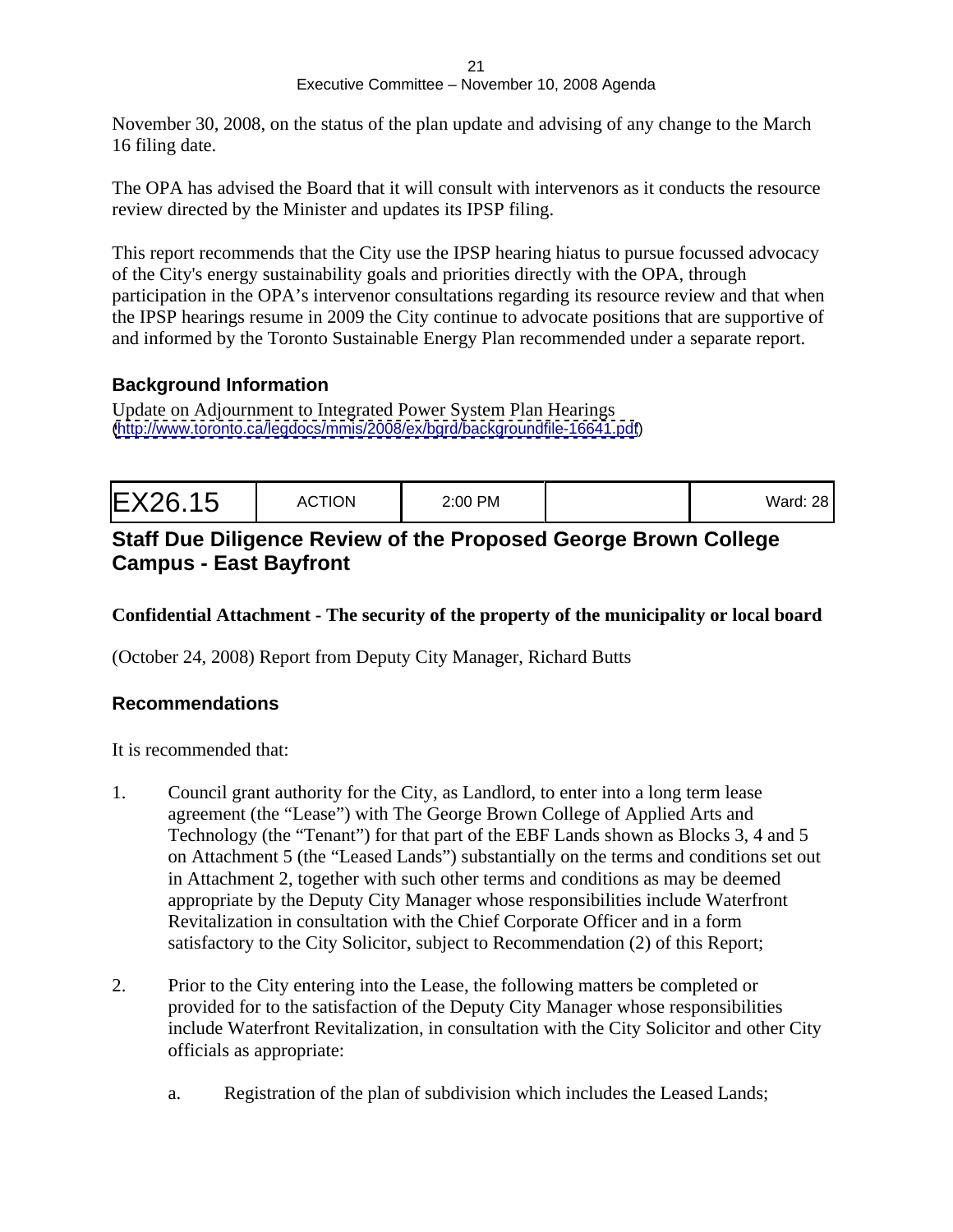November 30, 2008, on the status of the plan update and advising of any change to the March 16 filing date.

The OPA has advised the Board that it will consult with intervenors as it conducts the resource review directed by the Minister and updates its IPSP filing.

This report recommends that the City use the IPSP hearing hiatus to pursue focussed advocacy of the City's energy sustainability goals and priorities directly with the OPA, through participation in the OPA's intervenor consultations regarding its resource review and that when the IPSP hearings resume in 2009 the City continue to advocate positions that are supportive of and informed by the Toronto Sustainable Energy Plan recommended under a separate report.

### Background Information

Update on Adjournment to Integrated Power System Plan Hearings
(http://www.toronto.ca/legdocs/mmis/2008/ex/bgrd/backgroundfile-16641.pdf)

| EX26.15 | ACTION | 2:00 PM | | Ward: 28 |
|---|---|---|---|---|

## Staff Due Diligence Review of the Proposed George Brown College Campus - East Bayfront

**Confidential Attachment - The security of the property of the municipality or local board**

(October 24, 2008) Report from Deputy City Manager, Richard Butts

### Recommendations

It is recommended that:

1. Council grant authority for the City, as Landlord, to enter into a long term lease agreement (the "Lease") with The George Brown College of Applied Arts and Technology (the "Tenant") for that part of the EBF Lands shown as Blocks 3, 4 and 5 on Attachment 5 (the "Leased Lands") substantially on the terms and conditions set out in Attachment 2, together with such other terms and conditions as may be deemed appropriate by the Deputy City Manager whose responsibilities include Waterfront Revitalization in consultation with the Chief Corporate Officer and in a form satisfactory to the City Solicitor, subject to Recommendation (2) of this Report;

2. Prior to the City entering into the Lease, the following matters be completed or provided for to the satisfaction of the Deputy City Manager whose responsibilities include Waterfront Revitalization, in consultation with the City Solicitor and other City officials as appropriate:

   a. Registration of the plan of subdivision which includes the Leased Lands;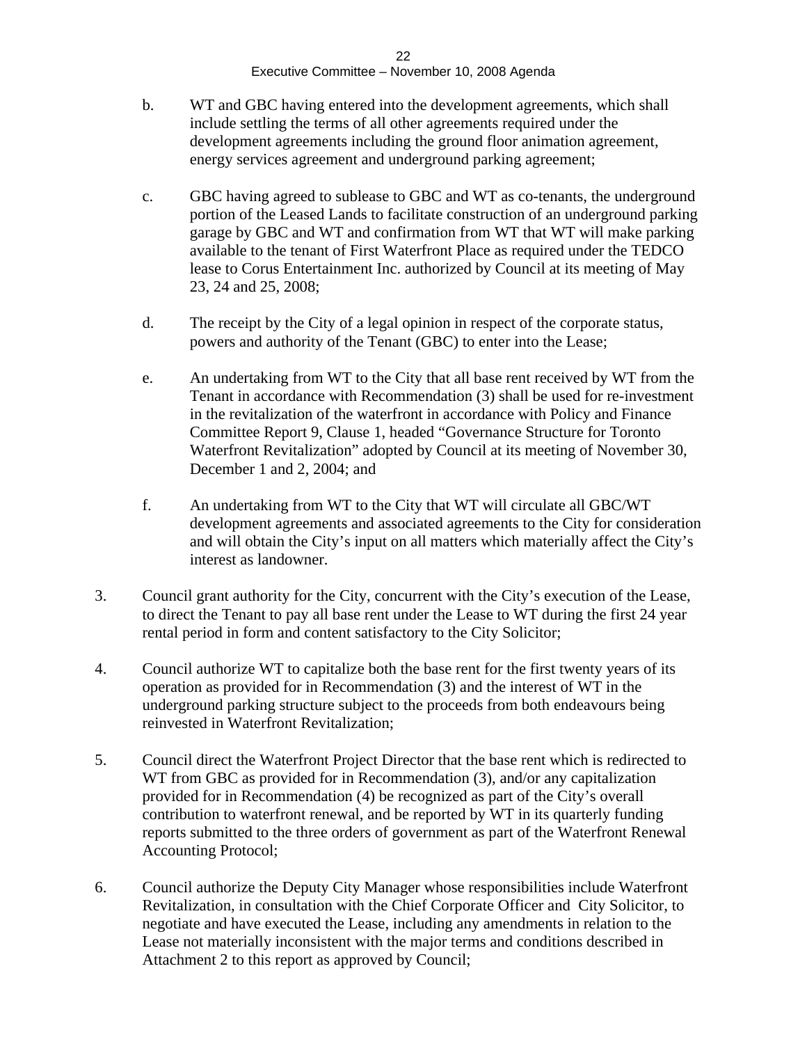b. WT and GBC having entered into the development agreements, which shall include settling the terms of all other agreements required under the development agreements including the ground floor animation agreement, energy services agreement and underground parking agreement;

c. GBC having agreed to sublease to GBC and WT as co-tenants, the underground portion of the Leased Lands to facilitate construction of an underground parking garage by GBC and WT and confirmation from WT that WT will make parking available to the tenant of First Waterfront Place as required under the TEDCO lease to Corus Entertainment Inc. authorized by Council at its meeting of May 23, 24 and 25, 2008;

d. The receipt by the City of a legal opinion in respect of the corporate status, powers and authority of the Tenant (GBC) to enter into the Lease;

e. An undertaking from WT to the City that all base rent received by WT from the Tenant in accordance with Recommendation (3) shall be used for re-investment in the revitalization of the waterfront in accordance with Policy and Finance Committee Report 9, Clause 1, headed "Governance Structure for Toronto Waterfront Revitalization" adopted by Council at its meeting of November 30, December 1 and 2, 2004; and

f. An undertaking from WT to the City that WT will circulate all GBC/WT development agreements and associated agreements to the City for consideration and will obtain the City's input on all matters which materially affect the City's interest as landowner.

3. Council grant authority for the City, concurrent with the City's execution of the Lease, to direct the Tenant to pay all base rent under the Lease to WT during the first 24 year rental period in form and content satisfactory to the City Solicitor;

4. Council authorize WT to capitalize both the base rent for the first twenty years of its operation as provided for in Recommendation (3) and the interest of WT in the underground parking structure subject to the proceeds from both endeavours being reinvested in Waterfront Revitalization;

5. Council direct the Waterfront Project Director that the base rent which is redirected to WT from GBC as provided for in Recommendation (3), and/or any capitalization provided for in Recommendation (4) be recognized as part of the City's overall contribution to waterfront renewal, and be reported by WT in its quarterly funding reports submitted to the three orders of government as part of the Waterfront Renewal Accounting Protocol;

6. Council authorize the Deputy City Manager whose responsibilities include Waterfront Revitalization, in consultation with the Chief Corporate Officer and City Solicitor, to negotiate and have executed the Lease, including any amendments in relation to the Lease not materially inconsistent with the major terms and conditions described in Attachment 2 to this report as approved by Council;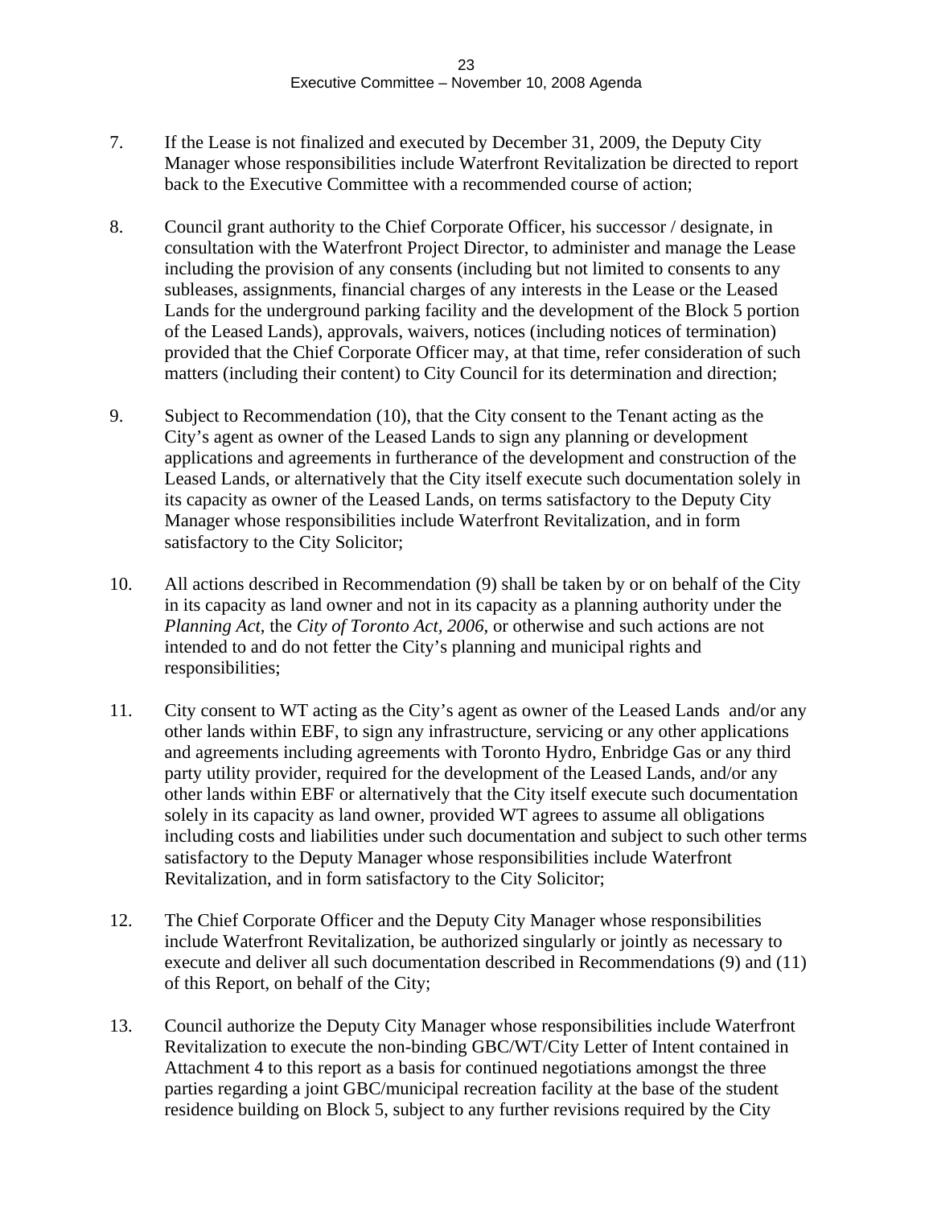7. If the Lease is not finalized and executed by December 31, 2009, the Deputy City Manager whose responsibilities include Waterfront Revitalization be directed to report back to the Executive Committee with a recommended course of action;

8. Council grant authority to the Chief Corporate Officer, his successor / designate, in consultation with the Waterfront Project Director, to administer and manage the Lease including the provision of any consents (including but not limited to consents to any subleases, assignments, financial charges of any interests in the Lease or the Leased Lands for the underground parking facility and the development of the Block 5 portion of the Leased Lands), approvals, waivers, notices (including notices of termination) provided that the Chief Corporate Officer may, at that time, refer consideration of such matters (including their content) to City Council for its determination and direction;

9. Subject to Recommendation (10), that the City consent to the Tenant acting as the City's agent as owner of the Leased Lands to sign any planning or development applications and agreements in furtherance of the development and construction of the Leased Lands, or alternatively that the City itself execute such documentation solely in its capacity as owner of the Leased Lands, on terms satisfactory to the Deputy City Manager whose responsibilities include Waterfront Revitalization, and in form satisfactory to the City Solicitor;

10. All actions described in Recommendation (9) shall be taken by or on behalf of the City in its capacity as land owner and not in its capacity as a planning authority under the *Planning Act*, the *City of Toronto Act, 2006*, or otherwise and such actions are not intended to and do not fetter the City's planning and municipal rights and responsibilities;

11. City consent to WT acting as the City's agent as owner of the Leased Lands and/or any other lands within EBF, to sign any infrastructure, servicing or any other applications and agreements including agreements with Toronto Hydro, Enbridge Gas or any third party utility provider, required for the development of the Leased Lands, and/or any other lands within EBF or alternatively that the City itself execute such documentation solely in its capacity as land owner, provided WT agrees to assume all obligations including costs and liabilities under such documentation and subject to such other terms satisfactory to the Deputy Manager whose responsibilities include Waterfront Revitalization, and in form satisfactory to the City Solicitor;

12. The Chief Corporate Officer and the Deputy City Manager whose responsibilities include Waterfront Revitalization, be authorized singularly or jointly as necessary to execute and deliver all such documentation described in Recommendations (9) and (11) of this Report, on behalf of the City;

13. Council authorize the Deputy City Manager whose responsibilities include Waterfront Revitalization to execute the non-binding GBC/WT/City Letter of Intent contained in Attachment 4 to this report as a basis for continued negotiations amongst the three parties regarding a joint GBC/municipal recreation facility at the base of the student residence building on Block 5, subject to any further revisions required by the City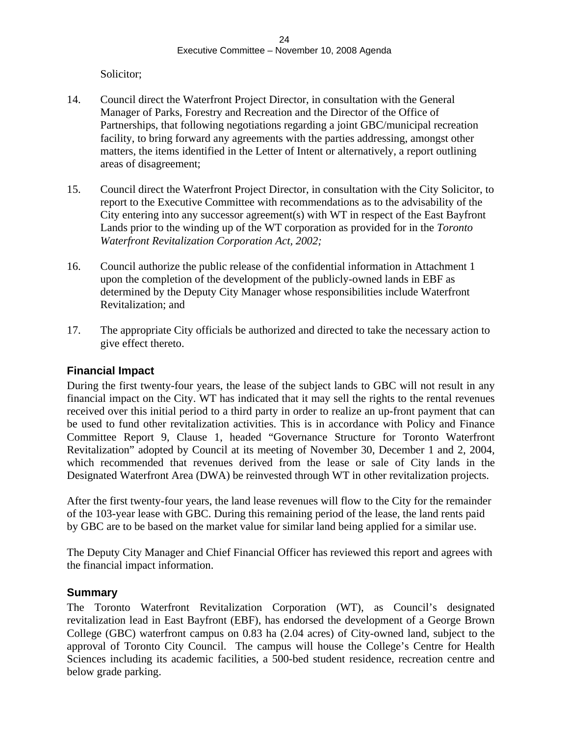Solicitor;

14. Council direct the Waterfront Project Director, in consultation with the General Manager of Parks, Forestry and Recreation and the Director of the Office of Partnerships, that following negotiations regarding a joint GBC/municipal recreation facility, to bring forward any agreements with the parties addressing, amongst other matters, the items identified in the Letter of Intent or alternatively, a report outlining areas of disagreement;

15. Council direct the Waterfront Project Director, in consultation with the City Solicitor, to report to the Executive Committee with recommendations as to the advisability of the City entering into any successor agreement(s) with WT in respect of the East Bayfront Lands prior to the winding up of the WT corporation as provided for in the *Toronto Waterfront Revitalization Corporation Act, 2002;*

16. Council authorize the public release of the confidential information in Attachment 1 upon the completion of the development of the publicly-owned lands in EBF as determined by the Deputy City Manager whose responsibilities include Waterfront Revitalization; and

17. The appropriate City officials be authorized and directed to take the necessary action to give effect thereto.

## Financial Impact

During the first twenty-four years, the lease of the subject lands to GBC will not result in any financial impact on the City. WT has indicated that it may sell the rights to the rental revenues received over this initial period to a third party in order to realize an up-front payment that can be used to fund other revitalization activities. This is in accordance with Policy and Finance Committee Report 9, Clause 1, headed "Governance Structure for Toronto Waterfront Revitalization" adopted by Council at its meeting of November 30, December 1 and 2, 2004, which recommended that revenues derived from the lease or sale of City lands in the Designated Waterfront Area (DWA) be reinvested through WT in other revitalization projects.

After the first twenty-four years, the land lease revenues will flow to the City for the remainder of the 103-year lease with GBC. During this remaining period of the lease, the land rents paid by GBC are to be based on the market value for similar land being applied for a similar use.

The Deputy City Manager and Chief Financial Officer has reviewed this report and agrees with the financial impact information.

## Summary

The Toronto Waterfront Revitalization Corporation (WT), as Council's designated revitalization lead in East Bayfront (EBF), has endorsed the development of a George Brown College (GBC) waterfront campus on 0.83 ha (2.04 acres) of City-owned land, subject to the approval of Toronto City Council. The campus will house the College's Centre for Health Sciences including its academic facilities, a 500-bed student residence, recreation centre and below grade parking.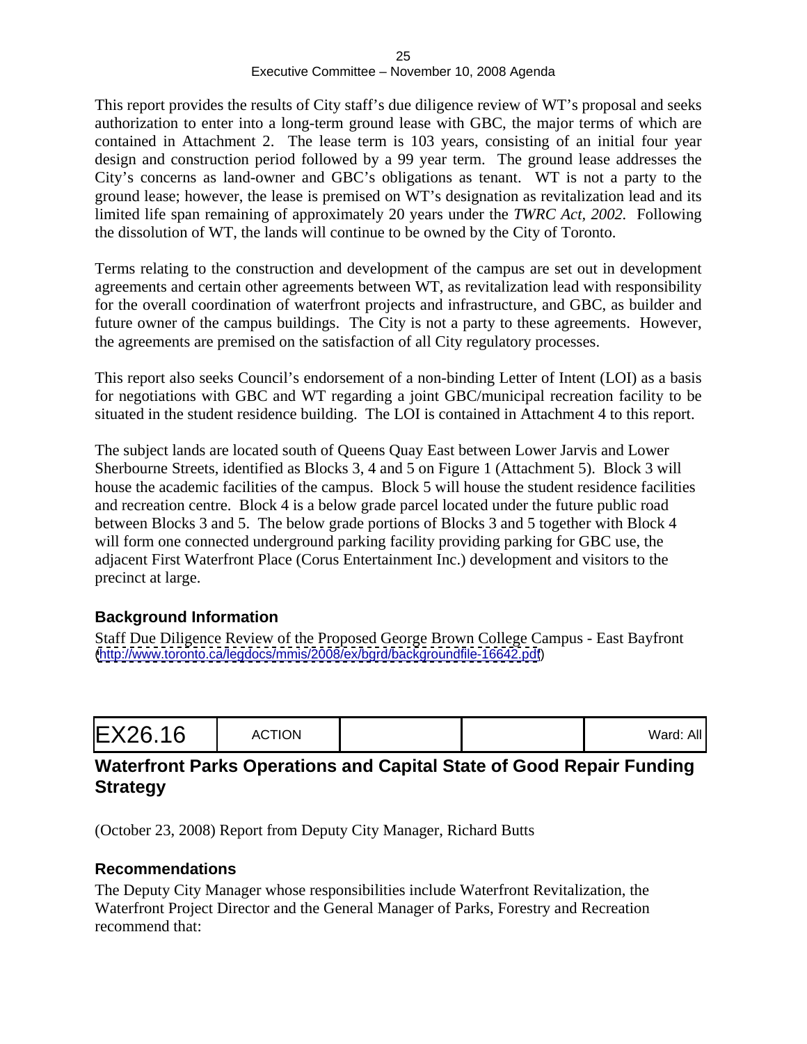This report provides the results of City staff's due diligence review of WT's proposal and seeks authorization to enter into a long-term ground lease with GBC, the major terms of which are contained in Attachment 2. The lease term is 103 years, consisting of an initial four year design and construction period followed by a 99 year term. The ground lease addresses the City's concerns as land-owner and GBC's obligations as tenant. WT is not a party to the ground lease; however, the lease is premised on WT's designation as revitalization lead and its limited life span remaining of approximately 20 years under the *TWRC Act, 2002*. Following the dissolution of WT, the lands will continue to be owned by the City of Toronto.

Terms relating to the construction and development of the campus are set out in development agreements and certain other agreements between WT, as revitalization lead with responsibility for the overall coordination of waterfront projects and infrastructure, and GBC, as builder and future owner of the campus buildings. The City is not a party to these agreements. However, the agreements are premised on the satisfaction of all City regulatory processes.

This report also seeks Council's endorsement of a non-binding Letter of Intent (LOI) as a basis for negotiations with GBC and WT regarding a joint GBC/municipal recreation facility to be situated in the student residence building. The LOI is contained in Attachment 4 to this report.

The subject lands are located south of Queens Quay East between Lower Jarvis and Lower Sherbourne Streets, identified as Blocks 3, 4 and 5 on Figure 1 (Attachment 5). Block 3 will house the academic facilities of the campus. Block 5 will house the student residence facilities and recreation centre. Block 4 is a below grade parcel located under the future public road between Blocks 3 and 5. The below grade portions of Blocks 3 and 5 together with Block 4 will form one connected underground parking facility providing parking for GBC use, the adjacent First Waterfront Place (Corus Entertainment Inc.) development and visitors to the precinct at large.

### Background Information

Staff Due Diligence Review of the Proposed George Brown College Campus - East Bayfront
(http://www.toronto.ca/legdocs/mmis/2008/ex/bgrd/backgroundfile-16642.pdf)

| EX26.16 | ACTION | | | Ward: All |
|---|---|---|---|---|

## Waterfront Parks Operations and Capital State of Good Repair Funding Strategy

(October 23, 2008) Report from Deputy City Manager, Richard Butts

### Recommendations

The Deputy City Manager whose responsibilities include Waterfront Revitalization, the Waterfront Project Director and the General Manager of Parks, Forestry and Recreation recommend that: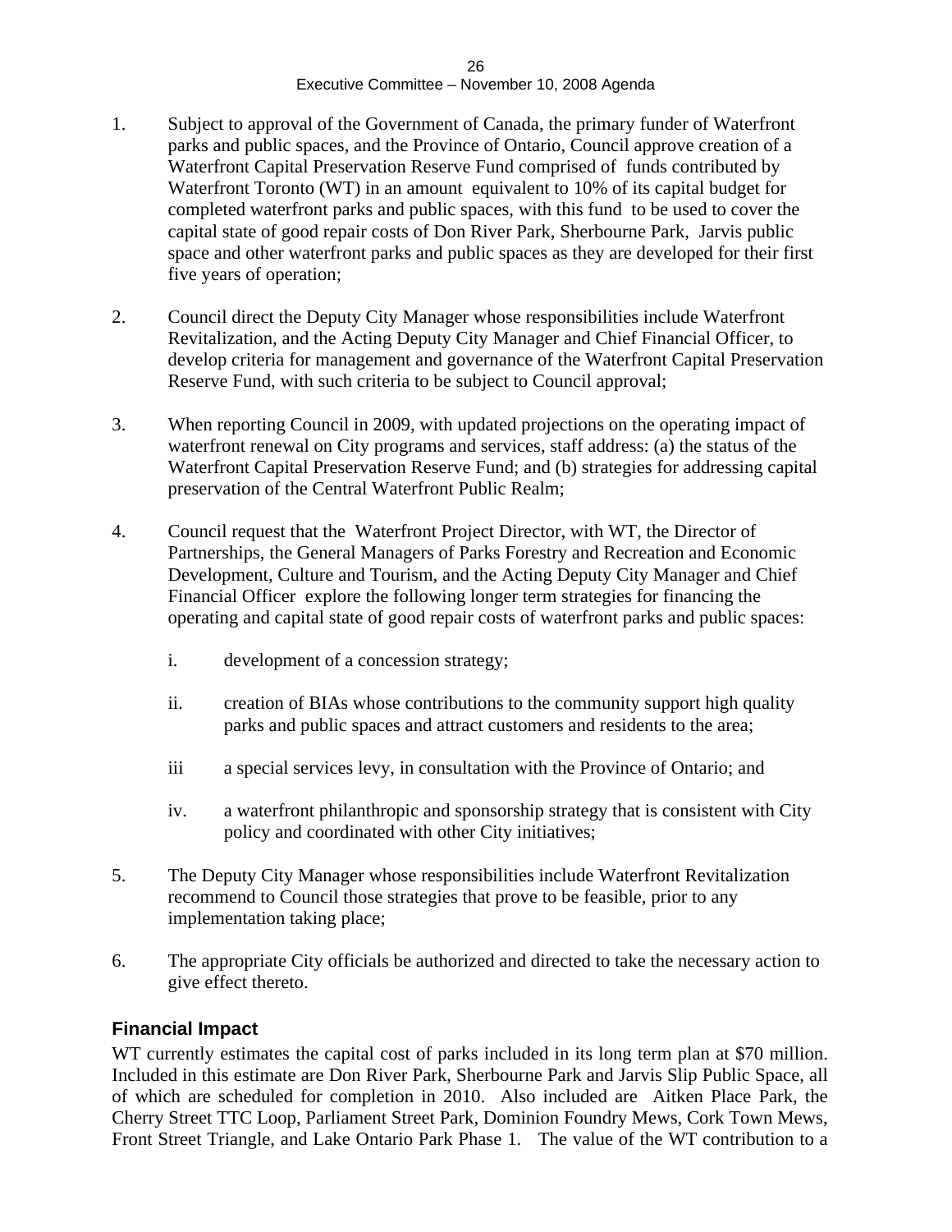1. Subject to approval of the Government of Canada, the primary funder of Waterfront parks and public spaces, and the Province of Ontario, Council approve creation of a Waterfront Capital Preservation Reserve Fund comprised of funds contributed by Waterfront Toronto (WT) in an amount equivalent to 10% of its capital budget for completed waterfront parks and public spaces, with this fund to be used to cover the capital state of good repair costs of Don River Park, Sherbourne Park, Jarvis public space and other waterfront parks and public spaces as they are developed for their first five years of operation;

2. Council direct the Deputy City Manager whose responsibilities include Waterfront Revitalization, and the Acting Deputy City Manager and Chief Financial Officer, to develop criteria for management and governance of the Waterfront Capital Preservation Reserve Fund, with such criteria to be subject to Council approval;

3. When reporting Council in 2009, with updated projections on the operating impact of waterfront renewal on City programs and services, staff address: (a) the status of the Waterfront Capital Preservation Reserve Fund; and (b) strategies for addressing capital preservation of the Central Waterfront Public Realm;

4. Council request that the Waterfront Project Director, with WT, the Director of Partnerships, the General Managers of Parks Forestry and Recreation and Economic Development, Culture and Tourism, and the Acting Deputy City Manager and Chief Financial Officer explore the following longer term strategies for financing the operating and capital state of good repair costs of waterfront parks and public spaces:

   i. development of a concession strategy;

   ii. creation of BIAs whose contributions to the community support high quality parks and public spaces and attract customers and residents to the area;

   iii a special services levy, in consultation with the Province of Ontario; and

   iv. a waterfront philanthropic and sponsorship strategy that is consistent with City policy and coordinated with other City initiatives;

5. The Deputy City Manager whose responsibilities include Waterfront Revitalization recommend to Council those strategies that prove to be feasible, prior to any implementation taking place;

6. The appropriate City officials be authorized and directed to take the necessary action to give effect thereto.

## Financial Impact

WT currently estimates the capital cost of parks included in its long term plan at $70 million. Included in this estimate are Don River Park, Sherbourne Park and Jarvis Slip Public Space, all of which are scheduled for completion in 2010. Also included are Aitken Place Park, the Cherry Street TTC Loop, Parliament Street Park, Dominion Foundry Mews, Cork Town Mews, Front Street Triangle, and Lake Ontario Park Phase 1. The value of the WT contribution to a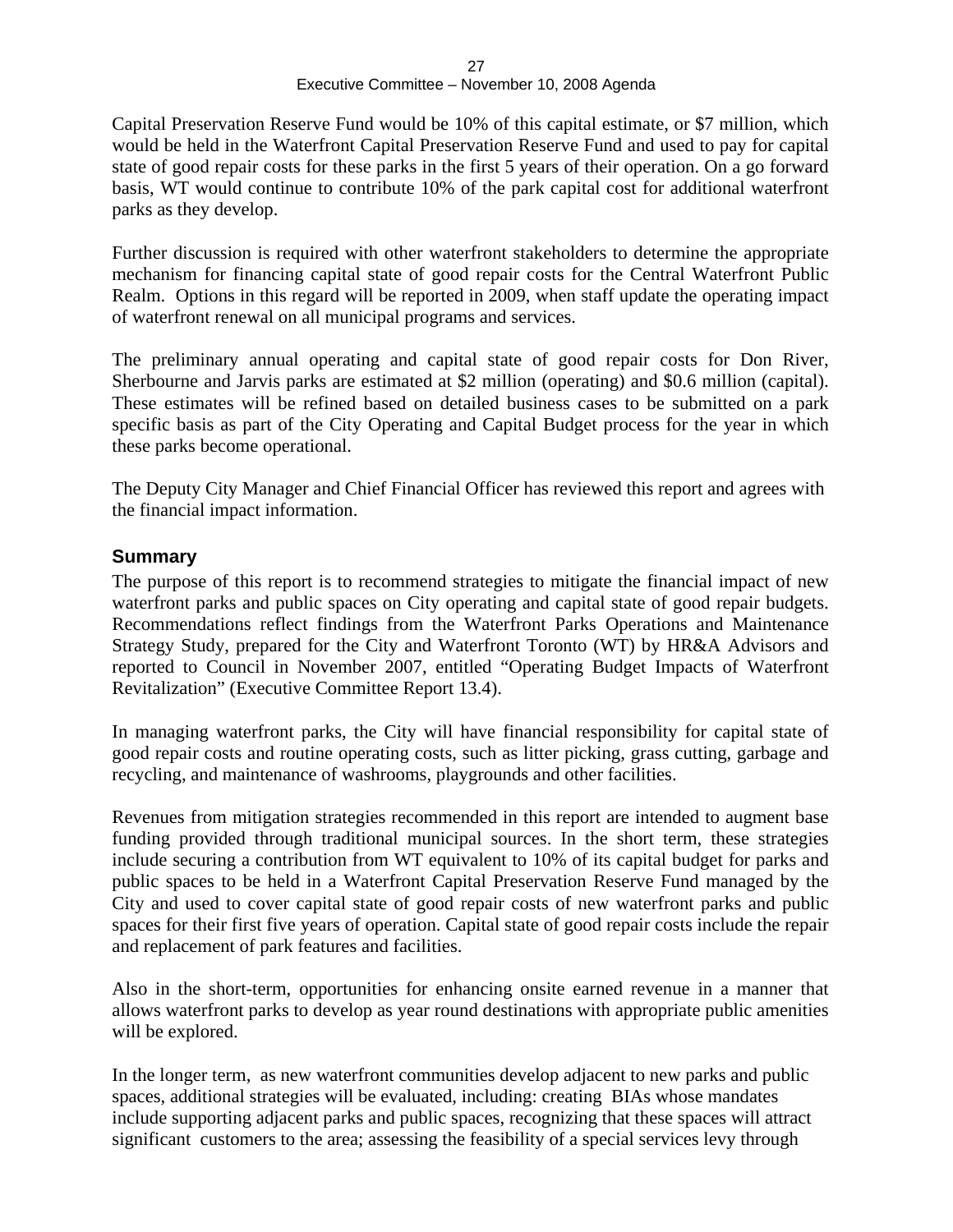Capital Preservation Reserve Fund would be 10% of this capital estimate, or $7 million, which would be held in the Waterfront Capital Preservation Reserve Fund and used to pay for capital state of good repair costs for these parks in the first 5 years of their operation. On a go forward basis, WT would continue to contribute 10% of the park capital cost for additional waterfront parks as they develop.

Further discussion is required with other waterfront stakeholders to determine the appropriate mechanism for financing capital state of good repair costs for the Central Waterfront Public Realm. Options in this regard will be reported in 2009, when staff update the operating impact of waterfront renewal on all municipal programs and services.

The preliminary annual operating and capital state of good repair costs for Don River, Sherbourne and Jarvis parks are estimated at $2 million (operating) and $0.6 million (capital). These estimates will be refined based on detailed business cases to be submitted on a park specific basis as part of the City Operating and Capital Budget process for the year in which these parks become operational.

The Deputy City Manager and Chief Financial Officer has reviewed this report and agrees with the financial impact information.

## Summary

The purpose of this report is to recommend strategies to mitigate the financial impact of new waterfront parks and public spaces on City operating and capital state of good repair budgets. Recommendations reflect findings from the Waterfront Parks Operations and Maintenance Strategy Study, prepared for the City and Waterfront Toronto (WT) by HR&A Advisors and reported to Council in November 2007, entitled "Operating Budget Impacts of Waterfront Revitalization" (Executive Committee Report 13.4).

In managing waterfront parks, the City will have financial responsibility for capital state of good repair costs and routine operating costs, such as litter picking, grass cutting, garbage and recycling, and maintenance of washrooms, playgrounds and other facilities.

Revenues from mitigation strategies recommended in this report are intended to augment base funding provided through traditional municipal sources. In the short term, these strategies include securing a contribution from WT equivalent to 10% of its capital budget for parks and public spaces to be held in a Waterfront Capital Preservation Reserve Fund managed by the City and used to cover capital state of good repair costs of new waterfront parks and public spaces for their first five years of operation. Capital state of good repair costs include the repair and replacement of park features and facilities.

Also in the short-term, opportunities for enhancing onsite earned revenue in a manner that allows waterfront parks to develop as year round destinations with appropriate public amenities will be explored.

In the longer term, as new waterfront communities develop adjacent to new parks and public spaces, additional strategies will be evaluated, including: creating BIAs whose mandates include supporting adjacent parks and public spaces, recognizing that these spaces will attract significant customers to the area; assessing the feasibility of a special services levy through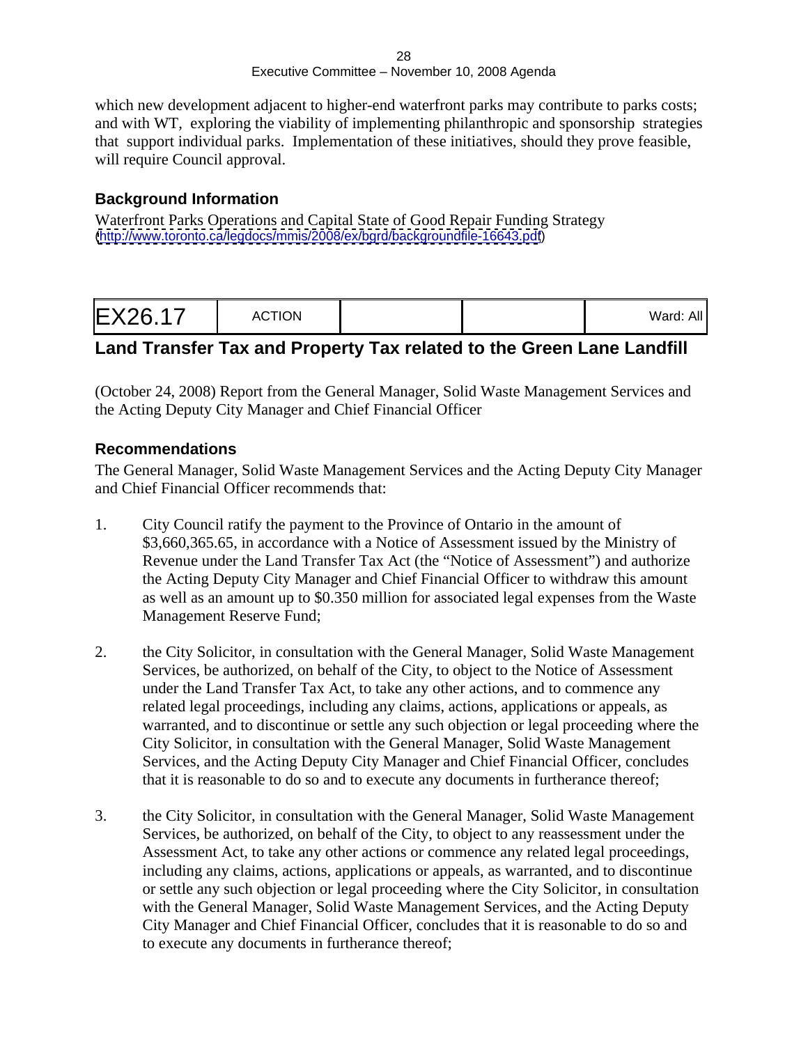which new development adjacent to higher-end waterfront parks may contribute to parks costs; and with WT, exploring the viability of implementing philanthropic and sponsorship strategies that support individual parks. Implementation of these initiatives, should they prove feasible, will require Council approval.

### Background Information

Waterfront Parks Operations and Capital State of Good Repair Funding Strategy
(http://www.toronto.ca/legdocs/mmis/2008/ex/bgrd/backgroundfile-16643.pdf)

| EX26.17 | ACTION | | | Ward: All |
|---|---|---|---|---|

## Land Transfer Tax and Property Tax related to the Green Lane Landfill

(October 24, 2008) Report from the General Manager, Solid Waste Management Services and the Acting Deputy City Manager and Chief Financial Officer

### Recommendations

The General Manager, Solid Waste Management Services and the Acting Deputy City Manager and Chief Financial Officer recommends that:

1. City Council ratify the payment to the Province of Ontario in the amount of $3,660,365.65, in accordance with a Notice of Assessment issued by the Ministry of Revenue under the Land Transfer Tax Act (the "Notice of Assessment") and authorize the Acting Deputy City Manager and Chief Financial Officer to withdraw this amount as well as an amount up to $0.350 million for associated legal expenses from the Waste Management Reserve Fund;

2. the City Solicitor, in consultation with the General Manager, Solid Waste Management Services, be authorized, on behalf of the City, to object to the Notice of Assessment under the Land Transfer Tax Act, to take any other actions, and to commence any related legal proceedings, including any claims, actions, applications or appeals, as warranted, and to discontinue or settle any such objection or legal proceeding where the City Solicitor, in consultation with the General Manager, Solid Waste Management Services, and the Acting Deputy City Manager and Chief Financial Officer, concludes that it is reasonable to do so and to execute any documents in furtherance thereof;

3. the City Solicitor, in consultation with the General Manager, Solid Waste Management Services, be authorized, on behalf of the City, to object to any reassessment under the Assessment Act, to take any other actions or commence any related legal proceedings, including any claims, actions, applications or appeals, as warranted, and to discontinue or settle any such objection or legal proceeding where the City Solicitor, in consultation with the General Manager, Solid Waste Management Services, and the Acting Deputy City Manager and Chief Financial Officer, concludes that it is reasonable to do so and to execute any documents in furtherance thereof;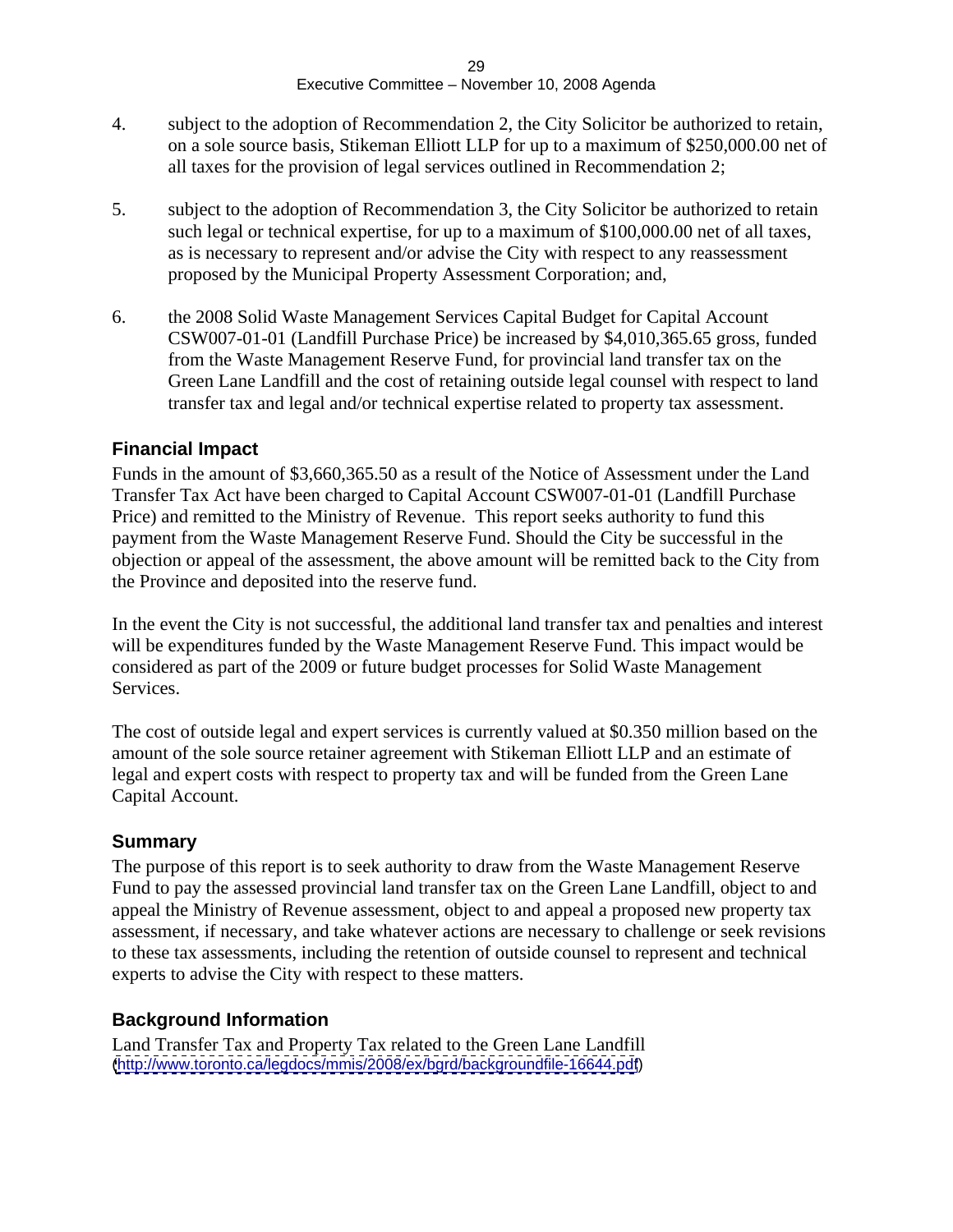4. subject to the adoption of Recommendation 2, the City Solicitor be authorized to retain, on a sole source basis, Stikeman Elliott LLP for up to a maximum of $250,000.00 net of all taxes for the provision of legal services outlined in Recommendation 2;

5. subject to the adoption of Recommendation 3, the City Solicitor be authorized to retain such legal or technical expertise, for up to a maximum of $100,000.00 net of all taxes, as is necessary to represent and/or advise the City with respect to any reassessment proposed by the Municipal Property Assessment Corporation; and,

6. the 2008 Solid Waste Management Services Capital Budget for Capital Account CSW007-01-01 (Landfill Purchase Price) be increased by $4,010,365.65 gross, funded from the Waste Management Reserve Fund, for provincial land transfer tax on the Green Lane Landfill and the cost of retaining outside legal counsel with respect to land transfer tax and legal and/or technical expertise related to property tax assessment.

## Financial Impact

Funds in the amount of $3,660,365.50 as a result of the Notice of Assessment under the Land Transfer Tax Act have been charged to Capital Account CSW007-01-01 (Landfill Purchase Price) and remitted to the Ministry of Revenue. This report seeks authority to fund this payment from the Waste Management Reserve Fund. Should the City be successful in the objection or appeal of the assessment, the above amount will be remitted back to the City from the Province and deposited into the reserve fund.

In the event the City is not successful, the additional land transfer tax and penalties and interest will be expenditures funded by the Waste Management Reserve Fund. This impact would be considered as part of the 2009 or future budget processes for Solid Waste Management Services.

The cost of outside legal and expert services is currently valued at $0.350 million based on the amount of the sole source retainer agreement with Stikeman Elliott LLP and an estimate of legal and expert costs with respect to property tax and will be funded from the Green Lane Capital Account.

## Summary

The purpose of this report is to seek authority to draw from the Waste Management Reserve Fund to pay the assessed provincial land transfer tax on the Green Lane Landfill, object to and appeal the Ministry of Revenue assessment, object to and appeal a proposed new property tax assessment, if necessary, and take whatever actions are necessary to challenge or seek revisions to these tax assessments, including the retention of outside counsel to represent and technical experts to advise the City with respect to these matters.

## Background Information

Land Transfer Tax and Property Tax related to the Green Lane Landfill
(http://www.toronto.ca/legdocs/mmis/2008/ex/bgrd/backgroundfile-16644.pdf)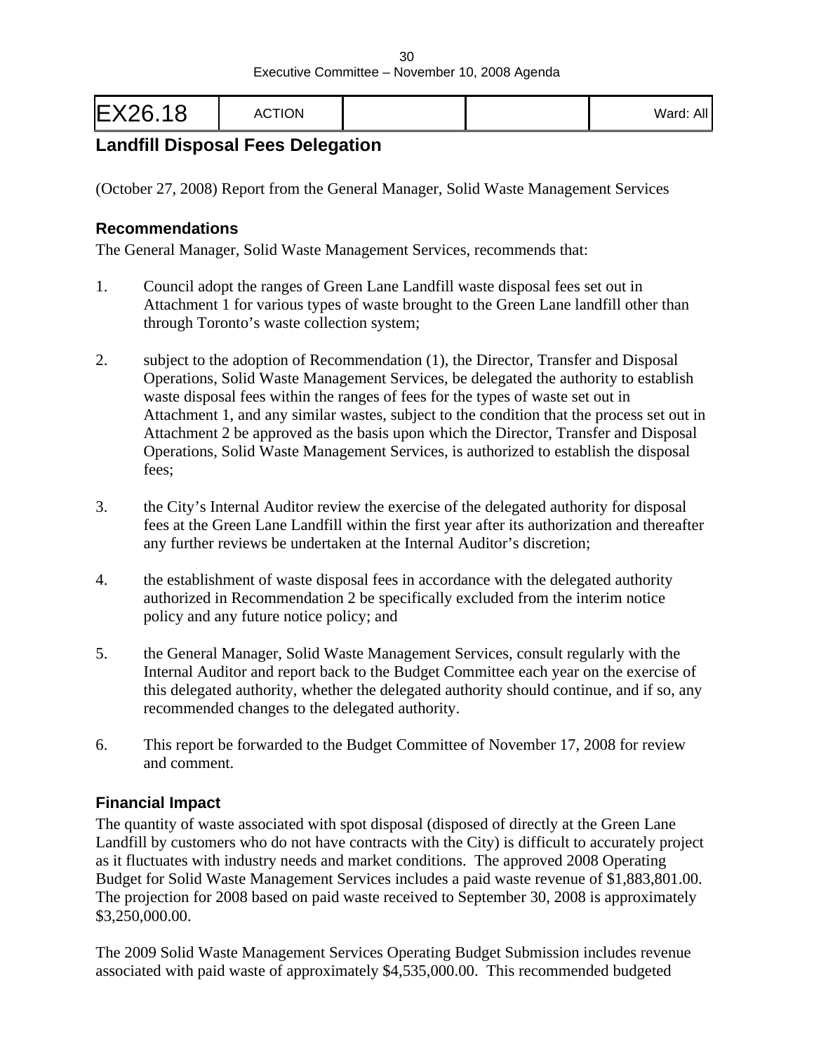| EX26.18 | ACTION | | | Ward: All |
|---|---|---|---|---|

## Landfill Disposal Fees Delegation

(October 27, 2008) Report from the General Manager, Solid Waste Management Services

### Recommendations

The General Manager, Solid Waste Management Services, recommends that:

1. Council adopt the ranges of Green Lane Landfill waste disposal fees set out in Attachment 1 for various types of waste brought to the Green Lane landfill other than through Toronto's waste collection system;

2. subject to the adoption of Recommendation (1), the Director, Transfer and Disposal Operations, Solid Waste Management Services, be delegated the authority to establish waste disposal fees within the ranges of fees for the types of waste set out in Attachment 1, and any similar wastes, subject to the condition that the process set out in Attachment 2 be approved as the basis upon which the Director, Transfer and Disposal Operations, Solid Waste Management Services, is authorized to establish the disposal fees;

3. the City's Internal Auditor review the exercise of the delegated authority for disposal fees at the Green Lane Landfill within the first year after its authorization and thereafter any further reviews be undertaken at the Internal Auditor's discretion;

4. the establishment of waste disposal fees in accordance with the delegated authority authorized in Recommendation 2 be specifically excluded from the interim notice policy and any future notice policy; and

5. the General Manager, Solid Waste Management Services, consult regularly with the Internal Auditor and report back to the Budget Committee each year on the exercise of this delegated authority, whether the delegated authority should continue, and if so, any recommended changes to the delegated authority.

6. This report be forwarded to the Budget Committee of November 17, 2008 for review and comment.

### Financial Impact

The quantity of waste associated with spot disposal (disposed of directly at the Green Lane Landfill by customers who do not have contracts with the City) is difficult to accurately project as it fluctuates with industry needs and market conditions. The approved 2008 Operating Budget for Solid Waste Management Services includes a paid waste revenue of $1,883,801.00. The projection for 2008 based on paid waste received to September 30, 2008 is approximately $3,250,000.00.

The 2009 Solid Waste Management Services Operating Budget Submission includes revenue associated with paid waste of approximately $4,535,000.00. This recommended budgeted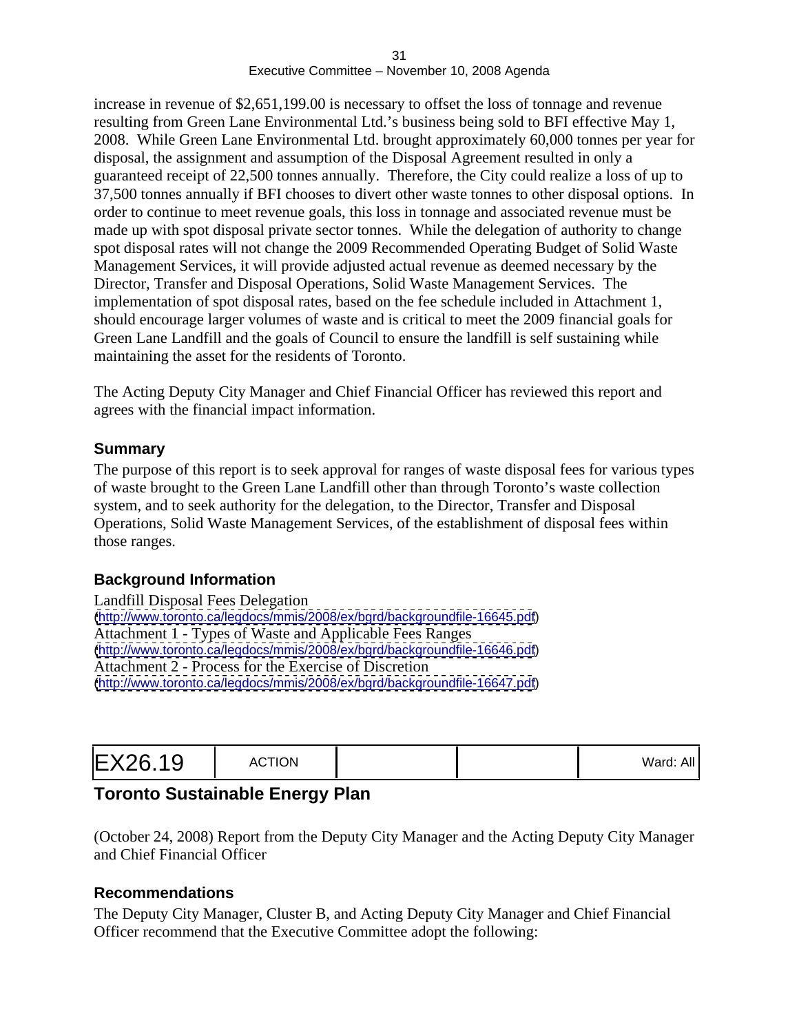increase in revenue of $2,651,199.00 is necessary to offset the loss of tonnage and revenue resulting from Green Lane Environmental Ltd.'s business being sold to BFI effective May 1, 2008. While Green Lane Environmental Ltd. brought approximately 60,000 tonnes per year for disposal, the assignment and assumption of the Disposal Agreement resulted in only a guaranteed receipt of 22,500 tonnes annually. Therefore, the City could realize a loss of up to 37,500 tonnes annually if BFI chooses to divert other waste tonnes to other disposal options. In order to continue to meet revenue goals, this loss in tonnage and associated revenue must be made up with spot disposal private sector tonnes. While the delegation of authority to change spot disposal rates will not change the 2009 Recommended Operating Budget of Solid Waste Management Services, it will provide adjusted actual revenue as deemed necessary by the Director, Transfer and Disposal Operations, Solid Waste Management Services. The implementation of spot disposal rates, based on the fee schedule included in Attachment 1, should encourage larger volumes of waste and is critical to meet the 2009 financial goals for Green Lane Landfill and the goals of Council to ensure the landfill is self sustaining while maintaining the asset for the residents of Toronto.

The Acting Deputy City Manager and Chief Financial Officer has reviewed this report and agrees with the financial impact information.

### Summary

The purpose of this report is to seek approval for ranges of waste disposal fees for various types of waste brought to the Green Lane Landfill other than through Toronto's waste collection system, and to seek authority for the delegation, to the Director, Transfer and Disposal Operations, Solid Waste Management Services, of the establishment of disposal fees within those ranges.

### Background Information

Landfill Disposal Fees Delegation
(http://www.toronto.ca/legdocs/mmis/2008/ex/bgrd/backgroundfile-16645.pdf)
Attachment 1 - Types of Waste and Applicable Fees Ranges
(http://www.toronto.ca/legdocs/mmis/2008/ex/bgrd/backgroundfile-16646.pdf)
Attachment 2 - Process for the Exercise of Discretion
(http://www.toronto.ca/legdocs/mmis/2008/ex/bgrd/backgroundfile-16647.pdf)

| EX26.19 | ACTION | | | Ward: All |
|---|---|---|---|---|

## Toronto Sustainable Energy Plan

(October 24, 2008) Report from the Deputy City Manager and the Acting Deputy City Manager and Chief Financial Officer

### Recommendations

The Deputy City Manager, Cluster B, and Acting Deputy City Manager and Chief Financial Officer recommend that the Executive Committee adopt the following: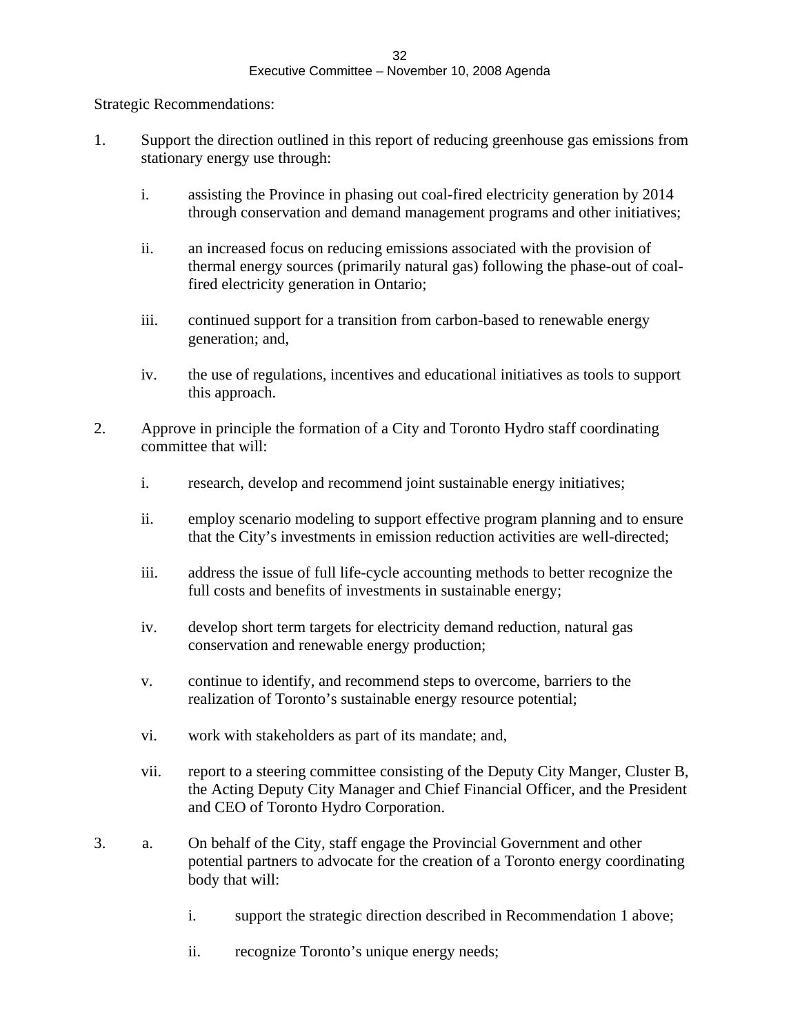Strategic Recommendations:

1. Support the direction outlined in this report of reducing greenhouse gas emissions from stationary energy use through:

   i. assisting the Province in phasing out coal-fired electricity generation by 2014 through conservation and demand management programs and other initiatives;

   ii. an increased focus on reducing emissions associated with the provision of thermal energy sources (primarily natural gas) following the phase-out of coal-fired electricity generation in Ontario;

   iii. continued support for a transition from carbon-based to renewable energy generation; and,

   iv. the use of regulations, incentives and educational initiatives as tools to support this approach.

2. Approve in principle the formation of a City and Toronto Hydro staff coordinating committee that will:

   i. research, develop and recommend joint sustainable energy initiatives;

   ii. employ scenario modeling to support effective program planning and to ensure that the City's investments in emission reduction activities are well-directed;

   iii. address the issue of full life-cycle accounting methods to better recognize the full costs and benefits of investments in sustainable energy;

   iv. develop short term targets for electricity demand reduction, natural gas conservation and renewable energy production;

   v. continue to identify, and recommend steps to overcome, barriers to the realization of Toronto's sustainable energy resource potential;

   vi. work with stakeholders as part of its mandate; and,

   vii. report to a steering committee consisting of the Deputy City Manger, Cluster B, the Acting Deputy City Manager and Chief Financial Officer, and the President and CEO of Toronto Hydro Corporation.

3. a. On behalf of the City, staff engage the Provincial Government and other potential partners to advocate for the creation of a Toronto energy coordinating body that will:

      i. support the strategic direction described in Recommendation 1 above;

      ii. recognize Toronto's unique energy needs;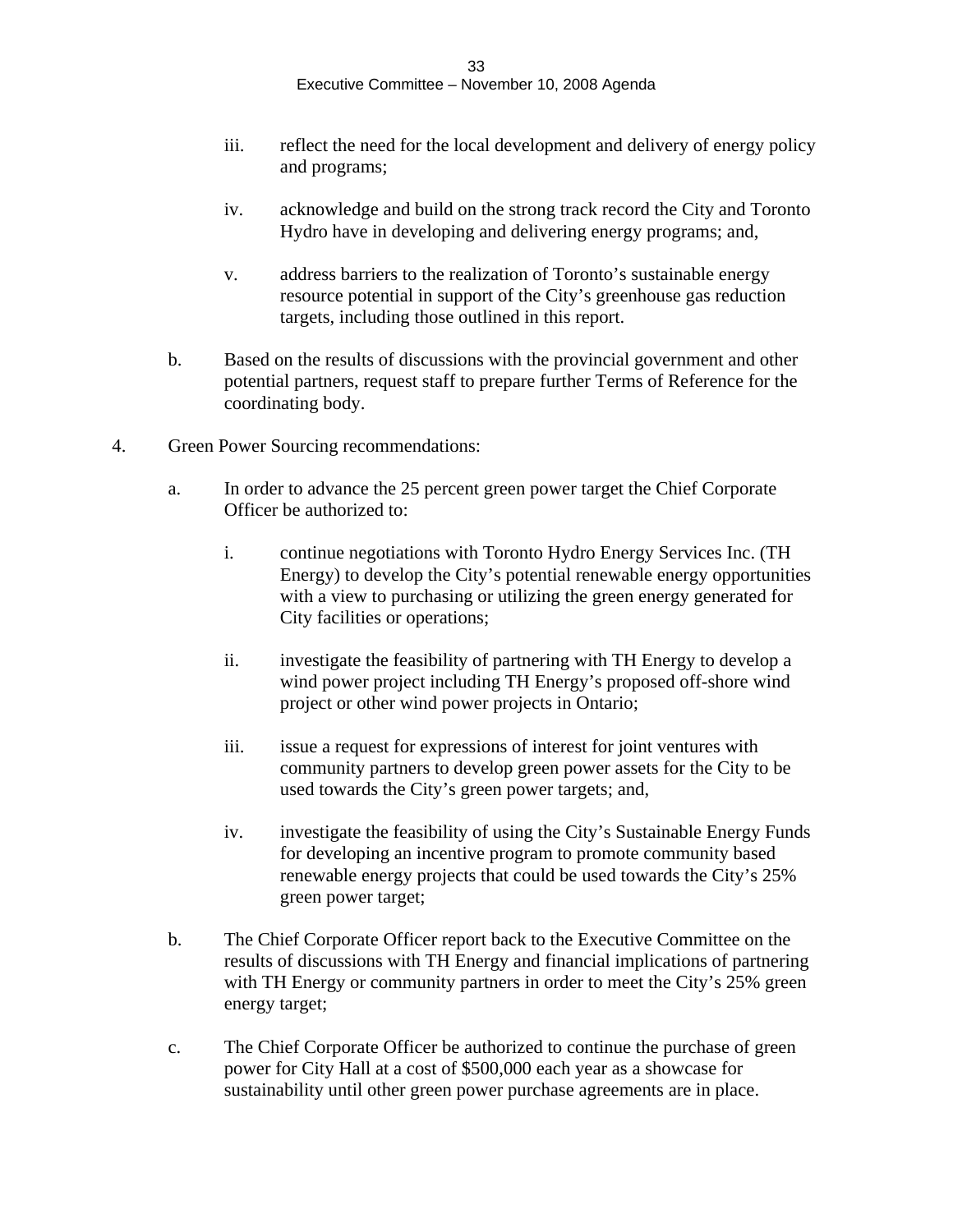iii. reflect the need for the local development and delivery of energy policy and programs;

   iv. acknowledge and build on the strong track record the City and Toronto Hydro have in developing and delivering energy programs; and,

   v. address barriers to the realization of Toronto's sustainable energy resource potential in support of the City's greenhouse gas reduction targets, including those outlined in this report.

b. Based on the results of discussions with the provincial government and other potential partners, request staff to prepare further Terms of Reference for the coordinating body.

4. Green Power Sourcing recommendations:

   a. In order to advance the 25 percent green power target the Chief Corporate Officer be authorized to:

      i. continue negotiations with Toronto Hydro Energy Services Inc. (TH Energy) to develop the City's potential renewable energy opportunities with a view to purchasing or utilizing the green energy generated for City facilities or operations;

      ii. investigate the feasibility of partnering with TH Energy to develop a wind power project including TH Energy's proposed off-shore wind project or other wind power projects in Ontario;

      iii. issue a request for expressions of interest for joint ventures with community partners to develop green power assets for the City to be used towards the City's green power targets; and,

      iv. investigate the feasibility of using the City's Sustainable Energy Funds for developing an incentive program to promote community based renewable energy projects that could be used towards the City's 25% green power target;

   b. The Chief Corporate Officer report back to the Executive Committee on the results of discussions with TH Energy and financial implications of partnering with TH Energy or community partners in order to meet the City's 25% green energy target;

   c. The Chief Corporate Officer be authorized to continue the purchase of green power for City Hall at a cost of $500,000 each year as a showcase for sustainability until other green power purchase agreements are in place.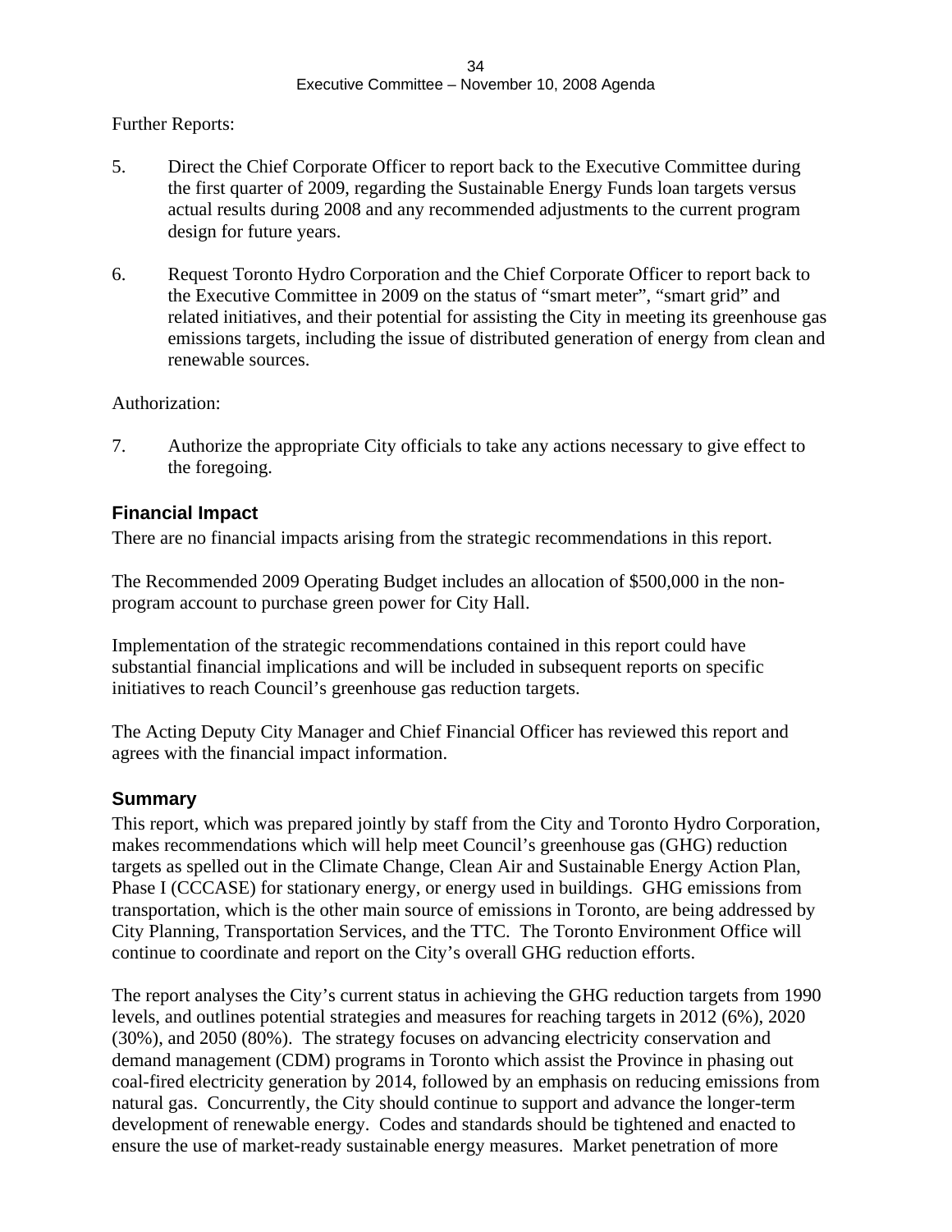Further Reports:

5. Direct the Chief Corporate Officer to report back to the Executive Committee during the first quarter of 2009, regarding the Sustainable Energy Funds loan targets versus actual results during 2008 and any recommended adjustments to the current program design for future years.

6. Request Toronto Hydro Corporation and the Chief Corporate Officer to report back to the Executive Committee in 2009 on the status of "smart meter", "smart grid" and related initiatives, and their potential for assisting the City in meeting its greenhouse gas emissions targets, including the issue of distributed generation of energy from clean and renewable sources.

Authorization:

7. Authorize the appropriate City officials to take any actions necessary to give effect to the foregoing.

## Financial Impact

There are no financial impacts arising from the strategic recommendations in this report.

The Recommended 2009 Operating Budget includes an allocation of $500,000 in the non-program account to purchase green power for City Hall.

Implementation of the strategic recommendations contained in this report could have substantial financial implications and will be included in subsequent reports on specific initiatives to reach Council's greenhouse gas reduction targets.

The Acting Deputy City Manager and Chief Financial Officer has reviewed this report and agrees with the financial impact information.

## Summary

This report, which was prepared jointly by staff from the City and Toronto Hydro Corporation, makes recommendations which will help meet Council's greenhouse gas (GHG) reduction targets as spelled out in the Climate Change, Clean Air and Sustainable Energy Action Plan, Phase I (CCCASE) for stationary energy, or energy used in buildings. GHG emissions from transportation, which is the other main source of emissions in Toronto, are being addressed by City Planning, Transportation Services, and the TTC. The Toronto Environment Office will continue to coordinate and report on the City's overall GHG reduction efforts.

The report analyses the City's current status in achieving the GHG reduction targets from 1990 levels, and outlines potential strategies and measures for reaching targets in 2012 (6%), 2020 (30%), and 2050 (80%). The strategy focuses on advancing electricity conservation and demand management (CDM) programs in Toronto which assist the Province in phasing out coal-fired electricity generation by 2014, followed by an emphasis on reducing emissions from natural gas. Concurrently, the City should continue to support and advance the longer-term development of renewable energy. Codes and standards should be tightened and enacted to ensure the use of market-ready sustainable energy measures. Market penetration of more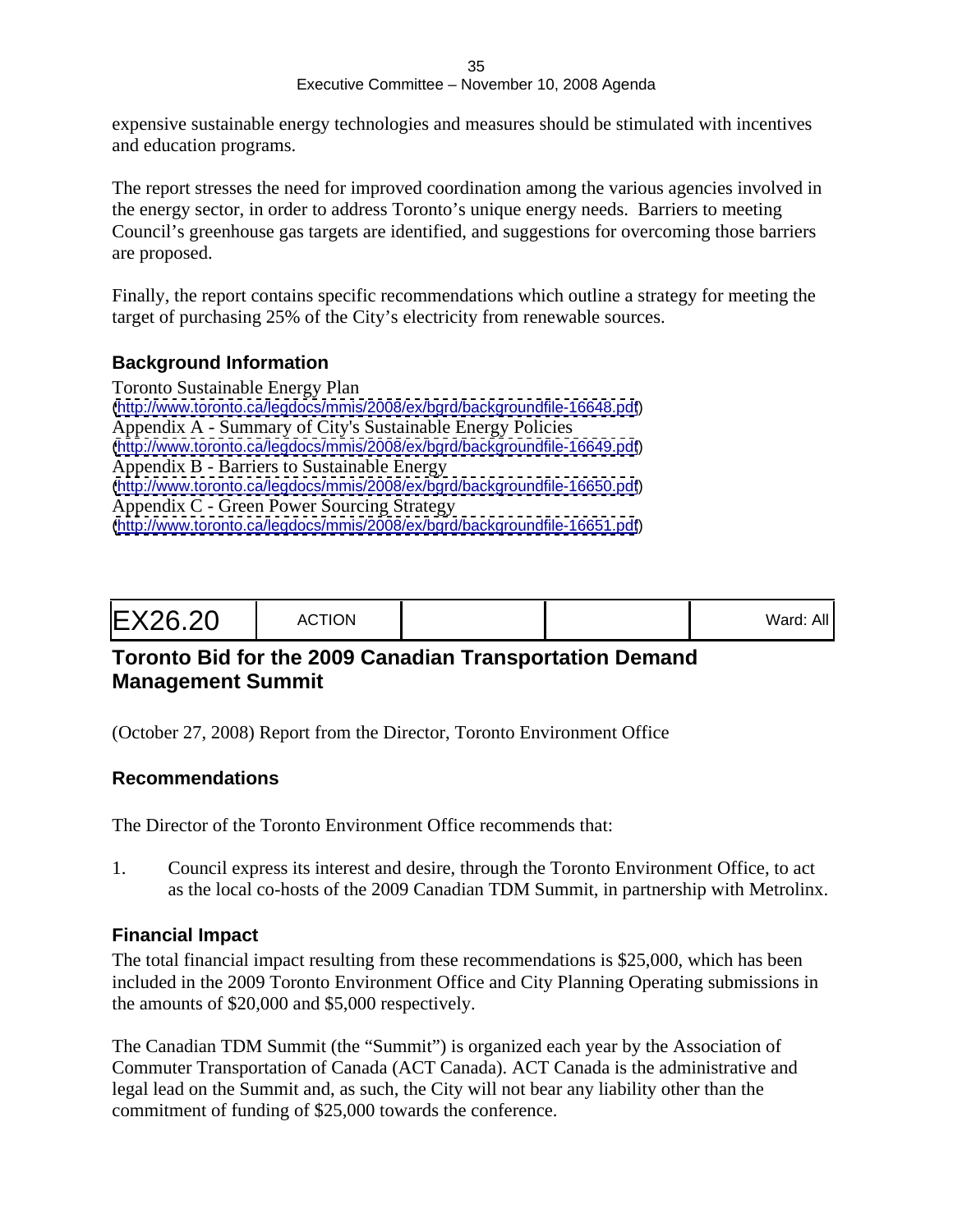expensive sustainable energy technologies and measures should be stimulated with incentives and education programs.

The report stresses the need for improved coordination among the various agencies involved in the energy sector, in order to address Toronto's unique energy needs. Barriers to meeting Council's greenhouse gas targets are identified, and suggestions for overcoming those barriers are proposed.

Finally, the report contains specific recommendations which outline a strategy for meeting the target of purchasing 25% of the City's electricity from renewable sources.

### Background Information

Toronto Sustainable Energy Plan
(http://www.toronto.ca/legdocs/mmis/2008/ex/bgrd/backgroundfile-16648.pdf)
Appendix A - Summary of City's Sustainable Energy Policies
(http://www.toronto.ca/legdocs/mmis/2008/ex/bgrd/backgroundfile-16649.pdf)
Appendix B - Barriers to Sustainable Energy
(http://www.toronto.ca/legdocs/mmis/2008/ex/bgrd/backgroundfile-16650.pdf)
Appendix C - Green Power Sourcing Strategy
(http://www.toronto.ca/legdocs/mmis/2008/ex/bgrd/backgroundfile-16651.pdf)

| EX26.20 | ACTION | | | Ward: All |
|---|---|---|---|---|

## Toronto Bid for the 2009 Canadian Transportation Demand Management Summit

(October 27, 2008) Report from the Director, Toronto Environment Office

### Recommendations

The Director of the Toronto Environment Office recommends that:

1. Council express its interest and desire, through the Toronto Environment Office, to act as the local co-hosts of the 2009 Canadian TDM Summit, in partnership with Metrolinx.

### Financial Impact

The total financial impact resulting from these recommendations is $25,000, which has been included in the 2009 Toronto Environment Office and City Planning Operating submissions in the amounts of $20,000 and $5,000 respectively.

The Canadian TDM Summit (the "Summit") is organized each year by the Association of Commuter Transportation of Canada (ACT Canada). ACT Canada is the administrative and legal lead on the Summit and, as such, the City will not bear any liability other than the commitment of funding of $25,000 towards the conference.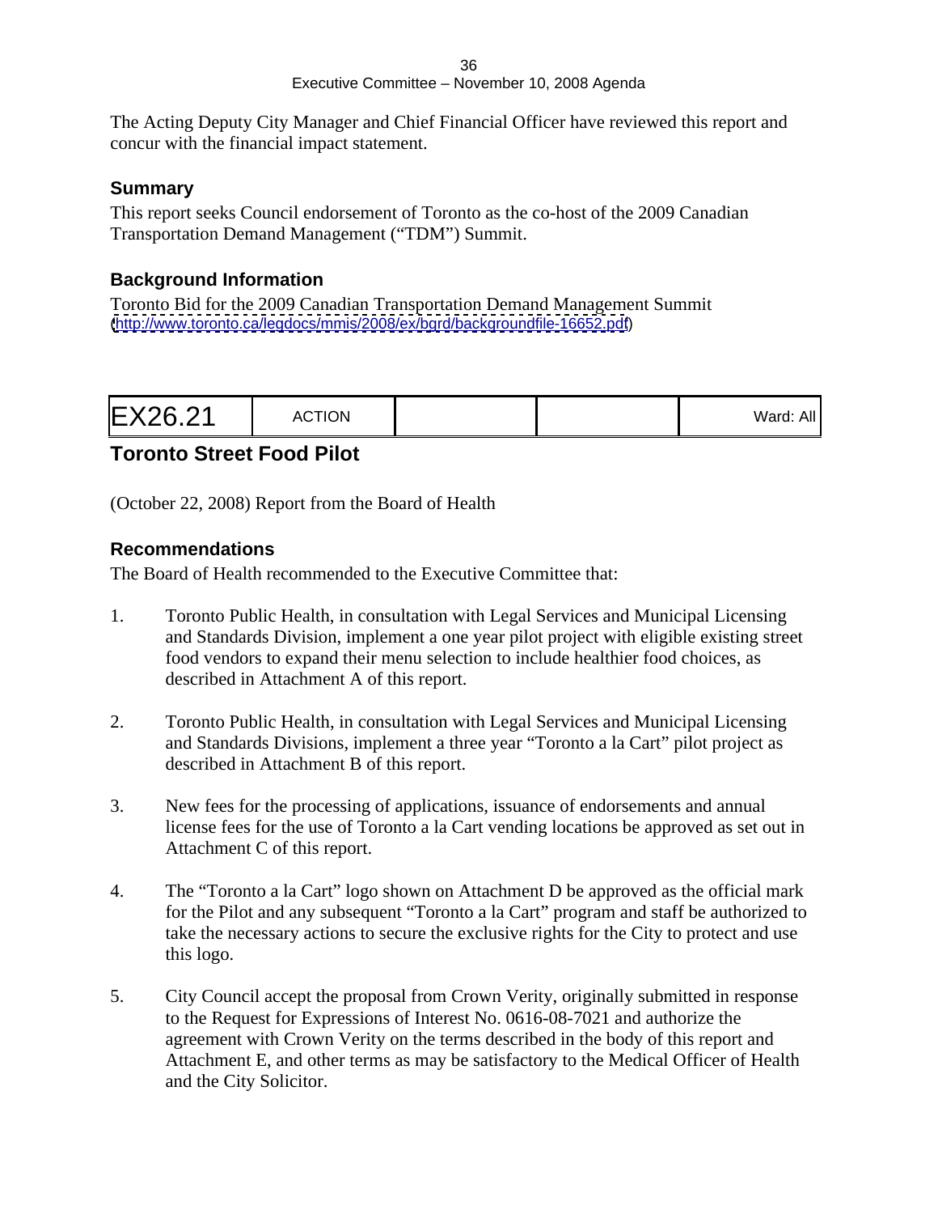The Acting Deputy City Manager and Chief Financial Officer have reviewed this report and concur with the financial impact statement.

### Summary

This report seeks Council endorsement of Toronto as the co-host of the 2009 Canadian Transportation Demand Management ("TDM") Summit.

### Background Information

Toronto Bid for the 2009 Canadian Transportation Demand Management Summit
(http://www.toronto.ca/legdocs/mmis/2008/ex/bgrd/backgroundfile-16652.pdf)

| EX26.21 | ACTION | | | Ward: All |
|---|---|---|---|---|

## Toronto Street Food Pilot

(October 22, 2008) Report from the Board of Health

### Recommendations

The Board of Health recommended to the Executive Committee that:

1. Toronto Public Health, in consultation with Legal Services and Municipal Licensing and Standards Division, implement a one year pilot project with eligible existing street food vendors to expand their menu selection to include healthier food choices, as described in Attachment A of this report.

2. Toronto Public Health, in consultation with Legal Services and Municipal Licensing and Standards Divisions, implement a three year "Toronto a la Cart" pilot project as described in Attachment B of this report.

3. New fees for the processing of applications, issuance of endorsements and annual license fees for the use of Toronto a la Cart vending locations be approved as set out in Attachment C of this report.

4. The "Toronto a la Cart" logo shown on Attachment D be approved as the official mark for the Pilot and any subsequent "Toronto a la Cart" program and staff be authorized to take the necessary actions to secure the exclusive rights for the City to protect and use this logo.

5. City Council accept the proposal from Crown Verity, originally submitted in response to the Request for Expressions of Interest No. 0616-08-7021 and authorize the agreement with Crown Verity on the terms described in the body of this report and Attachment E, and other terms as may be satisfactory to the Medical Officer of Health and the City Solicitor.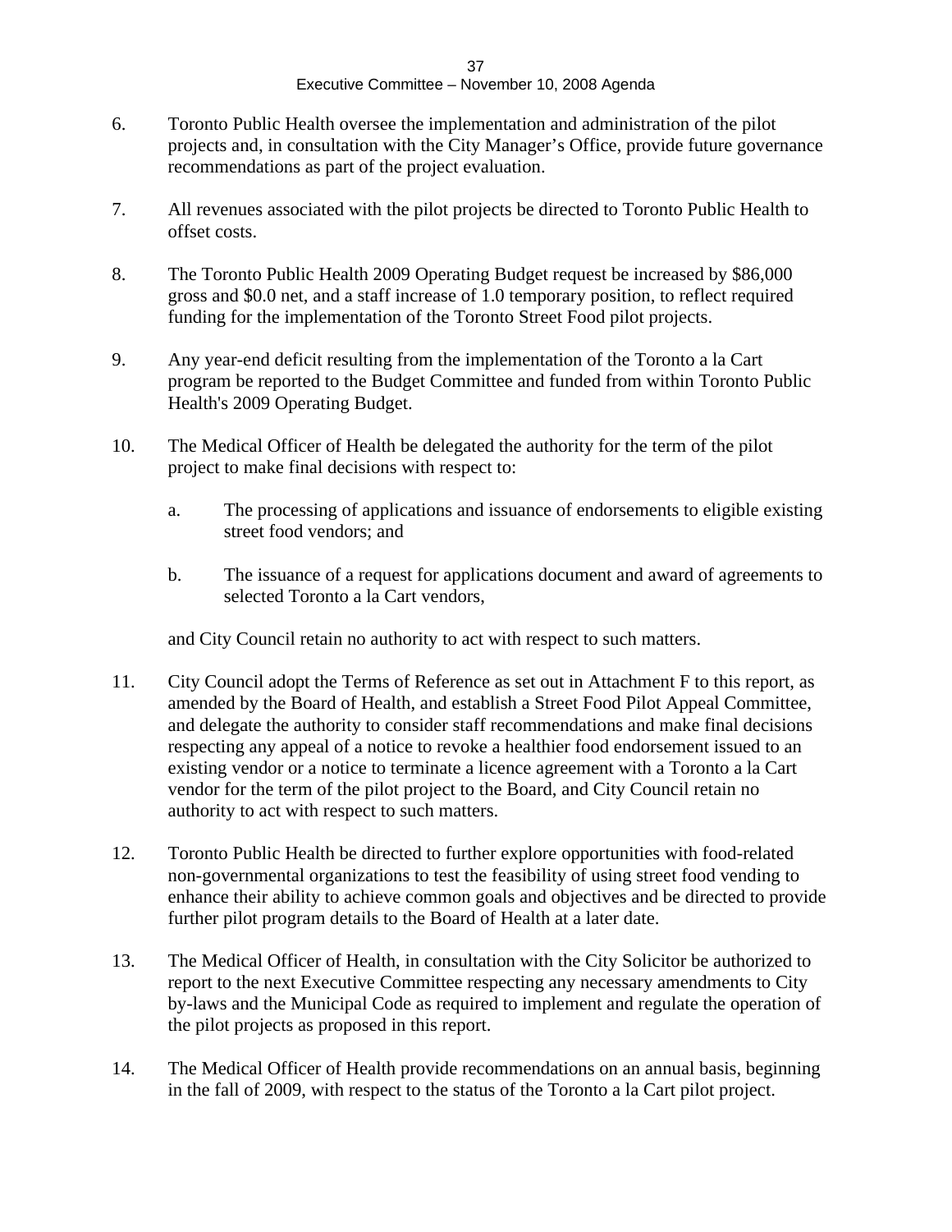6. Toronto Public Health oversee the implementation and administration of the pilot projects and, in consultation with the City Manager's Office, provide future governance recommendations as part of the project evaluation.

7. All revenues associated with the pilot projects be directed to Toronto Public Health to offset costs.

8. The Toronto Public Health 2009 Operating Budget request be increased by $86,000 gross and $0.0 net, and a staff increase of 1.0 temporary position, to reflect required funding for the implementation of the Toronto Street Food pilot projects.

9. Any year-end deficit resulting from the implementation of the Toronto a la Cart program be reported to the Budget Committee and funded from within Toronto Public Health's 2009 Operating Budget.

10. The Medical Officer of Health be delegated the authority for the term of the pilot project to make final decisions with respect to:

    a. The processing of applications and issuance of endorsements to eligible existing street food vendors; and

    b. The issuance of a request for applications document and award of agreements to selected Toronto a la Cart vendors,

    and City Council retain no authority to act with respect to such matters.

11. City Council adopt the Terms of Reference as set out in Attachment F to this report, as amended by the Board of Health, and establish a Street Food Pilot Appeal Committee, and delegate the authority to consider staff recommendations and make final decisions respecting any appeal of a notice to revoke a healthier food endorsement issued to an existing vendor or a notice to terminate a licence agreement with a Toronto a la Cart vendor for the term of the pilot project to the Board, and City Council retain no authority to act with respect to such matters.

12. Toronto Public Health be directed to further explore opportunities with food-related non-governmental organizations to test the feasibility of using street food vending to enhance their ability to achieve common goals and objectives and be directed to provide further pilot program details to the Board of Health at a later date.

13. The Medical Officer of Health, in consultation with the City Solicitor be authorized to report to the next Executive Committee respecting any necessary amendments to City by-laws and the Municipal Code as required to implement and regulate the operation of the pilot projects as proposed in this report.

14. The Medical Officer of Health provide recommendations on an annual basis, beginning in the fall of 2009, with respect to the status of the Toronto a la Cart pilot project.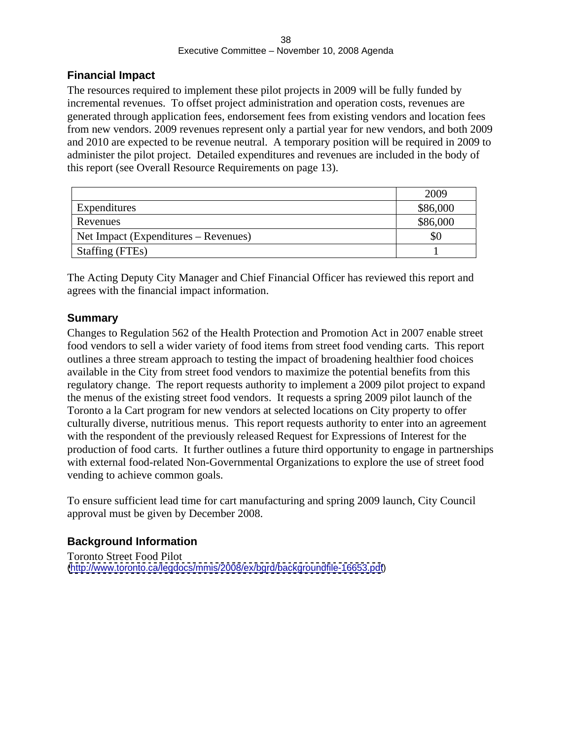## Financial Impact

The resources required to implement these pilot projects in 2009 will be fully funded by incremental revenues. To offset project administration and operation costs, revenues are generated through application fees, endorsement fees from existing vendors and location fees from new vendors. 2009 revenues represent only a partial year for new vendors, and both 2009 and 2010 are expected to be revenue neutral. A temporary position will be required in 2009 to administer the pilot project. Detailed expenditures and revenues are included in the body of this report (see Overall Resource Requirements on page 13).

| | 2009 |
|---|---|
| Expenditures | $86,000 |
| Revenues | $86,000 |
| Net Impact (Expenditures – Revenues) | $0 |
| Staffing (FTEs) | 1 |

The Acting Deputy City Manager and Chief Financial Officer has reviewed this report and agrees with the financial impact information.

## Summary

Changes to Regulation 562 of the Health Protection and Promotion Act in 2007 enable street food vendors to sell a wider variety of food items from street food vending carts. This report outlines a three stream approach to testing the impact of broadening healthier food choices available in the City from street food vendors to maximize the potential benefits from this regulatory change. The report requests authority to implement a 2009 pilot project to expand the menus of the existing street food vendors. It requests a spring 2009 pilot launch of the Toronto a la Cart program for new vendors at selected locations on City property to offer culturally diverse, nutritious menus. This report requests authority to enter into an agreement with the respondent of the previously released Request for Expressions of Interest for the production of food carts. It further outlines a future third opportunity to engage in partnerships with external food-related Non-Governmental Organizations to explore the use of street food vending to achieve common goals.

To ensure sufficient lead time for cart manufacturing and spring 2009 launch, City Council approval must be given by December 2008.

## Background Information

Toronto Street Food Pilot
(http://www.toronto.ca/legdocs/mmis/2008/ex/bgrd/backgroundfile-16653.pdf)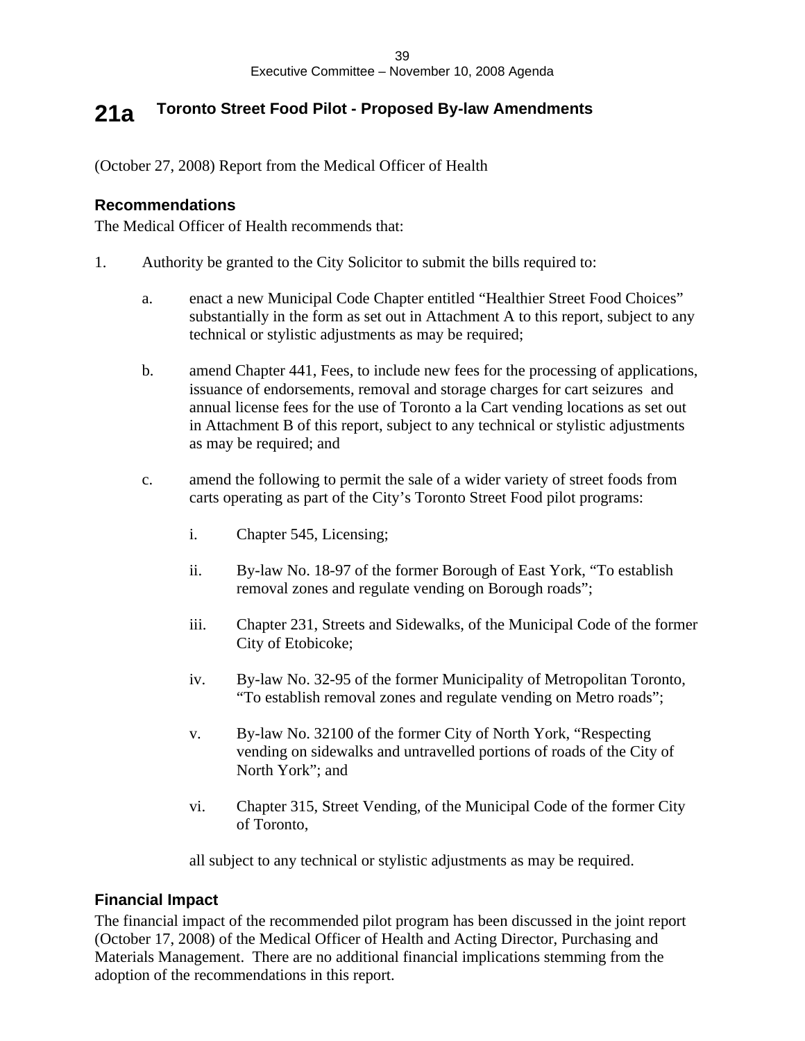# 21a Toronto Street Food Pilot - Proposed By-law Amendments

(October 27, 2008) Report from the Medical Officer of Health

## Recommendations

The Medical Officer of Health recommends that:

1. Authority be granted to the City Solicitor to submit the bills required to:

   a. enact a new Municipal Code Chapter entitled "Healthier Street Food Choices" substantially in the form as set out in Attachment A to this report, subject to any technical or stylistic adjustments as may be required;

   b. amend Chapter 441, Fees, to include new fees for the processing of applications, issuance of endorsements, removal and storage charges for cart seizures and annual license fees for the use of Toronto a la Cart vending locations as set out in Attachment B of this report, subject to any technical or stylistic adjustments as may be required; and

   c. amend the following to permit the sale of a wider variety of street foods from carts operating as part of the City's Toronto Street Food pilot programs:

      i. Chapter 545, Licensing;

      ii. By-law No. 18-97 of the former Borough of East York, "To establish removal zones and regulate vending on Borough roads";

      iii. Chapter 231, Streets and Sidewalks, of the Municipal Code of the former City of Etobicoke;

      iv. By-law No. 32-95 of the former Municipality of Metropolitan Toronto, "To establish removal zones and regulate vending on Metro roads";

      v. By-law No. 32100 of the former City of North York, "Respecting vending on sidewalks and untravelled portions of roads of the City of North York"; and

      vi. Chapter 315, Street Vending, of the Municipal Code of the former City of Toronto,

   all subject to any technical or stylistic adjustments as may be required.

## Financial Impact

The financial impact of the recommended pilot program has been discussed in the joint report (October 17, 2008) of the Medical Officer of Health and Acting Director, Purchasing and Materials Management. There are no additional financial implications stemming from the adoption of the recommendations in this report.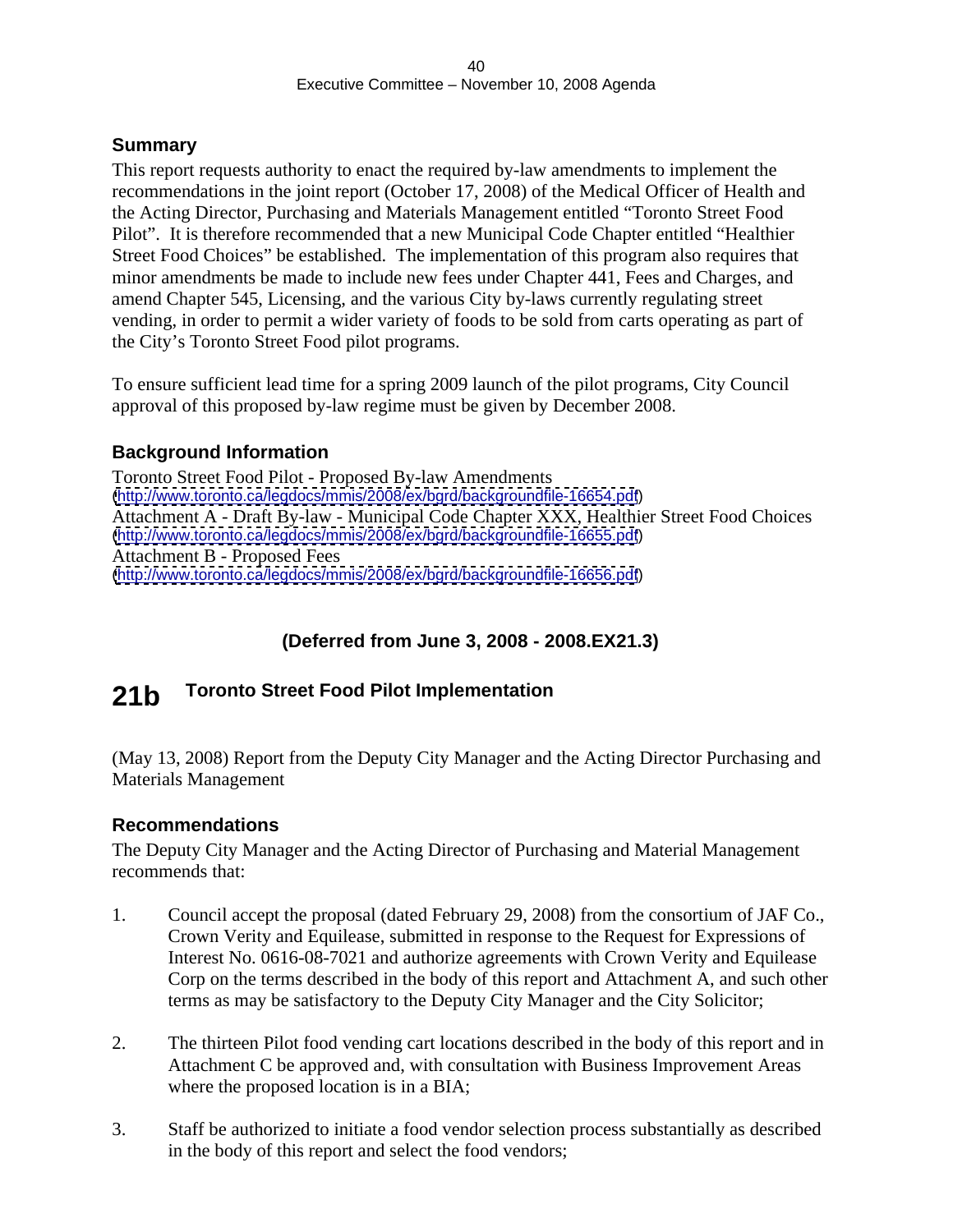### Summary

This report requests authority to enact the required by-law amendments to implement the recommendations in the joint report (October 17, 2008) of the Medical Officer of Health and the Acting Director, Purchasing and Materials Management entitled "Toronto Street Food Pilot". It is therefore recommended that a new Municipal Code Chapter entitled "Healthier Street Food Choices" be established. The implementation of this program also requires that minor amendments be made to include new fees under Chapter 441, Fees and Charges, and amend Chapter 545, Licensing, and the various City by-laws currently regulating street vending, in order to permit a wider variety of foods to be sold from carts operating as part of the City's Toronto Street Food pilot programs.

To ensure sufficient lead time for a spring 2009 launch of the pilot programs, City Council approval of this proposed by-law regime must be given by December 2008.

### Background Information

Toronto Street Food Pilot - Proposed By-law Amendments
(http://www.toronto.ca/legdocs/mmis/2008/ex/bgrd/backgroundfile-16654.pdf)
Attachment A - Draft By-law - Municipal Code Chapter XXX, Healthier Street Food Choices
(http://www.toronto.ca/legdocs/mmis/2008/ex/bgrd/backgroundfile-16655.pdf)
Attachment B - Proposed Fees
(http://www.toronto.ca/legdocs/mmis/2008/ex/bgrd/backgroundfile-16656.pdf)

**(Deferred from June 3, 2008 - 2008.EX21.3)**

## 21b Toronto Street Food Pilot Implementation

(May 13, 2008) Report from the Deputy City Manager and the Acting Director Purchasing and Materials Management

### Recommendations

The Deputy City Manager and the Acting Director of Purchasing and Material Management recommends that:

1. Council accept the proposal (dated February 29, 2008) from the consortium of JAF Co., Crown Verity and Equilease, submitted in response to the Request for Expressions of Interest No. 0616-08-7021 and authorize agreements with Crown Verity and Equilease Corp on the terms described in the body of this report and Attachment A, and such other terms as may be satisfactory to the Deputy City Manager and the City Solicitor;

2. The thirteen Pilot food vending cart locations described in the body of this report and in Attachment C be approved and, with consultation with Business Improvement Areas where the proposed location is in a BIA;

3. Staff be authorized to initiate a food vendor selection process substantially as described in the body of this report and select the food vendors;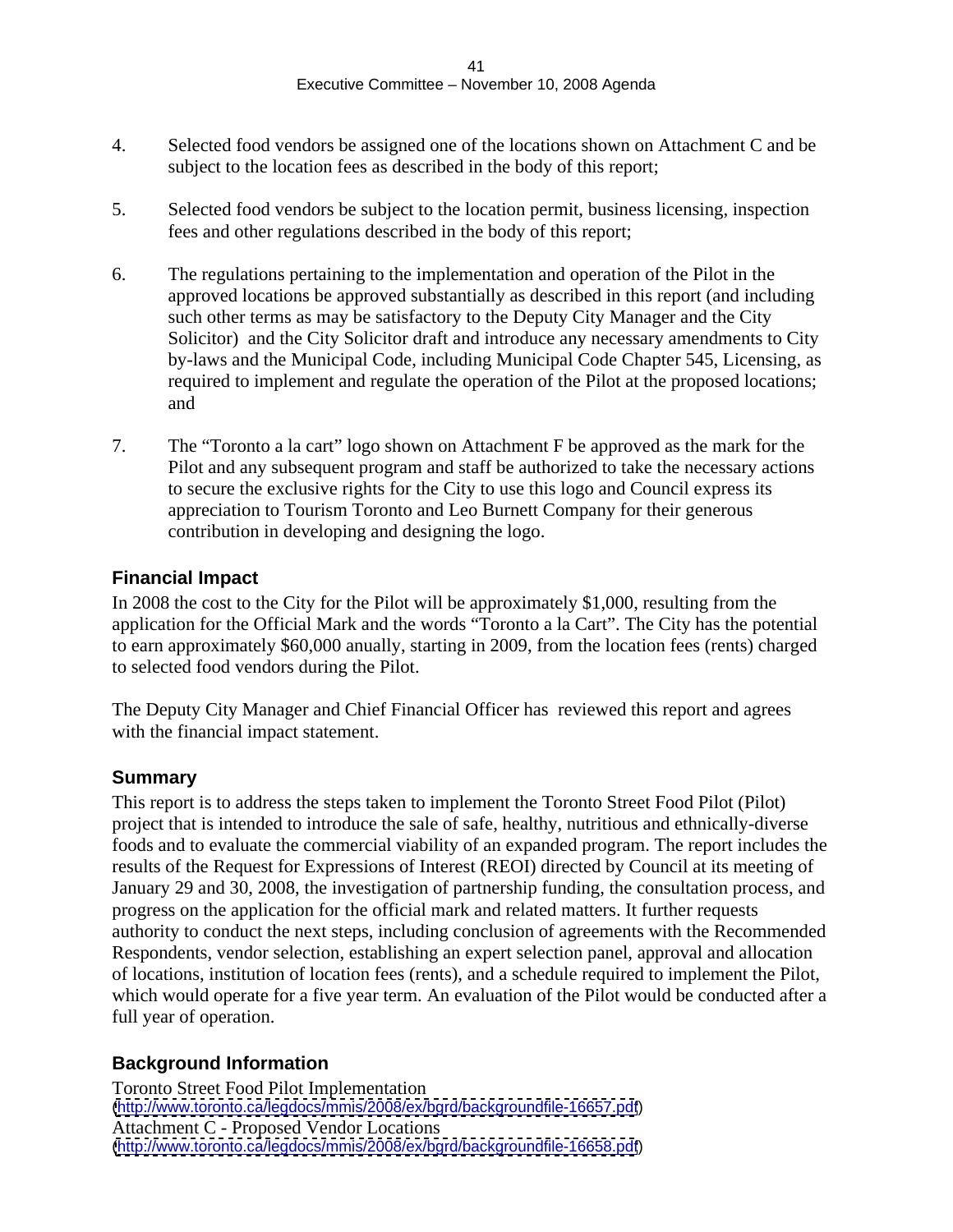4. Selected food vendors be assigned one of the locations shown on Attachment C and be subject to the location fees as described in the body of this report;

5. Selected food vendors be subject to the location permit, business licensing, inspection fees and other regulations described in the body of this report;

6. The regulations pertaining to the implementation and operation of the Pilot in the approved locations be approved substantially as described in this report (and including such other terms as may be satisfactory to the Deputy City Manager and the City Solicitor) and the City Solicitor draft and introduce any necessary amendments to City by-laws and the Municipal Code, including Municipal Code Chapter 545, Licensing, as required to implement and regulate the operation of the Pilot at the proposed locations; and

7. The "Toronto a la cart" logo shown on Attachment F be approved as the mark for the Pilot and any subsequent program and staff be authorized to take the necessary actions to secure the exclusive rights for the City to use this logo and Council express its appreciation to Tourism Toronto and Leo Burnett Company for their generous contribution in developing and designing the logo.

## Financial Impact

In 2008 the cost to the City for the Pilot will be approximately $1,000, resulting from the application for the Official Mark and the words "Toronto a la Cart". The City has the potential to earn approximately $60,000 anually, starting in 2009, from the location fees (rents) charged to selected food vendors during the Pilot.

The Deputy City Manager and Chief Financial Officer has reviewed this report and agrees with the financial impact statement.

## Summary

This report is to address the steps taken to implement the Toronto Street Food Pilot (Pilot) project that is intended to introduce the sale of safe, healthy, nutritious and ethnically-diverse foods and to evaluate the commercial viability of an expanded program. The report includes the results of the Request for Expressions of Interest (REOI) directed by Council at its meeting of January 29 and 30, 2008, the investigation of partnership funding, the consultation process, and progress on the application for the official mark and related matters. It further requests authority to conduct the next steps, including conclusion of agreements with the Recommended Respondents, vendor selection, establishing an expert selection panel, approval and allocation of locations, institution of location fees (rents), and a schedule required to implement the Pilot, which would operate for a five year term. An evaluation of the Pilot would be conducted after a full year of operation.

## Background Information

Toronto Street Food Pilot Implementation
(http://www.toronto.ca/legdocs/mmis/2008/ex/bgrd/backgroundfile-16657.pdf)
Attachment C - Proposed Vendor Locations
(http://www.toronto.ca/legdocs/mmis/2008/ex/bgrd/backgroundfile-16658.pdf)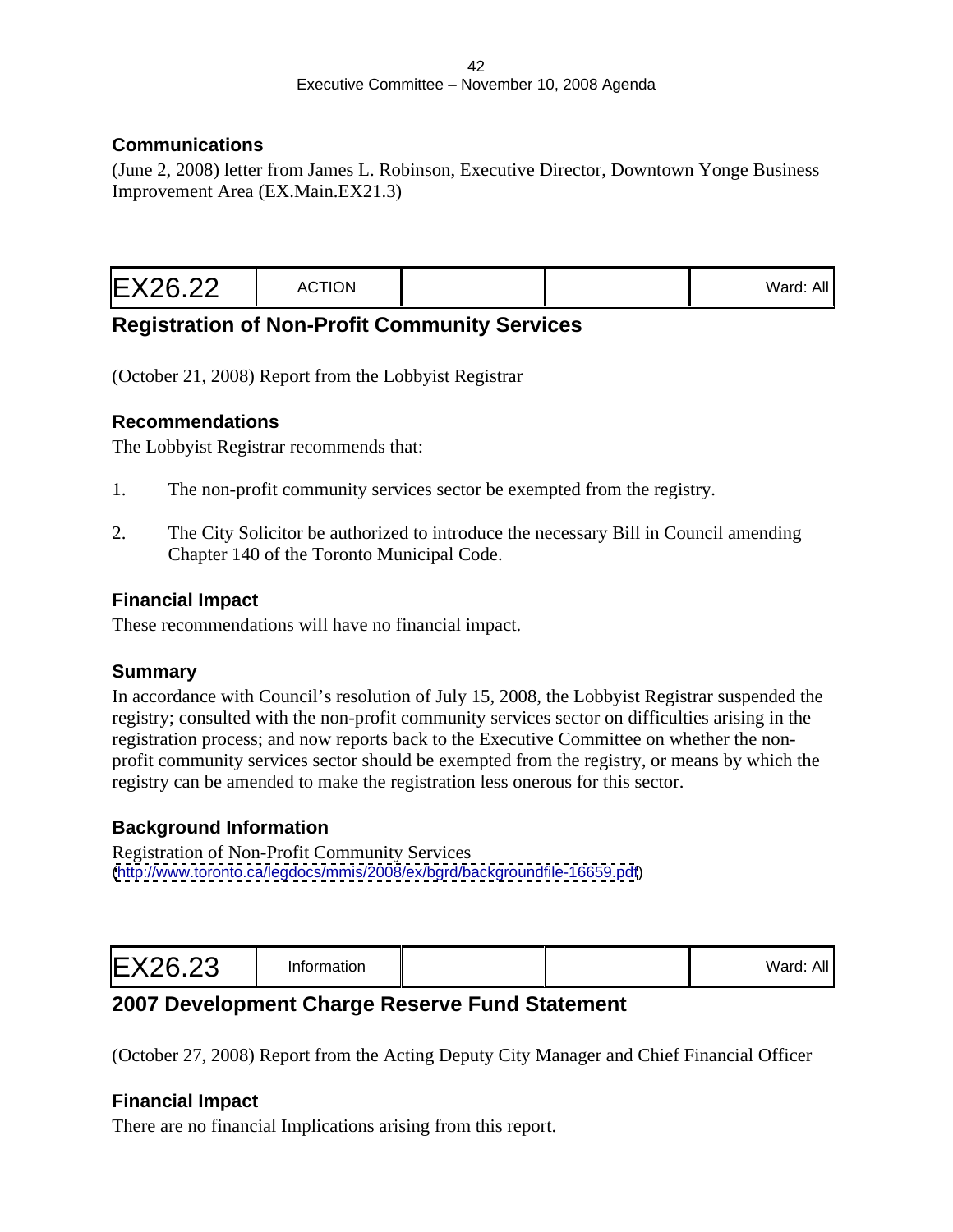### Communications

(June 2, 2008) letter from James L. Robinson, Executive Director, Downtown Yonge Business Improvement Area (EX.Main.EX21.3)

| EX26.22 | ACTION | | | Ward: All |
|---|---|---|---|---|

## Registration of Non-Profit Community Services

(October 21, 2008) Report from the Lobbyist Registrar

### Recommendations

The Lobbyist Registrar recommends that:

1. The non-profit community services sector be exempted from the registry.

2. The City Solicitor be authorized to introduce the necessary Bill in Council amending Chapter 140 of the Toronto Municipal Code.

### Financial Impact

These recommendations will have no financial impact.

### Summary

In accordance with Council's resolution of July 15, 2008, the Lobbyist Registrar suspended the registry; consulted with the non-profit community services sector on difficulties arising in the registration process; and now reports back to the Executive Committee on whether the non-profit community services sector should be exempted from the registry, or means by which the registry can be amended to make the registration less onerous for this sector.

### Background Information

Registration of Non-Profit Community Services
(http://www.toronto.ca/legdocs/mmis/2008/ex/bgrd/backgroundfile-16659.pdf)

| EX26.23 | Information | | | Ward: All |
|---|---|---|---|---|

## 2007 Development Charge Reserve Fund Statement

(October 27, 2008) Report from the Acting Deputy City Manager and Chief Financial Officer

### Financial Impact

There are no financial Implications arising from this report.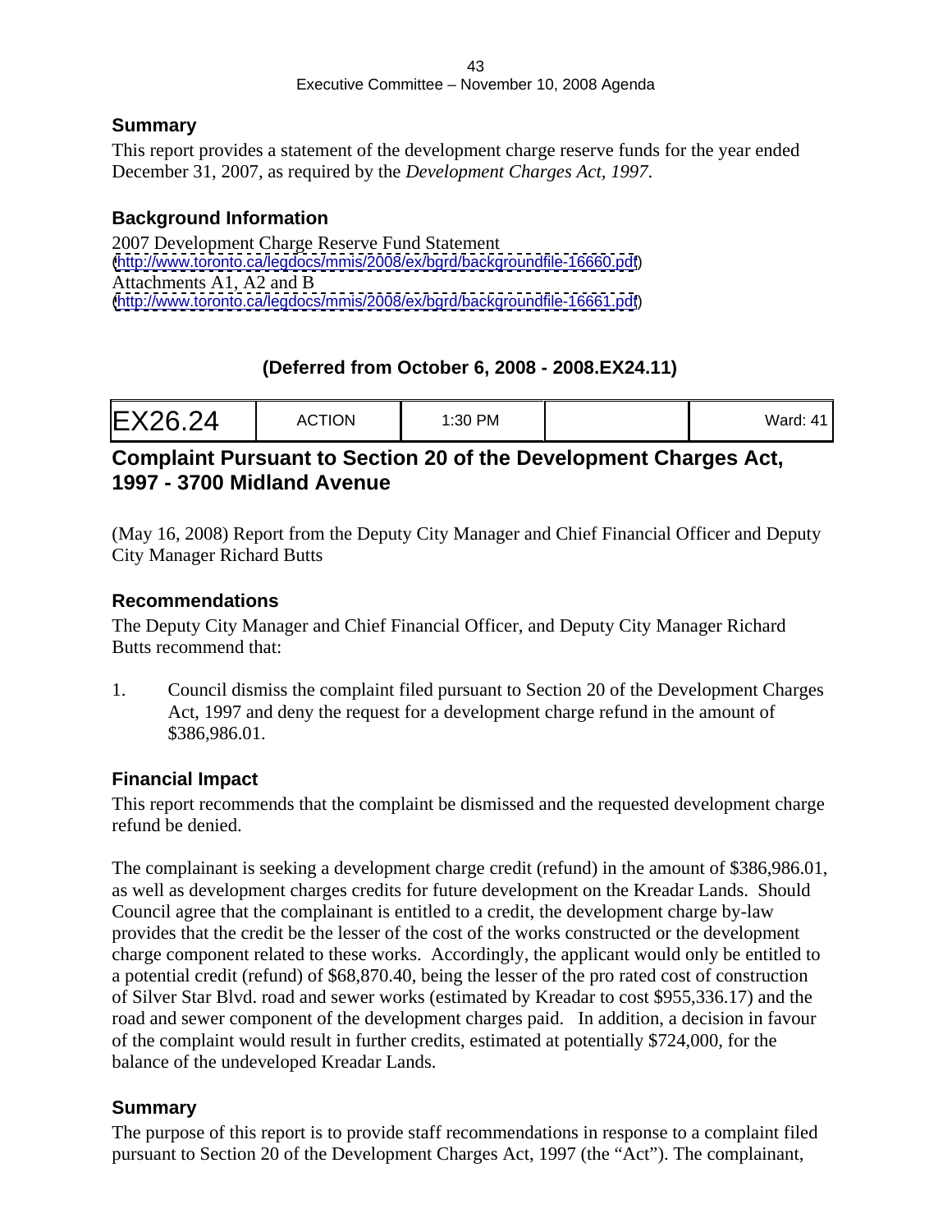### Summary

This report provides a statement of the development charge reserve funds for the year ended December 31, 2007, as required by the *Development Charges Act, 1997*.

### Background Information

2007 Development Charge Reserve Fund Statement
(http://www.toronto.ca/legdocs/mmis/2008/ex/bgrd/backgroundfile-16660.pdf)
Attachments A1, A2 and B
(http://www.toronto.ca/legdocs/mmis/2008/ex/bgrd/backgroundfile-16661.pdf)

**(Deferred from October 6, 2008 - 2008.EX24.11)**

| EX26.24 | ACTION | 1:30 PM | | Ward: 41 |
|---|---|---|---|---|

## Complaint Pursuant to Section 20 of the Development Charges Act, 1997 - 3700 Midland Avenue

(May 16, 2008) Report from the Deputy City Manager and Chief Financial Officer and Deputy City Manager Richard Butts

### Recommendations

The Deputy City Manager and Chief Financial Officer, and Deputy City Manager Richard Butts recommend that:

1. Council dismiss the complaint filed pursuant to Section 20 of the Development Charges Act, 1997 and deny the request for a development charge refund in the amount of $386,986.01.

### Financial Impact

This report recommends that the complaint be dismissed and the requested development charge refund be denied.

The complainant is seeking a development charge credit (refund) in the amount of $386,986.01, as well as development charges credits for future development on the Kreadar Lands. Should Council agree that the complainant is entitled to a credit, the development charge by-law provides that the credit be the lesser of the cost of the works constructed or the development charge component related to these works. Accordingly, the applicant would only be entitled to a potential credit (refund) of $68,870.40, being the lesser of the pro rated cost of construction of Silver Star Blvd. road and sewer works (estimated by Kreadar to cost $955,336.17) and the road and sewer component of the development charges paid. In addition, a decision in favour of the complaint would result in further credits, estimated at potentially $724,000, for the balance of the undeveloped Kreadar Lands.

### Summary

The purpose of this report is to provide staff recommendations in response to a complaint filed pursuant to Section 20 of the Development Charges Act, 1997 (the "Act"). The complainant,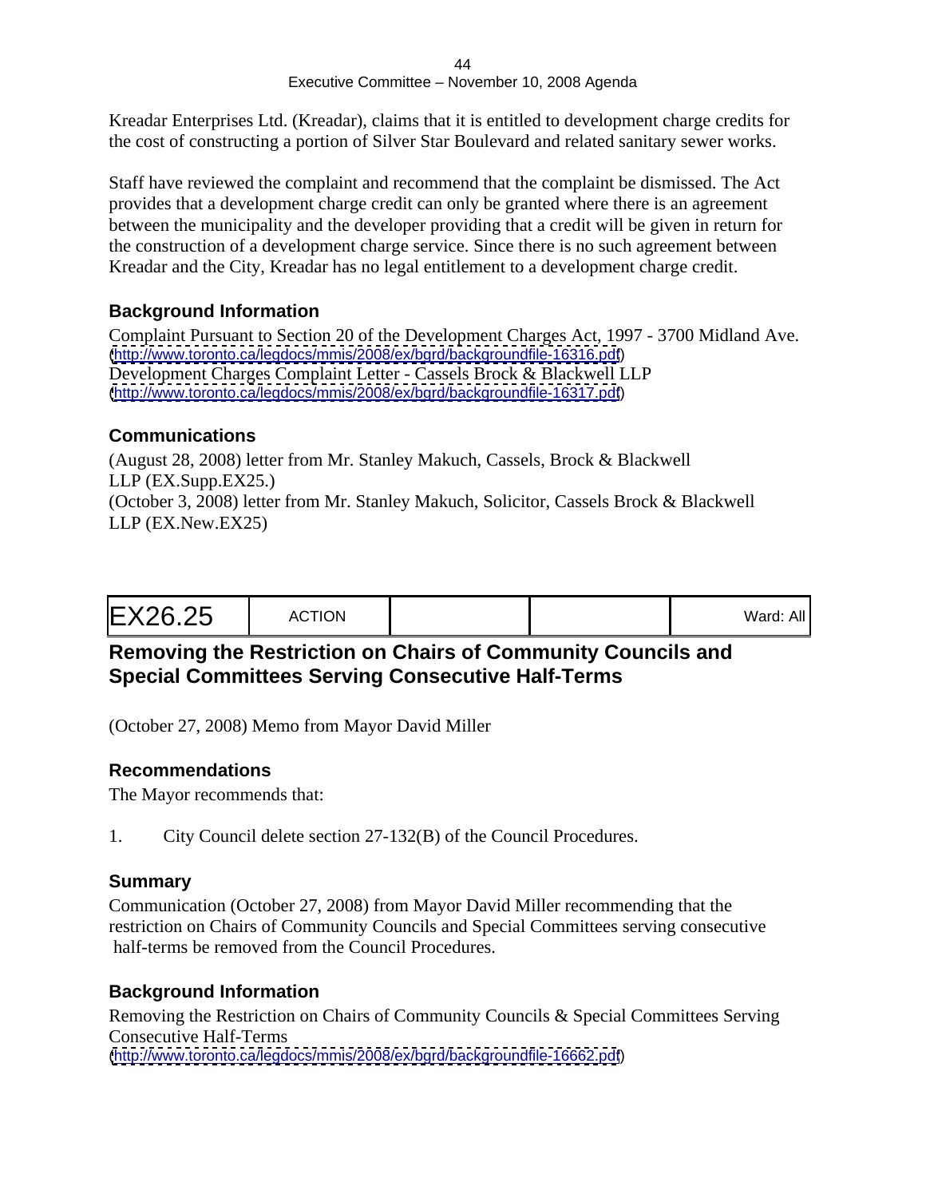Kreadar Enterprises Ltd. (Kreadar), claims that it is entitled to development charge credits for the cost of constructing a portion of Silver Star Boulevard and related sanitary sewer works.

Staff have reviewed the complaint and recommend that the complaint be dismissed. The Act provides that a development charge credit can only be granted where there is an agreement between the municipality and the developer providing that a credit will be given in return for the construction of a development charge service. Since there is no such agreement between Kreadar and the City, Kreadar has no legal entitlement to a development charge credit.

### Background Information

Complaint Pursuant to Section 20 of the Development Charges Act, 1997 - 3700 Midland Ave.
(http://www.toronto.ca/legdocs/mmis/2008/ex/bgrd/backgroundfile-16316.pdf)
Development Charges Complaint Letter - Cassels Brock & Blackwell LLP
(http://www.toronto.ca/legdocs/mmis/2008/ex/bgrd/backgroundfile-16317.pdf)

### Communications

(August 28, 2008) letter from Mr. Stanley Makuch, Cassels, Brock & Blackwell LLP (EX.Supp.EX25.)
(October 3, 2008) letter from Mr. Stanley Makuch, Solicitor, Cassels Brock & Blackwell LLP (EX.New.EX25)

| EX26.25 | ACTION | | | Ward: All |
|---|---|---|---|---|

## Removing the Restriction on Chairs of Community Councils and Special Committees Serving Consecutive Half-Terms

(October 27, 2008) Memo from Mayor David Miller

### Recommendations

The Mayor recommends that:

1. City Council delete section 27-132(B) of the Council Procedures.

### Summary

Communication (October 27, 2008) from Mayor David Miller recommending that the restriction on Chairs of Community Councils and Special Committees serving consecutive half-terms be removed from the Council Procedures.

### Background Information

Removing the Restriction on Chairs of Community Councils & Special Committees Serving Consecutive Half-Terms
(http://www.toronto.ca/legdocs/mmis/2008/ex/bgrd/backgroundfile-16662.pdf)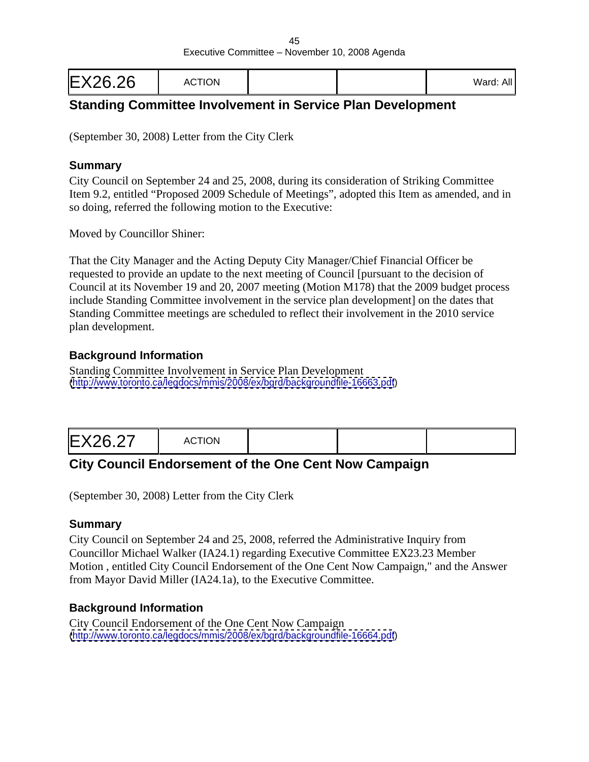| EX26.26 | ACTION | | | Ward: All |
|---|---|---|---|---|

## Standing Committee Involvement in Service Plan Development

(September 30, 2008) Letter from the City Clerk

### Summary

City Council on September 24 and 25, 2008, during its consideration of Striking Committee Item 9.2, entitled "Proposed 2009 Schedule of Meetings", adopted this Item as amended, and in so doing, referred the following motion to the Executive:

Moved by Councillor Shiner:

That the City Manager and the Acting Deputy City Manager/Chief Financial Officer be requested to provide an update to the next meeting of Council [pursuant to the decision of Council at its November 19 and 20, 2007 meeting (Motion M178) that the 2009 budget process include Standing Committee involvement in the service plan development] on the dates that Standing Committee meetings are scheduled to reflect their involvement in the 2010 service plan development.

### Background Information

Standing Committee Involvement in Service Plan Development
(http://www.toronto.ca/legdocs/mmis/2008/ex/bgrd/backgroundfile-16663.pdf)

| EX26.27 | ACTION | | | |
|---|---|---|---|---|

## City Council Endorsement of the One Cent Now Campaign

(September 30, 2008) Letter from the City Clerk

### Summary

City Council on September 24 and 25, 2008, referred the Administrative Inquiry from Councillor Michael Walker (IA24.1) regarding Executive Committee EX23.23 Member Motion , entitled City Council Endorsement of the One Cent Now Campaign," and the Answer from Mayor David Miller (IA24.1a), to the Executive Committee.

### Background Information

City Council Endorsement of the One Cent Now Campaign
(http://www.toronto.ca/legdocs/mmis/2008/ex/bgrd/backgroundfile-16664.pdf)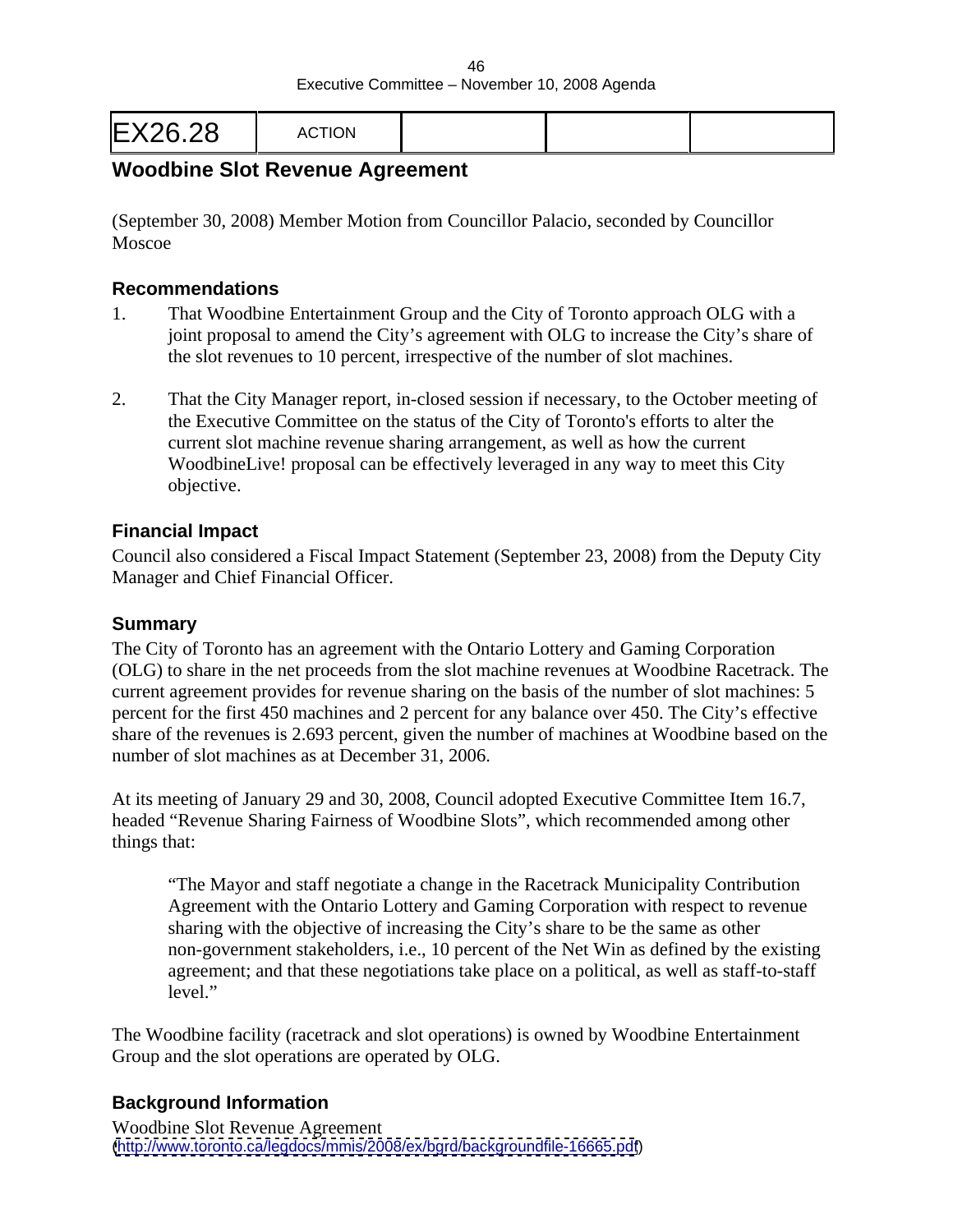| EX26.28 | ACTION | | | |
|---|---|---|---|---|

## Woodbine Slot Revenue Agreement

(September 30, 2008) Member Motion from Councillor Palacio, seconded by Councillor Moscoe

### Recommendations

1. That Woodbine Entertainment Group and the City of Toronto approach OLG with a joint proposal to amend the City's agreement with OLG to increase the City's share of the slot revenues to 10 percent, irrespective of the number of slot machines.

2. That the City Manager report, in-closed session if necessary, to the October meeting of the Executive Committee on the status of the City of Toronto's efforts to alter the current slot machine revenue sharing arrangement, as well as how the current WoodbineLive! proposal can be effectively leveraged in any way to meet this City objective.

### Financial Impact

Council also considered a Fiscal Impact Statement (September 23, 2008) from the Deputy City Manager and Chief Financial Officer.

### Summary

The City of Toronto has an agreement with the Ontario Lottery and Gaming Corporation (OLG) to share in the net proceeds from the slot machine revenues at Woodbine Racetrack. The current agreement provides for revenue sharing on the basis of the number of slot machines: 5 percent for the first 450 machines and 2 percent for any balance over 450. The City's effective share of the revenues is 2.693 percent, given the number of machines at Woodbine based on the number of slot machines as at December 31, 2006.

At its meeting of January 29 and 30, 2008, Council adopted Executive Committee Item 16.7, headed "Revenue Sharing Fairness of Woodbine Slots", which recommended among other things that:

> "The Mayor and staff negotiate a change in the Racetrack Municipality Contribution Agreement with the Ontario Lottery and Gaming Corporation with respect to revenue sharing with the objective of increasing the City's share to be the same as other non-government stakeholders, i.e., 10 percent of the Net Win as defined by the existing agreement; and that these negotiations take place on a political, as well as staff-to-staff level."

The Woodbine facility (racetrack and slot operations) is owned by Woodbine Entertainment Group and the slot operations are operated by OLG.

### Background Information

Woodbine Slot Revenue Agreement
(http://www.toronto.ca/legdocs/mmis/2008/ex/bgrd/backgroundfile-16665.pdf)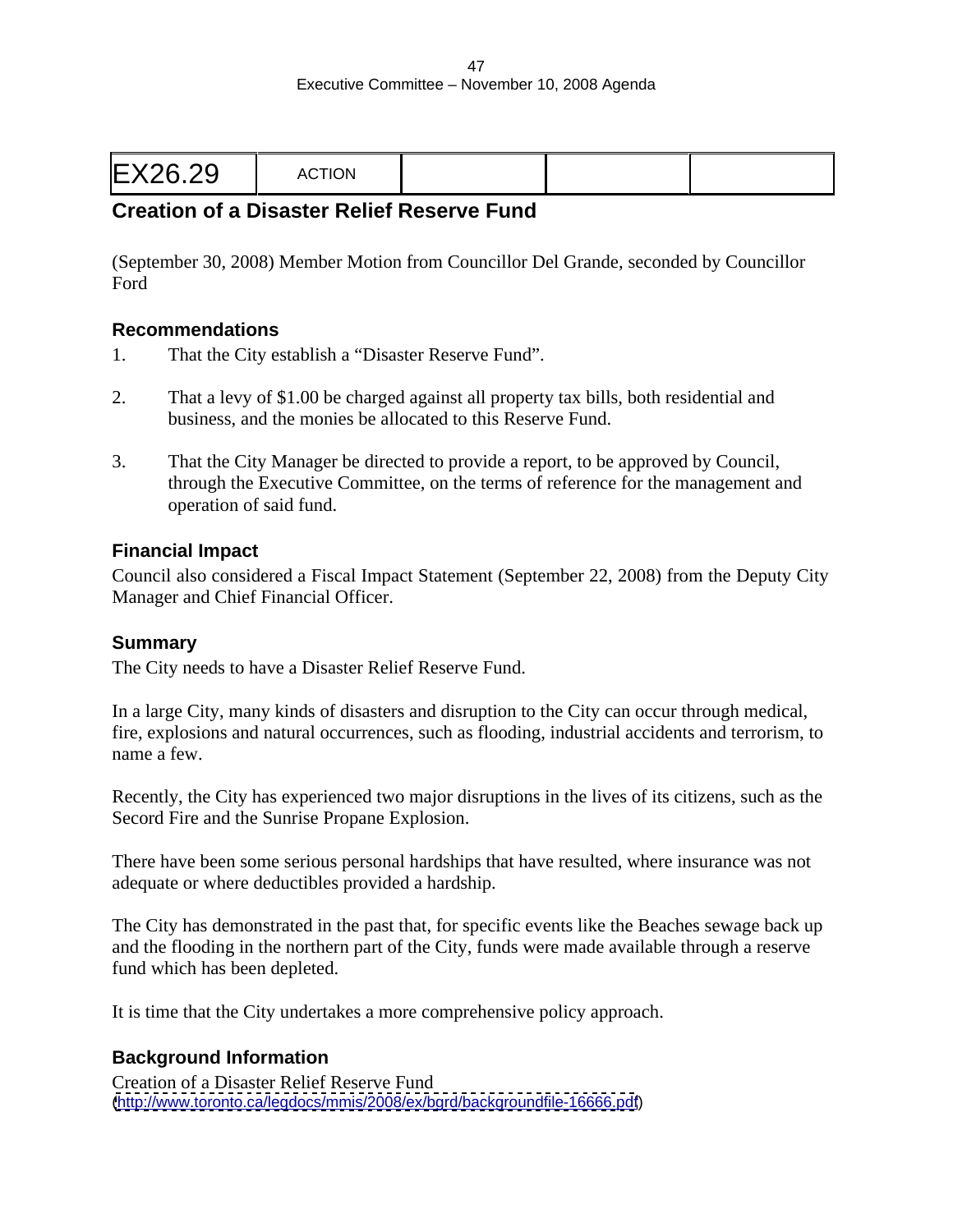| EX26.29 | ACTION | | | |
|---|---|---|---|---|

## Creation of a Disaster Relief Reserve Fund

(September 30, 2008) Member Motion from Councillor Del Grande, seconded by Councillor Ford

### Recommendations

1. That the City establish a "Disaster Reserve Fund".

2. That a levy of $1.00 be charged against all property tax bills, both residential and business, and the monies be allocated to this Reserve Fund.

3. That the City Manager be directed to provide a report, to be approved by Council, through the Executive Committee, on the terms of reference for the management and operation of said fund.

### Financial Impact

Council also considered a Fiscal Impact Statement (September 22, 2008) from the Deputy City Manager and Chief Financial Officer.

### Summary

The City needs to have a Disaster Relief Reserve Fund.

In a large City, many kinds of disasters and disruption to the City can occur through medical, fire, explosions and natural occurrences, such as flooding, industrial accidents and terrorism, to name a few.

Recently, the City has experienced two major disruptions in the lives of its citizens, such as the Secord Fire and the Sunrise Propane Explosion.

There have been some serious personal hardships that have resulted, where insurance was not adequate or where deductibles provided a hardship.

The City has demonstrated in the past that, for specific events like the Beaches sewage back up and the flooding in the northern part of the City, funds were made available through a reserve fund which has been depleted.

It is time that the City undertakes a more comprehensive policy approach.

### Background Information

Creation of a Disaster Relief Reserve Fund
(http://www.toronto.ca/legdocs/mmis/2008/ex/bgrd/backgroundfile-16666.pdf)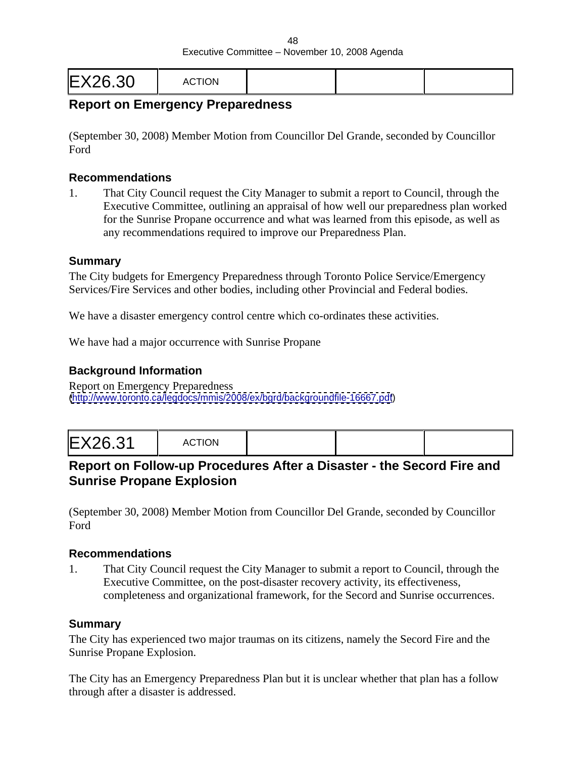| EX26.30 | ACTION | | | |
|---|---|---|---|---|

## Report on Emergency Preparedness

(September 30, 2008) Member Motion from Councillor Del Grande, seconded by Councillor Ford

### Recommendations

1. That City Council request the City Manager to submit a report to Council, through the Executive Committee, outlining an appraisal of how well our preparedness plan worked for the Sunrise Propane occurrence and what was learned from this episode, as well as any recommendations required to improve our Preparedness Plan.

### Summary

The City budgets for Emergency Preparedness through Toronto Police Service/Emergency Services/Fire Services and other bodies, including other Provincial and Federal bodies.

We have a disaster emergency control centre which co-ordinates these activities.

We have had a major occurrence with Sunrise Propane

### Background Information

Report on Emergency Preparedness
(http://www.toronto.ca/legdocs/mmis/2008/ex/bgrd/backgroundfile-16667.pdf)

| EX26.31 | ACTION | | | |
|---|---|---|---|---|

## Report on Follow-up Procedures After a Disaster - the Secord Fire and Sunrise Propane Explosion

(September 30, 2008) Member Motion from Councillor Del Grande, seconded by Councillor Ford

### Recommendations

1. That City Council request the City Manager to submit a report to Council, through the Executive Committee, on the post-disaster recovery activity, its effectiveness, completeness and organizational framework, for the Secord and Sunrise occurrences.

### Summary

The City has experienced two major traumas on its citizens, namely the Secord Fire and the Sunrise Propane Explosion.

The City has an Emergency Preparedness Plan but it is unclear whether that plan has a follow through after a disaster is addressed.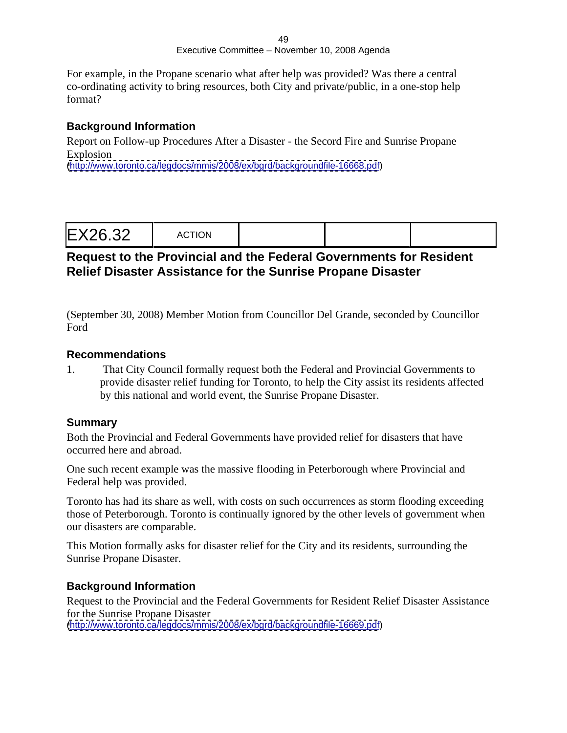For example, in the Propane scenario what after help was provided? Was there a central co-ordinating activity to bring resources, both City and private/public, in a one-stop help format?

### Background Information

Report on Follow-up Procedures After a Disaster - the Secord Fire and Sunrise Propane Explosion
(http://www.toronto.ca/legdocs/mmis/2008/ex/bgrd/backgroundfile-16668.pdf)

| EX26.32 | ACTION | | | |
|---|---|---|---|---|

## Request to the Provincial and the Federal Governments for Resident Relief Disaster Assistance for the Sunrise Propane Disaster

(September 30, 2008) Member Motion from Councillor Del Grande, seconded by Councillor Ford

### Recommendations

1. That City Council formally request both the Federal and Provincial Governments to provide disaster relief funding for Toronto, to help the City assist its residents affected by this national and world event, the Sunrise Propane Disaster.

### Summary

Both the Provincial and Federal Governments have provided relief for disasters that have occurred here and abroad.

One such recent example was the massive flooding in Peterborough where Provincial and Federal help was provided.

Toronto has had its share as well, with costs on such occurrences as storm flooding exceeding those of Peterborough. Toronto is continually ignored by the other levels of government when our disasters are comparable.

This Motion formally asks for disaster relief for the City and its residents, surrounding the Sunrise Propane Disaster.

### Background Information

Request to the Provincial and the Federal Governments for Resident Relief Disaster Assistance for the Sunrise Propane Disaster
(http://www.toronto.ca/legdocs/mmis/2008/ex/bgrd/backgroundfile-16669.pdf)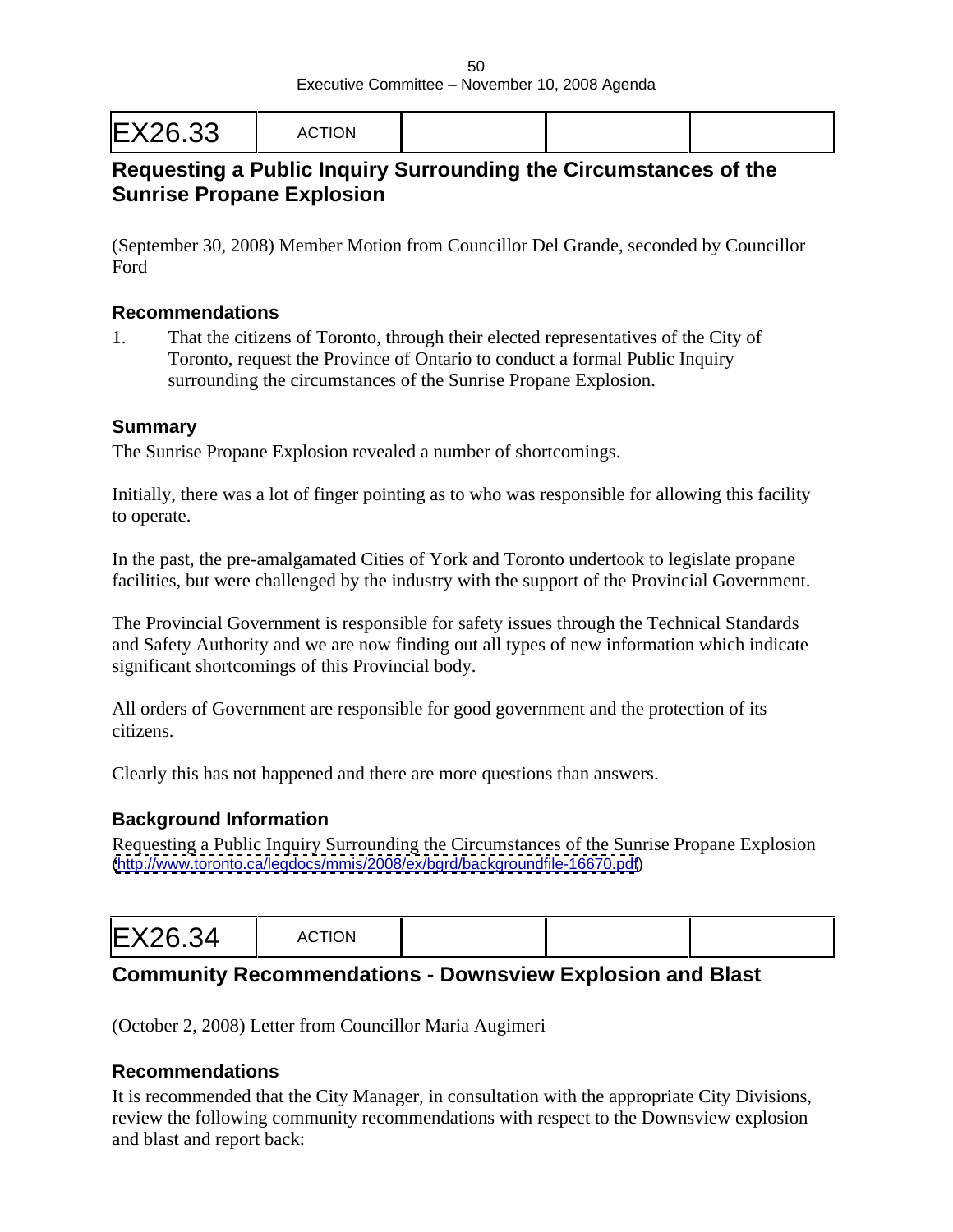| EX26.33 | ACTION | | | |
|---|---|---|---|---|

## Requesting a Public Inquiry Surrounding the Circumstances of the Sunrise Propane Explosion

(September 30, 2008) Member Motion from Councillor Del Grande, seconded by Councillor Ford

### Recommendations

1. That the citizens of Toronto, through their elected representatives of the City of Toronto, request the Province of Ontario to conduct a formal Public Inquiry surrounding the circumstances of the Sunrise Propane Explosion.

### Summary

The Sunrise Propane Explosion revealed a number of shortcomings.

Initially, there was a lot of finger pointing as to who was responsible for allowing this facility to operate.

In the past, the pre-amalgamated Cities of York and Toronto undertook to legislate propane facilities, but were challenged by the industry with the support of the Provincial Government.

The Provincial Government is responsible for safety issues through the Technical Standards and Safety Authority and we are now finding out all types of new information which indicate significant shortcomings of this Provincial body.

All orders of Government are responsible for good government and the protection of its citizens.

Clearly this has not happened and there are more questions than answers.

### Background Information

Requesting a Public Inquiry Surrounding the Circumstances of the Sunrise Propane Explosion
(http://www.toronto.ca/legdocs/mmis/2008/ex/bgrd/backgroundfile-16670.pdf)

| EX26.34 | ACTION | | | |
|---|---|---|---|---|

## Community Recommendations - Downsview Explosion and Blast

(October 2, 2008) Letter from Councillor Maria Augimeri

### Recommendations

It is recommended that the City Manager, in consultation with the appropriate City Divisions, review the following community recommendations with respect to the Downsview explosion and blast and report back: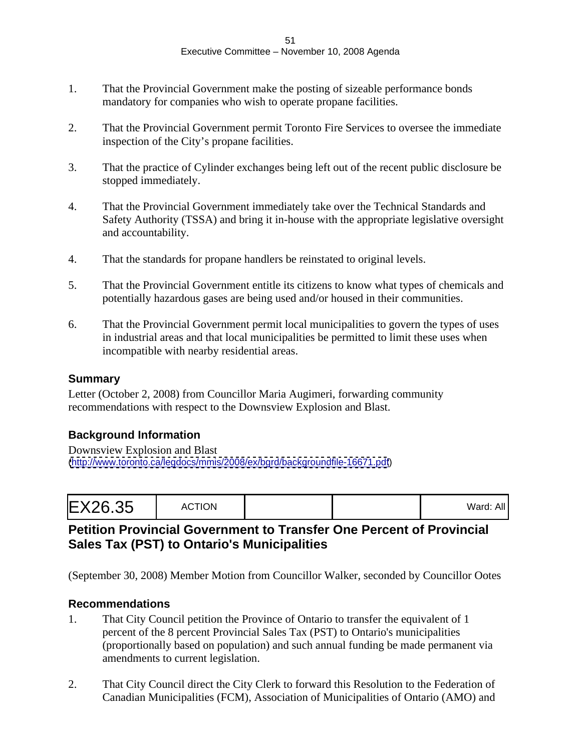1. That the Provincial Government make the posting of sizeable performance bonds mandatory for companies who wish to operate propane facilities.

2. That the Provincial Government permit Toronto Fire Services to oversee the immediate inspection of the City's propane facilities.

3. That the practice of Cylinder exchanges being left out of the recent public disclosure be stopped immediately.

4. That the Provincial Government immediately take over the Technical Standards and Safety Authority (TSSA) and bring it in-house with the appropriate legislative oversight and accountability.

4. That the standards for propane handlers be reinstated to original levels.

5. That the Provincial Government entitle its citizens to know what types of chemicals and potentially hazardous gases are being used and/or housed in their communities.

6. That the Provincial Government permit local municipalities to govern the types of uses in industrial areas and that local municipalities be permitted to limit these uses when incompatible with nearby residential areas.

### Summary

Letter (October 2, 2008) from Councillor Maria Augimeri, forwarding community recommendations with respect to the Downsview Explosion and Blast.

### Background Information

Downsview Explosion and Blast
(http://www.toronto.ca/legdocs/mmis/2008/ex/bgrd/backgroundfile-16671.pdf)

| EX26.35 | ACTION | | | Ward: All |
|---|---|---|---|---|

## Petition Provincial Government to Transfer One Percent of Provincial Sales Tax (PST) to Ontario's Municipalities

(September 30, 2008) Member Motion from Councillor Walker, seconded by Councillor Ootes

### Recommendations

1. That City Council petition the Province of Ontario to transfer the equivalent of 1 percent of the 8 percent Provincial Sales Tax (PST) to Ontario's municipalities (proportionally based on population) and such annual funding be made permanent via amendments to current legislation.

2. That City Council direct the City Clerk to forward this Resolution to the Federation of Canadian Municipalities (FCM), Association of Municipalities of Ontario (AMO) and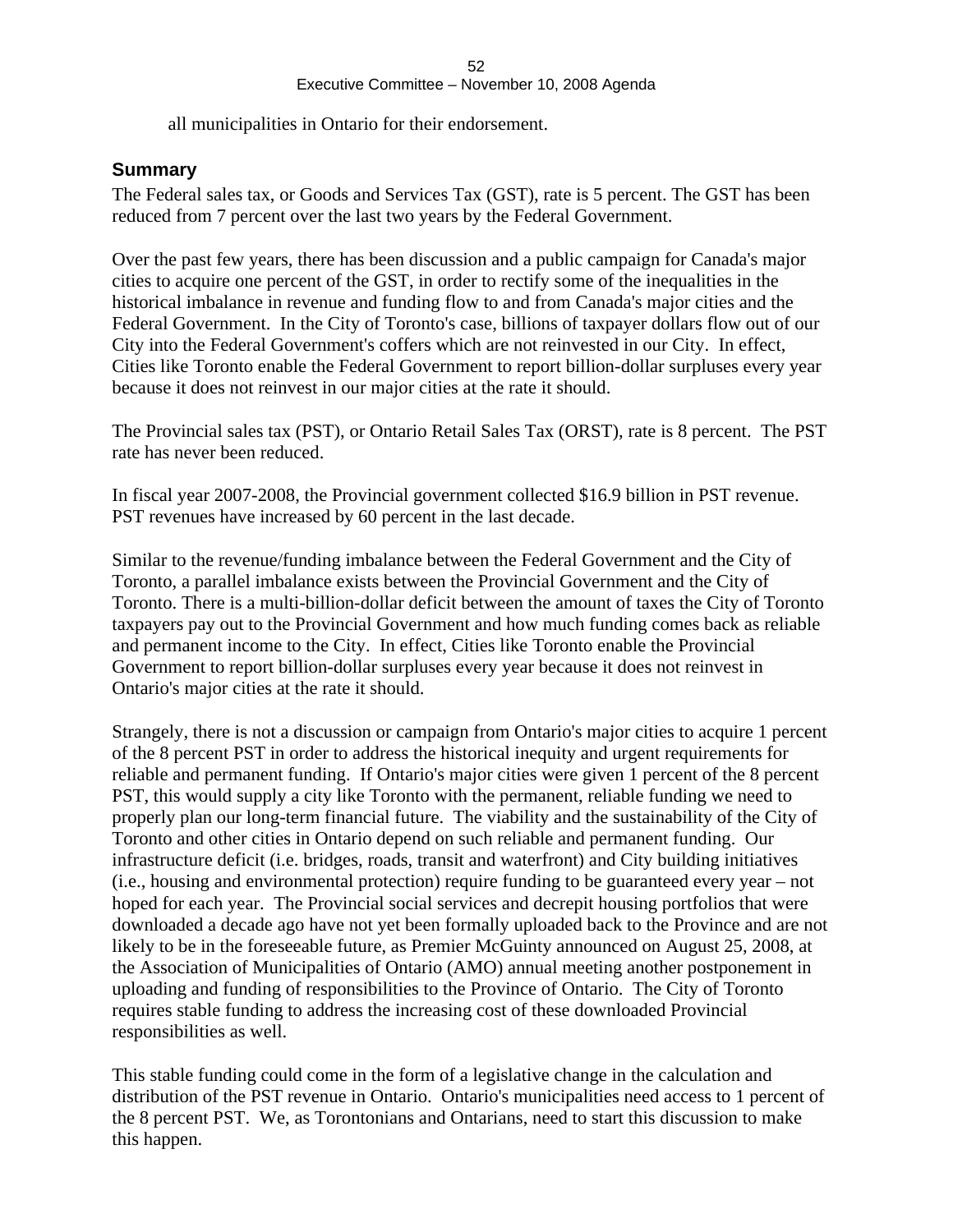all municipalities in Ontario for their endorsement.

## Summary

The Federal sales tax, or Goods and Services Tax (GST), rate is 5 percent. The GST has been reduced from 7 percent over the last two years by the Federal Government.

Over the past few years, there has been discussion and a public campaign for Canada's major cities to acquire one percent of the GST, in order to rectify some of the inequalities in the historical imbalance in revenue and funding flow to and from Canada's major cities and the Federal Government. In the City of Toronto's case, billions of taxpayer dollars flow out of our City into the Federal Government's coffers which are not reinvested in our City. In effect, Cities like Toronto enable the Federal Government to report billion-dollar surpluses every year because it does not reinvest in our major cities at the rate it should.

The Provincial sales tax (PST), or Ontario Retail Sales Tax (ORST), rate is 8 percent. The PST rate has never been reduced.

In fiscal year 2007-2008, the Provincial government collected $16.9 billion in PST revenue. PST revenues have increased by 60 percent in the last decade.

Similar to the revenue/funding imbalance between the Federal Government and the City of Toronto, a parallel imbalance exists between the Provincial Government and the City of Toronto. There is a multi-billion-dollar deficit between the amount of taxes the City of Toronto taxpayers pay out to the Provincial Government and how much funding comes back as reliable and permanent income to the City. In effect, Cities like Toronto enable the Provincial Government to report billion-dollar surpluses every year because it does not reinvest in Ontario's major cities at the rate it should.

Strangely, there is not a discussion or campaign from Ontario's major cities to acquire 1 percent of the 8 percent PST in order to address the historical inequity and urgent requirements for reliable and permanent funding. If Ontario's major cities were given 1 percent of the 8 percent PST, this would supply a city like Toronto with the permanent, reliable funding we need to properly plan our long-term financial future. The viability and the sustainability of the City of Toronto and other cities in Ontario depend on such reliable and permanent funding. Our infrastructure deficit (i.e. bridges, roads, transit and waterfront) and City building initiatives (i.e., housing and environmental protection) require funding to be guaranteed every year – not hoped for each year. The Provincial social services and decrepit housing portfolios that were downloaded a decade ago have not yet been formally uploaded back to the Province and are not likely to be in the foreseeable future, as Premier McGuinty announced on August 25, 2008, at the Association of Municipalities of Ontario (AMO) annual meeting another postponement in uploading and funding of responsibilities to the Province of Ontario. The City of Toronto requires stable funding to address the increasing cost of these downloaded Provincial responsibilities as well.

This stable funding could come in the form of a legislative change in the calculation and distribution of the PST revenue in Ontario. Ontario's municipalities need access to 1 percent of the 8 percent PST. We, as Torontonians and Ontarians, need to start this discussion to make this happen.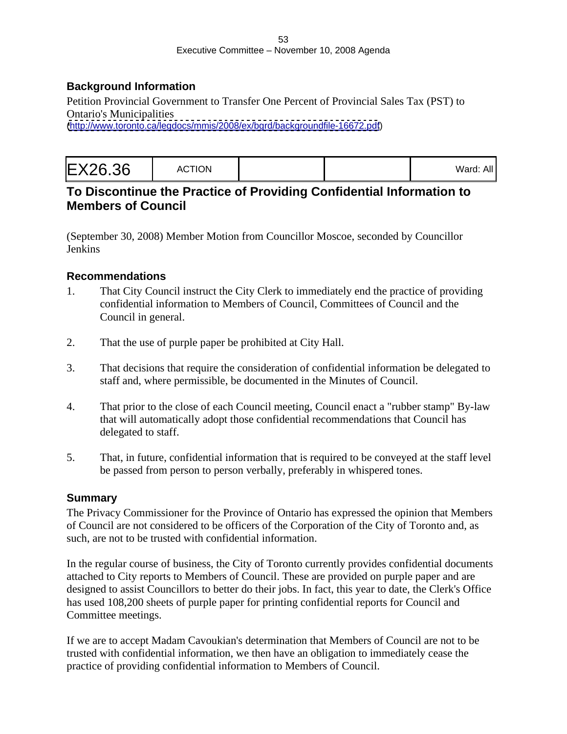### Background Information

Petition Provincial Government to Transfer One Percent of Provincial Sales Tax (PST) to Ontario's Municipalities
(http://www.toronto.ca/legdocs/mmis/2008/ex/bgrd/backgroundfile-16672.pdf)

| EX26.36 | ACTION | | | Ward: All |
|---|---|---|---|---|

## To Discontinue the Practice of Providing Confidential Information to Members of Council

(September 30, 2008) Member Motion from Councillor Moscoe, seconded by Councillor Jenkins

### Recommendations

1. That City Council instruct the City Clerk to immediately end the practice of providing confidential information to Members of Council, Committees of Council and the Council in general.

2. That the use of purple paper be prohibited at City Hall.

3. That decisions that require the consideration of confidential information be delegated to staff and, where permissible, be documented in the Minutes of Council.

4. That prior to the close of each Council meeting, Council enact a "rubber stamp" By-law that will automatically adopt those confidential recommendations that Council has delegated to staff.

5. That, in future, confidential information that is required to be conveyed at the staff level be passed from person to person verbally, preferably in whispered tones.

### Summary

The Privacy Commissioner for the Province of Ontario has expressed the opinion that Members of Council are not considered to be officers of the Corporation of the City of Toronto and, as such, are not to be trusted with confidential information.

In the regular course of business, the City of Toronto currently provides confidential documents attached to City reports to Members of Council. These are provided on purple paper and are designed to assist Councillors to better do their jobs. In fact, this year to date, the Clerk's Office has used 108,200 sheets of purple paper for printing confidential reports for Council and Committee meetings.

If we are to accept Madam Cavoukian's determination that Members of Council are not to be trusted with confidential information, we then have an obligation to immediately cease the practice of providing confidential information to Members of Council.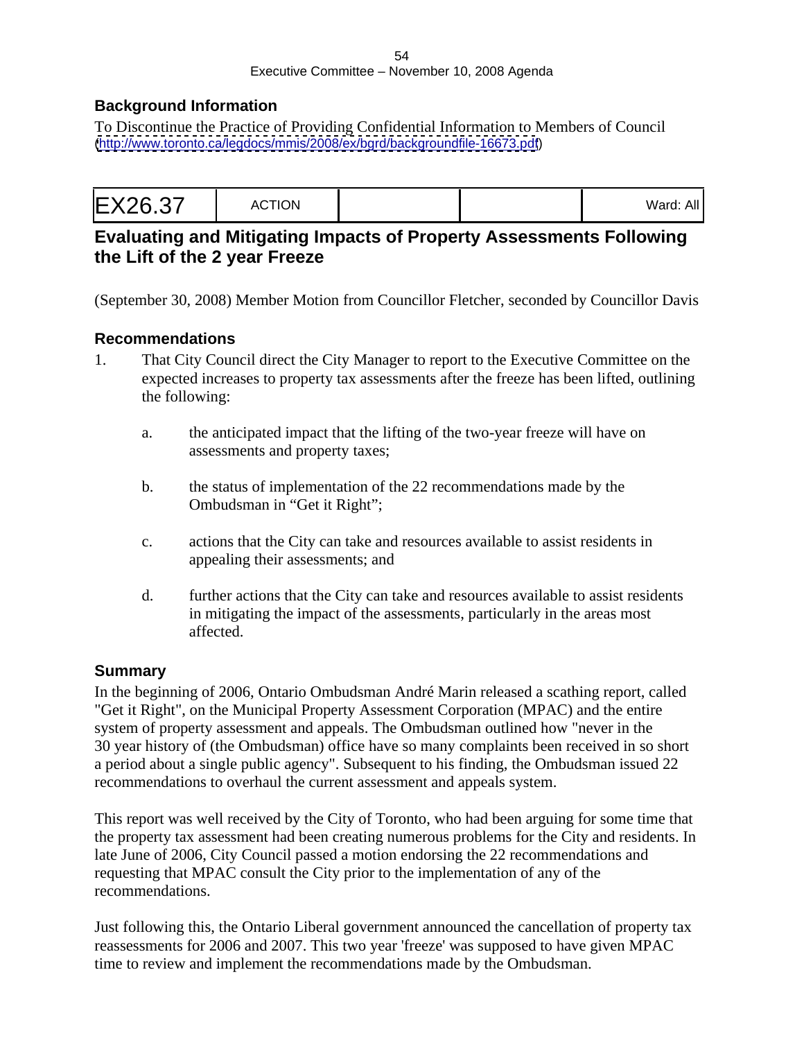### Background Information

To Discontinue the Practice of Providing Confidential Information to Members of Council
(http://www.toronto.ca/legdocs/mmis/2008/ex/bgrd/backgroundfile-16673.pdf)

| EX26.37 | ACTION | | | Ward: All |
|---|---|---|---|---|

## Evaluating and Mitigating Impacts of Property Assessments Following the Lift of the 2 year Freeze

(September 30, 2008) Member Motion from Councillor Fletcher, seconded by Councillor Davis

### Recommendations

1. That City Council direct the City Manager to report to the Executive Committee on the expected increases to property tax assessments after the freeze has been lifted, outlining the following:

   a. the anticipated impact that the lifting of the two-year freeze will have on assessments and property taxes;

   b. the status of implementation of the 22 recommendations made by the Ombudsman in "Get it Right";

   c. actions that the City can take and resources available to assist residents in appealing their assessments; and

   d. further actions that the City can take and resources available to assist residents in mitigating the impact of the assessments, particularly in the areas most affected.

### Summary

In the beginning of 2006, Ontario Ombudsman André Marin released a scathing report, called "Get it Right", on the Municipal Property Assessment Corporation (MPAC) and the entire system of property assessment and appeals. The Ombudsman outlined how "never in the 30 year history of (the Ombudsman) office have so many complaints been received in so short a period about a single public agency". Subsequent to his finding, the Ombudsman issued 22 recommendations to overhaul the current assessment and appeals system.

This report was well received by the City of Toronto, who had been arguing for some time that the property tax assessment had been creating numerous problems for the City and residents. In late June of 2006, City Council passed a motion endorsing the 22 recommendations and requesting that MPAC consult the City prior to the implementation of any of the recommendations.

Just following this, the Ontario Liberal government announced the cancellation of property tax reassessments for 2006 and 2007. This two year 'freeze' was supposed to have given MPAC time to review and implement the recommendations made by the Ombudsman.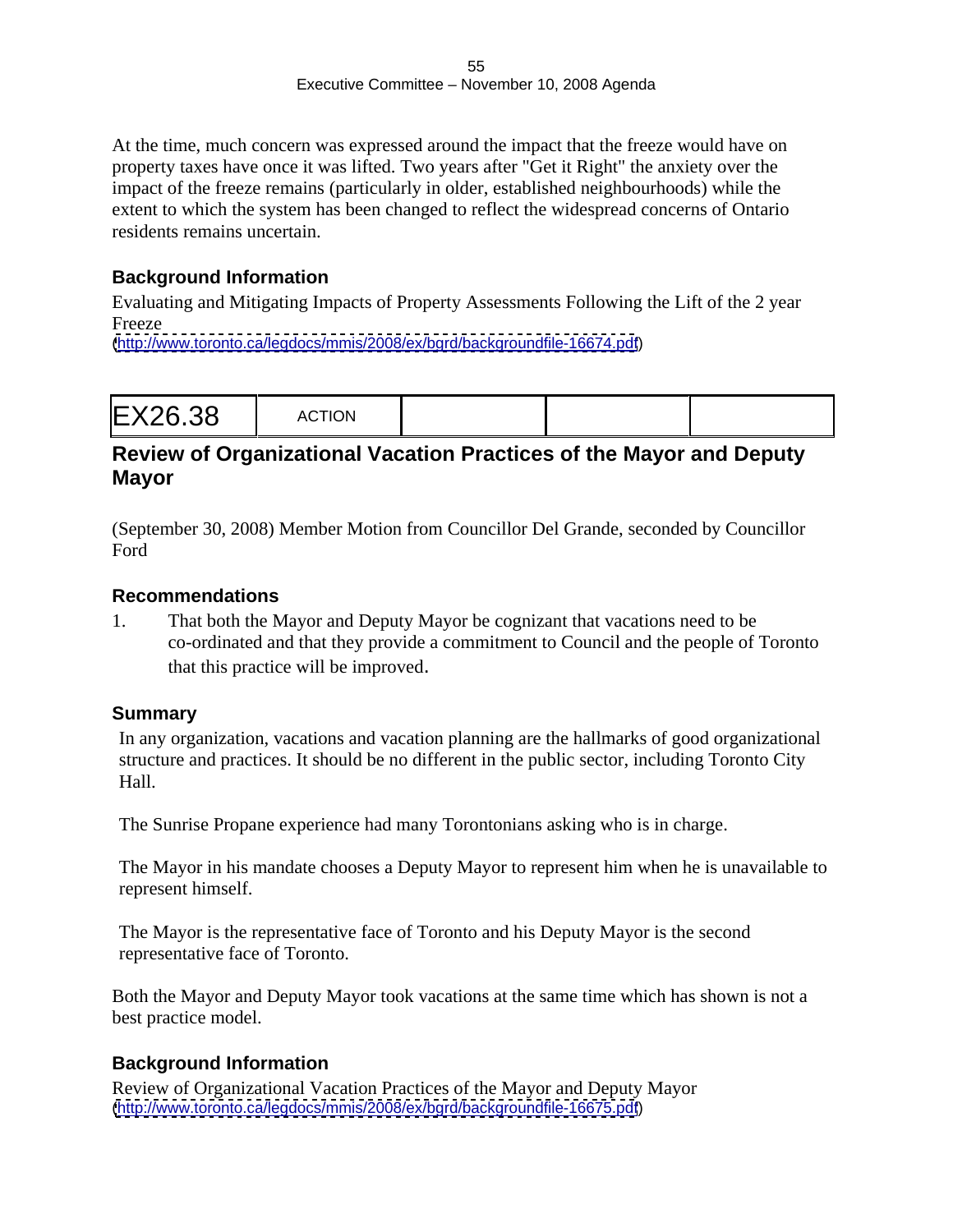At the time, much concern was expressed around the impact that the freeze would have on property taxes have once it was lifted. Two years after "Get it Right" the anxiety over the impact of the freeze remains (particularly in older, established neighbourhoods) while the extent to which the system has been changed to reflect the widespread concerns of Ontario residents remains uncertain.

### Background Information

Evaluating and Mitigating Impacts of Property Assessments Following the Lift of the 2 year Freeze
(http://www.toronto.ca/legdocs/mmis/2008/ex/bgrd/backgroundfile-16674.pdf)

| EX26.38 | ACTION | | | |
|---|---|---|---|---|

## Review of Organizational Vacation Practices of the Mayor and Deputy Mayor

(September 30, 2008) Member Motion from Councillor Del Grande, seconded by Councillor Ford

### Recommendations

1. That both the Mayor and Deputy Mayor be cognizant that vacations need to be co-ordinated and that they provide a commitment to Council and the people of Toronto that this practice will be improved.

### Summary

In any organization, vacations and vacation planning are the hallmarks of good organizational structure and practices. It should be no different in the public sector, including Toronto City Hall.

The Sunrise Propane experience had many Torontonians asking who is in charge.

The Mayor in his mandate chooses a Deputy Mayor to represent him when he is unavailable to represent himself.

The Mayor is the representative face of Toronto and his Deputy Mayor is the second representative face of Toronto.

Both the Mayor and Deputy Mayor took vacations at the same time which has shown is not a best practice model.

### Background Information

Review of Organizational Vacation Practices of the Mayor and Deputy Mayor
(http://www.toronto.ca/legdocs/mmis/2008/ex/bgrd/backgroundfile-16675.pdf)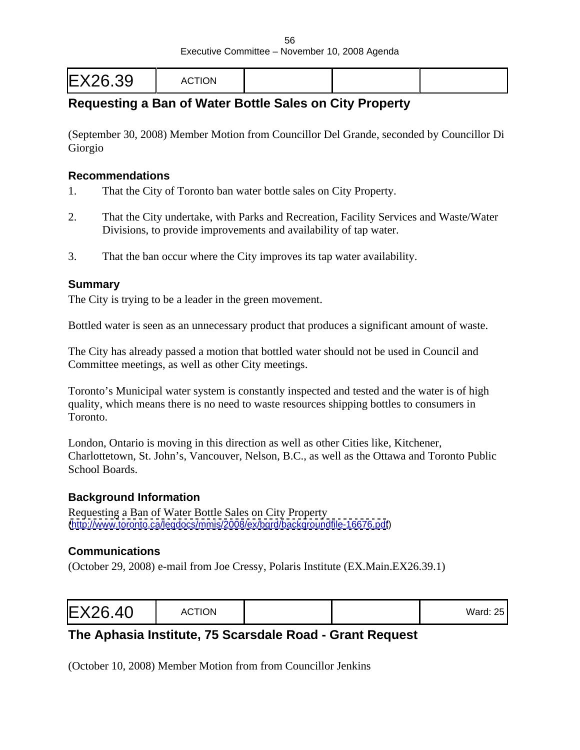| EX26.39 | ACTION | | | |
|---|---|---|---|---|

## Requesting a Ban of Water Bottle Sales on City Property

(September 30, 2008) Member Motion from Councillor Del Grande, seconded by Councillor Di Giorgio

### Recommendations

1. That the City of Toronto ban water bottle sales on City Property.

2. That the City undertake, with Parks and Recreation, Facility Services and Waste/Water Divisions, to provide improvements and availability of tap water.

3. That the ban occur where the City improves its tap water availability.

### Summary

The City is trying to be a leader in the green movement.

Bottled water is seen as an unnecessary product that produces a significant amount of waste.

The City has already passed a motion that bottled water should not be used in Council and Committee meetings, as well as other City meetings.

Toronto's Municipal water system is constantly inspected and tested and the water is of high quality, which means there is no need to waste resources shipping bottles to consumers in Toronto.

London, Ontario is moving in this direction as well as other Cities like, Kitchener, Charlottetown, St. John's, Vancouver, Nelson, B.C., as well as the Ottawa and Toronto Public School Boards.

### Background Information

Requesting a Ban of Water Bottle Sales on City Property
(http://www.toronto.ca/legdocs/mmis/2008/ex/bgrd/backgroundfile-16676.pdf)

### Communications

(October 29, 2008) e-mail from Joe Cressy, Polaris Institute (EX.Main.EX26.39.1)

| EX26.40 | ACTION | | | Ward: 25 |
|---|---|---|---|---|

## The Aphasia Institute, 75 Scarsdale Road - Grant Request

(October 10, 2008) Member Motion from from Councillor Jenkins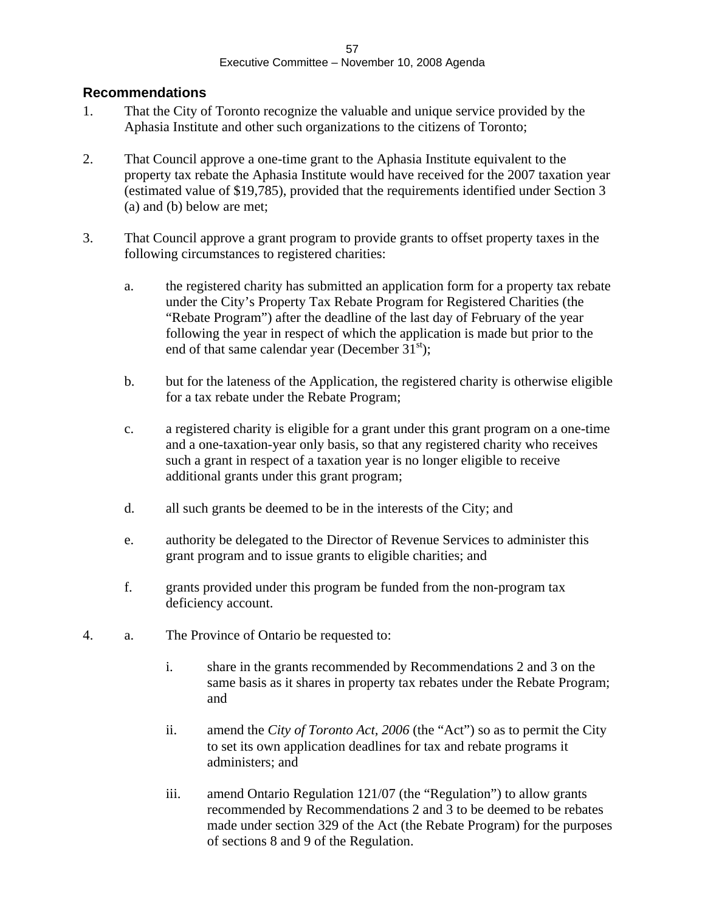## Recommendations

1. That the City of Toronto recognize the valuable and unique service provided by the Aphasia Institute and other such organizations to the citizens of Toronto;

2. That Council approve a one-time grant to the Aphasia Institute equivalent to the property tax rebate the Aphasia Institute would have received for the 2007 taxation year (estimated value of $19,785), provided that the requirements identified under Section 3 (a) and (b) below are met;

3. That Council approve a grant program to provide grants to offset property taxes in the following circumstances to registered charities:

   a. the registered charity has submitted an application form for a property tax rebate under the City's Property Tax Rebate Program for Registered Charities (the "Rebate Program") after the deadline of the last day of February of the year following the year in respect of which the application is made but prior to the end of that same calendar year (December 31st);

   b. but for the lateness of the Application, the registered charity is otherwise eligible for a tax rebate under the Rebate Program;

   c. a registered charity is eligible for a grant under this grant program on a one-time and a one-taxation-year only basis, so that any registered charity who receives such a grant in respect of a taxation year is no longer eligible to receive additional grants under this grant program;

   d. all such grants be deemed to be in the interests of the City; and

   e. authority be delegated to the Director of Revenue Services to administer this grant program and to issue grants to eligible charities; and

   f. grants provided under this program be funded from the non-program tax deficiency account.

4. a. The Province of Ontario be requested to:

      i. share in the grants recommended by Recommendations 2 and 3 on the same basis as it shares in property tax rebates under the Rebate Program; and

      ii. amend the *City of Toronto Act, 2006* (the "Act") so as to permit the City to set its own application deadlines for tax and rebate programs it administers; and

      iii. amend Ontario Regulation 121/07 (the "Regulation") to allow grants recommended by Recommendations 2 and 3 to be deemed to be rebates made under section 329 of the Act (the Rebate Program) for the purposes of sections 8 and 9 of the Regulation.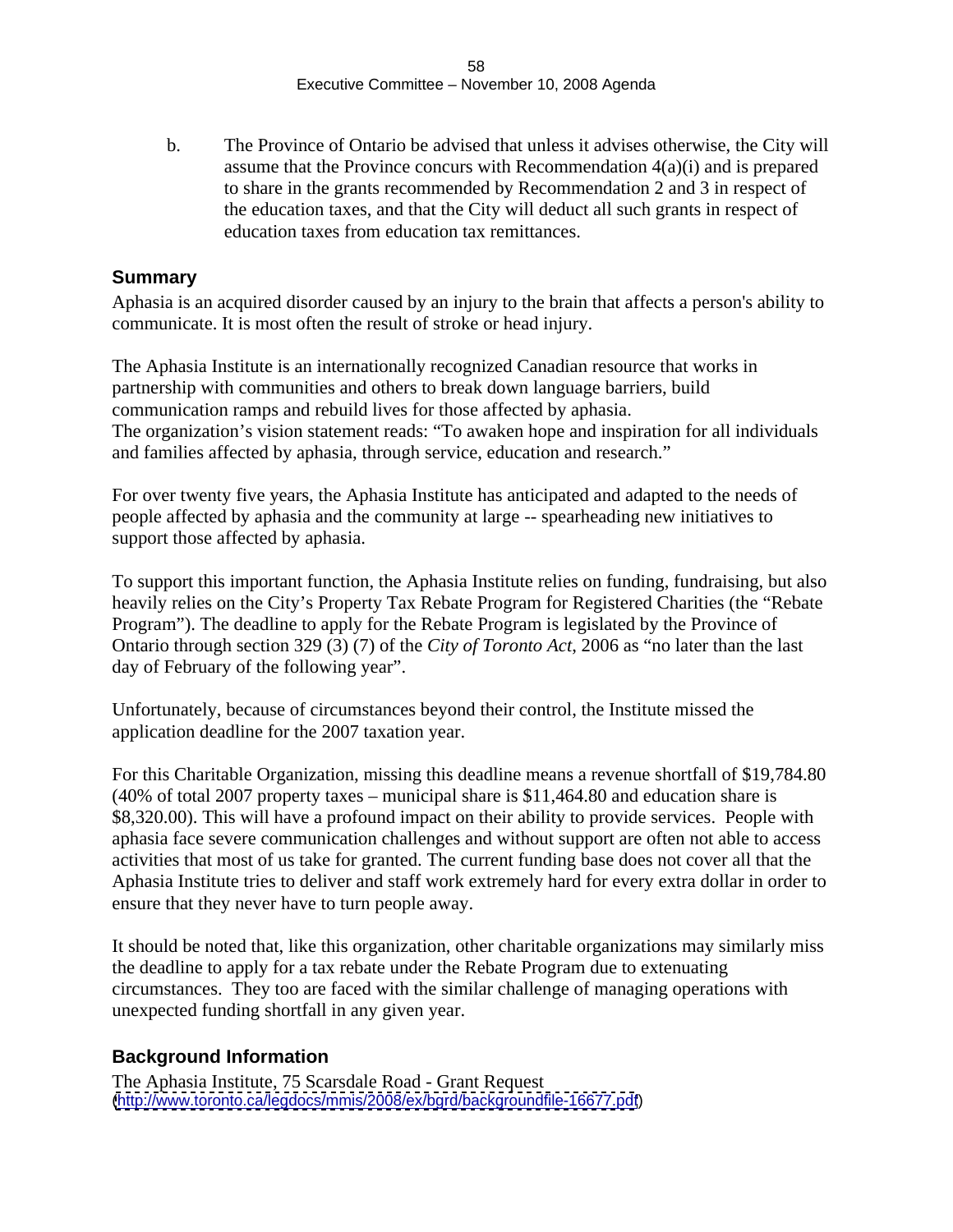b. The Province of Ontario be advised that unless it advises otherwise, the City will assume that the Province concurs with Recommendation 4(a)(i) and is prepared to share in the grants recommended by Recommendation 2 and 3 in respect of the education taxes, and that the City will deduct all such grants in respect of education taxes from education tax remittances.

## Summary

Aphasia is an acquired disorder caused by an injury to the brain that affects a person's ability to communicate. It is most often the result of stroke or head injury.

The Aphasia Institute is an internationally recognized Canadian resource that works in partnership with communities and others to break down language barriers, build communication ramps and rebuild lives for those affected by aphasia.
The organization's vision statement reads: "To awaken hope and inspiration for all individuals and families affected by aphasia, through service, education and research."

For over twenty five years, the Aphasia Institute has anticipated and adapted to the needs of people affected by aphasia and the community at large -- spearheading new initiatives to support those affected by aphasia.

To support this important function, the Aphasia Institute relies on funding, fundraising, but also heavily relies on the City's Property Tax Rebate Program for Registered Charities (the "Rebate Program"). The deadline to apply for the Rebate Program is legislated by the Province of Ontario through section 329 (3) (7) of the *City of Toronto Act*, 2006 as "no later than the last day of February of the following year".

Unfortunately, because of circumstances beyond their control, the Institute missed the application deadline for the 2007 taxation year.

For this Charitable Organization, missing this deadline means a revenue shortfall of $19,784.80 (40% of total 2007 property taxes – municipal share is $11,464.80 and education share is $8,320.00). This will have a profound impact on their ability to provide services. People with aphasia face severe communication challenges and without support are often not able to access activities that most of us take for granted. The current funding base does not cover all that the Aphasia Institute tries to deliver and staff work extremely hard for every extra dollar in order to ensure that they never have to turn people away.

It should be noted that, like this organization, other charitable organizations may similarly miss the deadline to apply for a tax rebate under the Rebate Program due to extenuating circumstances. They too are faced with the similar challenge of managing operations with unexpected funding shortfall in any given year.

## Background Information

The Aphasia Institute, 75 Scarsdale Road - Grant Request
(http://www.toronto.ca/legdocs/mmis/2008/ex/bgrd/backgroundfile-16677.pdf)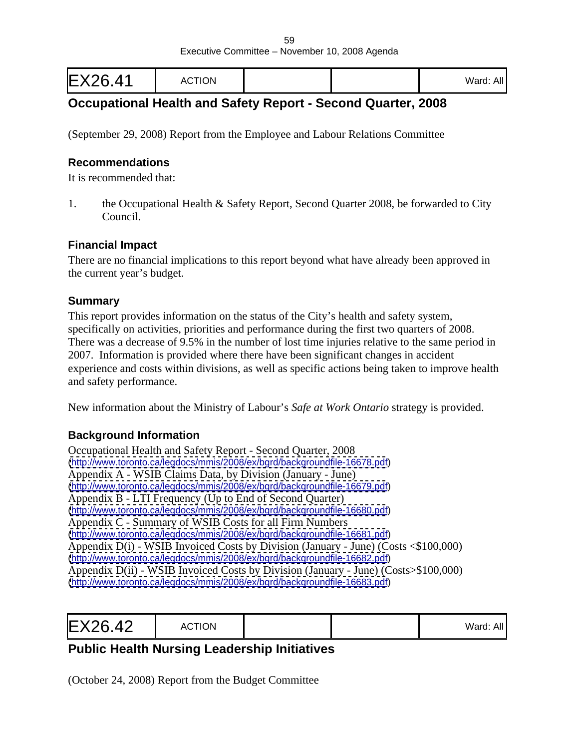| EX26.41 | ACTION | | | Ward: All |
|---|---|---|---|---|

## Occupational Health and Safety Report - Second Quarter, 2008

(September 29, 2008) Report from the Employee and Labour Relations Committee

### Recommendations

It is recommended that:

1. the Occupational Health & Safety Report, Second Quarter 2008, be forwarded to City Council.

### Financial Impact

There are no financial implications to this report beyond what have already been approved in the current year's budget.

### Summary

This report provides information on the status of the City's health and safety system, specifically on activities, priorities and performance during the first two quarters of 2008. There was a decrease of 9.5% in the number of lost time injuries relative to the same period in 2007. Information is provided where there have been significant changes in accident experience and costs within divisions, as well as specific actions being taken to improve health and safety performance.

New information about the Ministry of Labour's *Safe at Work Ontario* strategy is provided.

### Background Information

Occupational Health and Safety Report - Second Quarter, 2008
(http://www.toronto.ca/legdocs/mmis/2008/ex/bgrd/backgroundfile-16678.pdf)
Appendix A - WSIB Claims Data, by Division (January - June)
(http://www.toronto.ca/legdocs/mmis/2008/ex/bgrd/backgroundfile-16679.pdf)
Appendix B - LTI Frequency (Up to End of Second Quarter)
(http://www.toronto.ca/legdocs/mmis/2008/ex/bgrd/backgroundfile-16680.pdf)
Appendix C - Summary of WSIB Costs for all Firm Numbers
(http://www.toronto.ca/legdocs/mmis/2008/ex/bgrd/backgroundfile-16681.pdf)
Appendix D(i) - WSIB Invoiced Costs by Division (January - June) (Costs <$100,000)
(http://www.toronto.ca/legdocs/mmis/2008/ex/bgrd/backgroundfile-16682.pdf)
Appendix D(ii) - WSIB Invoiced Costs by Division (January - June) (Costs>$100,000)
(http://www.toronto.ca/legdocs/mmis/2008/ex/bgrd/backgroundfile-16683.pdf)

| EX26.42 | ACTION | | | Ward: All |
|---|---|---|---|---|

## Public Health Nursing Leadership Initiatives

(October 24, 2008) Report from the Budget Committee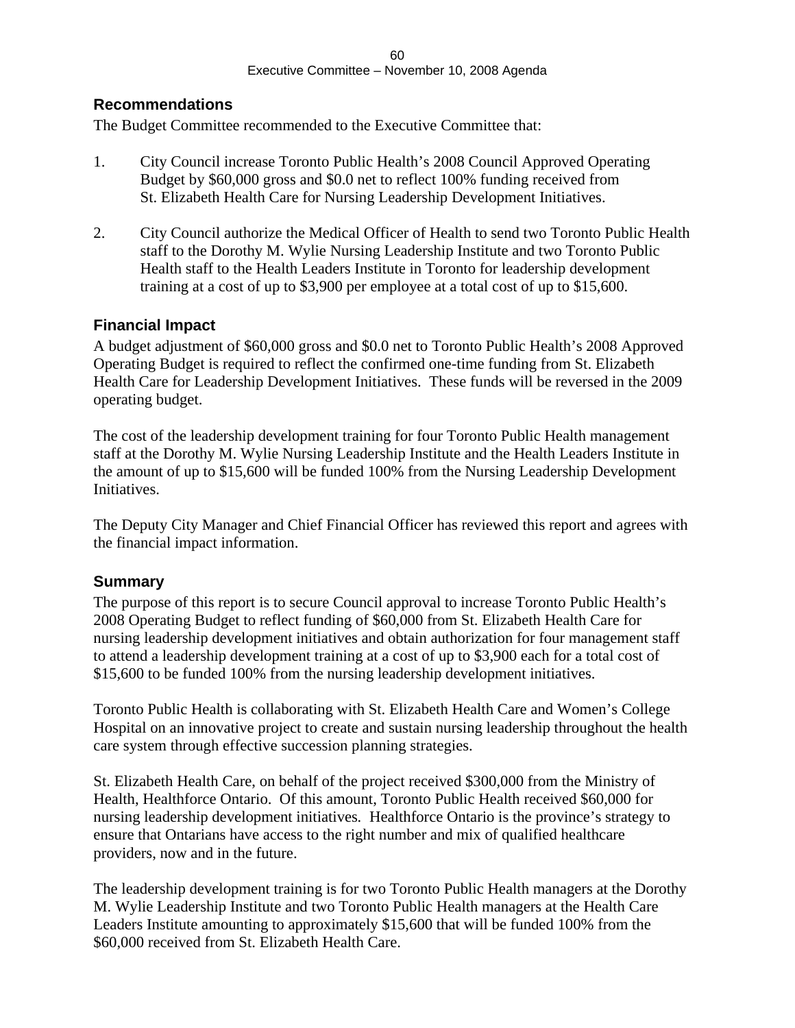## Recommendations

The Budget Committee recommended to the Executive Committee that:

1. City Council increase Toronto Public Health's 2008 Council Approved Operating Budget by $60,000 gross and $0.0 net to reflect 100% funding received from St. Elizabeth Health Care for Nursing Leadership Development Initiatives.

2. City Council authorize the Medical Officer of Health to send two Toronto Public Health staff to the Dorothy M. Wylie Nursing Leadership Institute and two Toronto Public Health staff to the Health Leaders Institute in Toronto for leadership development training at a cost of up to $3,900 per employee at a total cost of up to $15,600.

## Financial Impact

A budget adjustment of $60,000 gross and $0.0 net to Toronto Public Health's 2008 Approved Operating Budget is required to reflect the confirmed one-time funding from St. Elizabeth Health Care for Leadership Development Initiatives. These funds will be reversed in the 2009 operating budget.

The cost of the leadership development training for four Toronto Public Health management staff at the Dorothy M. Wylie Nursing Leadership Institute and the Health Leaders Institute in the amount of up to $15,600 will be funded 100% from the Nursing Leadership Development Initiatives.

The Deputy City Manager and Chief Financial Officer has reviewed this report and agrees with the financial impact information.

## Summary

The purpose of this report is to secure Council approval to increase Toronto Public Health's 2008 Operating Budget to reflect funding of $60,000 from St. Elizabeth Health Care for nursing leadership development initiatives and obtain authorization for four management staff to attend a leadership development training at a cost of up to $3,900 each for a total cost of $15,600 to be funded 100% from the nursing leadership development initiatives.

Toronto Public Health is collaborating with St. Elizabeth Health Care and Women's College Hospital on an innovative project to create and sustain nursing leadership throughout the health care system through effective succession planning strategies.

St. Elizabeth Health Care, on behalf of the project received $300,000 from the Ministry of Health, Healthforce Ontario. Of this amount, Toronto Public Health received $60,000 for nursing leadership development initiatives. Healthforce Ontario is the province's strategy to ensure that Ontarians have access to the right number and mix of qualified healthcare providers, now and in the future.

The leadership development training is for two Toronto Public Health managers at the Dorothy M. Wylie Leadership Institute and two Toronto Public Health managers at the Health Care Leaders Institute amounting to approximately $15,600 that will be funded 100% from the $60,000 received from St. Elizabeth Health Care.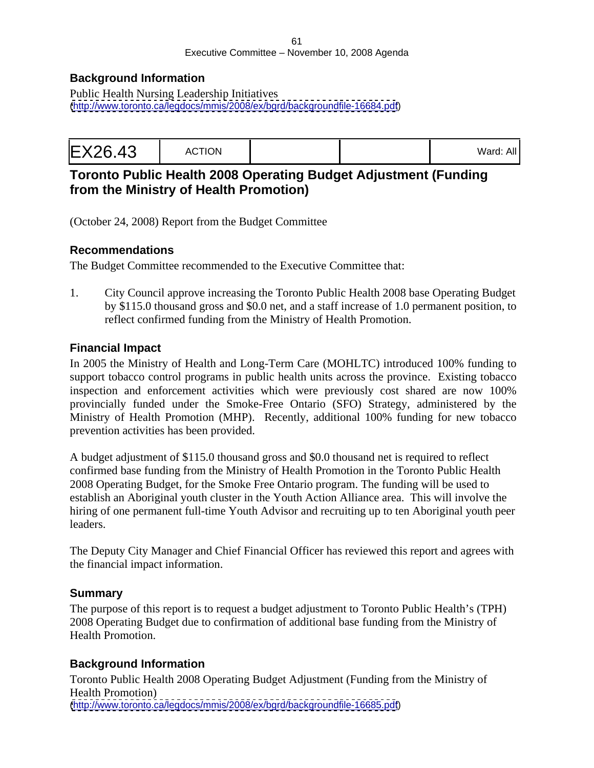### Background Information

Public Health Nursing Leadership Initiatives
(http://www.toronto.ca/legdocs/mmis/2008/ex/bgrd/backgroundfile-16684.pdf)

| EX26.43 | ACTION | | | Ward: All |
|---|---|---|---|---|

## Toronto Public Health 2008 Operating Budget Adjustment (Funding from the Ministry of Health Promotion)

(October 24, 2008) Report from the Budget Committee

### Recommendations

The Budget Committee recommended to the Executive Committee that:

1. City Council approve increasing the Toronto Public Health 2008 base Operating Budget by $115.0 thousand gross and $0.0 net, and a staff increase of 1.0 permanent position, to reflect confirmed funding from the Ministry of Health Promotion.

### Financial Impact

In 2005 the Ministry of Health and Long-Term Care (MOHLTC) introduced 100% funding to support tobacco control programs in public health units across the province. Existing tobacco inspection and enforcement activities which were previously cost shared are now 100% provincially funded under the Smoke-Free Ontario (SFO) Strategy, administered by the Ministry of Health Promotion (MHP). Recently, additional 100% funding for new tobacco prevention activities has been provided.

A budget adjustment of $115.0 thousand gross and $0.0 thousand net is required to reflect confirmed base funding from the Ministry of Health Promotion in the Toronto Public Health 2008 Operating Budget, for the Smoke Free Ontario program. The funding will be used to establish an Aboriginal youth cluster in the Youth Action Alliance area. This will involve the hiring of one permanent full-time Youth Advisor and recruiting up to ten Aboriginal youth peer leaders.

The Deputy City Manager and Chief Financial Officer has reviewed this report and agrees with the financial impact information.

### Summary

The purpose of this report is to request a budget adjustment to Toronto Public Health's (TPH) 2008 Operating Budget due to confirmation of additional base funding from the Ministry of Health Promotion.

### Background Information

Toronto Public Health 2008 Operating Budget Adjustment (Funding from the Ministry of Health Promotion)
(http://www.toronto.ca/legdocs/mmis/2008/ex/bgrd/backgroundfile-16685.pdf)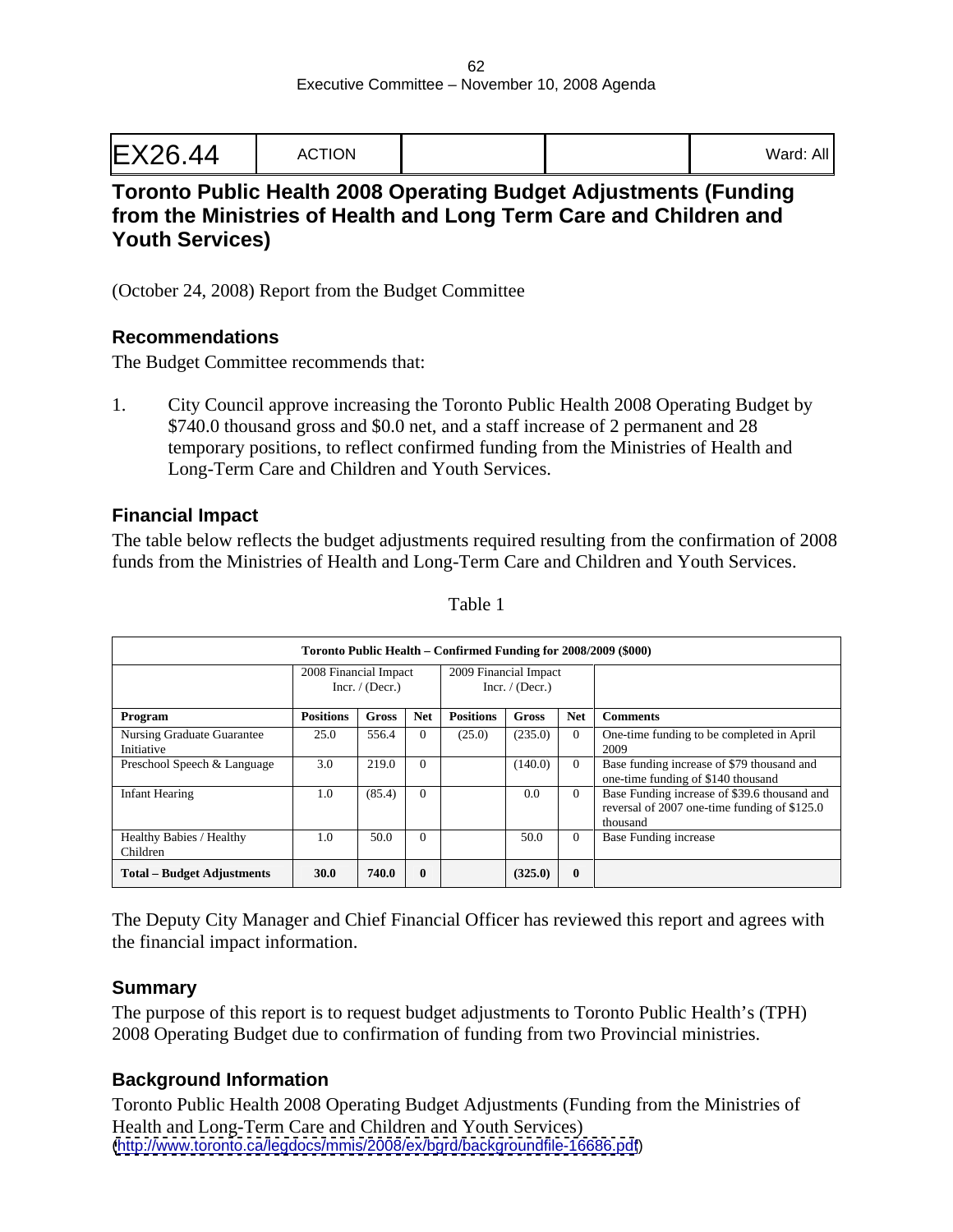| EX26.44 | ACTION | | | Ward: All |
|---|---|---|---|---|

## Toronto Public Health 2008 Operating Budget Adjustments (Funding from the Ministries of Health and Long Term Care and Children and Youth Services)

(October 24, 2008) Report from the Budget Committee

### Recommendations

The Budget Committee recommends that:

1. City Council approve increasing the Toronto Public Health 2008 Operating Budget by $740.0 thousand gross and $0.0 net, and a staff increase of 2 permanent and 28 temporary positions, to reflect confirmed funding from the Ministries of Health and Long-Term Care and Children and Youth Services.

### Financial Impact

The table below reflects the budget adjustments required resulting from the confirmation of 2008 funds from the Ministries of Health and Long-Term Care and Children and Youth Services.

Table 1

| Toronto Public Health – Confirmed Funding for 2008/2009 ($000) | | | | | | | |
|---|---|---|---|---|---|---|---|
| | 2008 Financial Impact Incr. / (Decr.) | | | 2009 Financial Impact Incr. / (Decr.) | | | |
| **Program** | **Positions** | **Gross** | **Net** | **Positions** | **Gross** | **Net** | **Comments** |
| Nursing Graduate Guarantee Initiative | 25.0 | 556.4 | 0 | (25.0) | (235.0) | 0 | One-time funding to be completed in April 2009 |
| Preschool Speech & Language | 3.0 | 219.0 | 0 | | (140.0) | 0 | Base funding increase of $79 thousand and one-time funding of $140 thousand |
| Infant Hearing | 1.0 | (85.4) | 0 | | 0.0 | 0 | Base Funding increase of $39.6 thousand and reversal of 2007 one-time funding of $125.0 thousand |
| Healthy Babies / Healthy Children | 1.0 | 50.0 | 0 | | 50.0 | 0 | Base Funding increase |
| **Total – Budget Adjustments** | **30.0** | **740.0** | **0** | | **(325.0)** | **0** | |

The Deputy City Manager and Chief Financial Officer has reviewed this report and agrees with the financial impact information.

### Summary

The purpose of this report is to request budget adjustments to Toronto Public Health's (TPH) 2008 Operating Budget due to confirmation of funding from two Provincial ministries.

### Background Information

Toronto Public Health 2008 Operating Budget Adjustments (Funding from the Ministries of Health and Long-Term Care and Children and Youth Services)
(http://www.toronto.ca/legdocs/mmis/2008/ex/bgrd/backgroundfile-16686.pdf)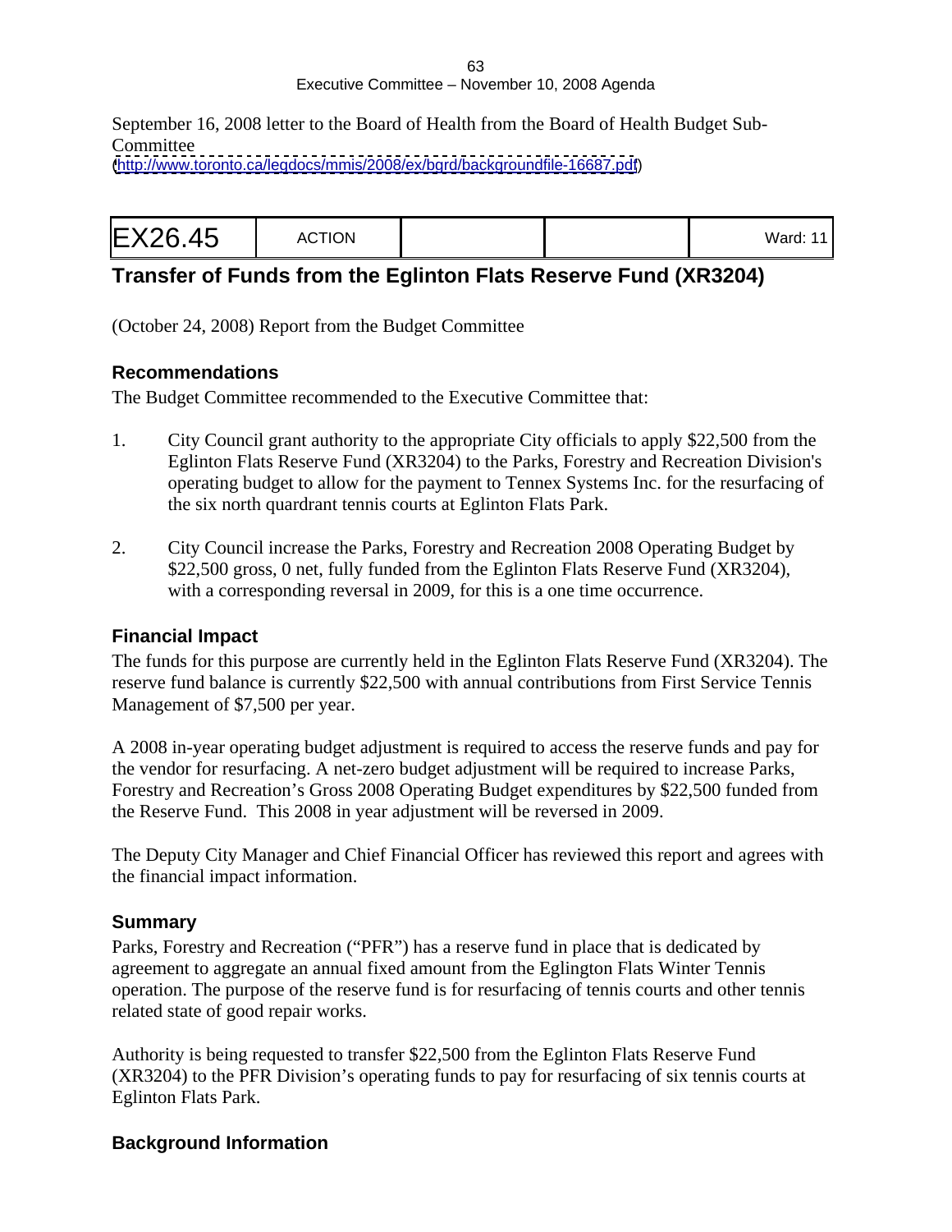September 16, 2008 letter to the Board of Health from the Board of Health Budget Sub-Committee
(http://www.toronto.ca/legdocs/mmis/2008/ex/bgrd/backgroundfile-16687.pdf)

| EX26.45 | ACTION | | | Ward: 11 |
| --- | --- | --- | --- | --- |

## Transfer of Funds from the Eglinton Flats Reserve Fund (XR3204)

(October 24, 2008) Report from the Budget Committee

### Recommendations

The Budget Committee recommended to the Executive Committee that:

1. City Council grant authority to the appropriate City officials to apply $22,500 from the Eglinton Flats Reserve Fund (XR3204) to the Parks, Forestry and Recreation Division's operating budget to allow for the payment to Tennex Systems Inc. for the resurfacing of the six north quardrant tennis courts at Eglinton Flats Park.

2. City Council increase the Parks, Forestry and Recreation 2008 Operating Budget by $22,500 gross, 0 net, fully funded from the Eglinton Flats Reserve Fund (XR3204), with a corresponding reversal in 2009, for this is a one time occurrence.

### Financial Impact

The funds for this purpose are currently held in the Eglinton Flats Reserve Fund (XR3204). The reserve fund balance is currently $22,500 with annual contributions from First Service Tennis Management of $7,500 per year.

A 2008 in-year operating budget adjustment is required to access the reserve funds and pay for the vendor for resurfacing. A net-zero budget adjustment will be required to increase Parks, Forestry and Recreation's Gross 2008 Operating Budget expenditures by $22,500 funded from the Reserve Fund. This 2008 in year adjustment will be reversed in 2009.

The Deputy City Manager and Chief Financial Officer has reviewed this report and agrees with the financial impact information.

### Summary

Parks, Forestry and Recreation ("PFR") has a reserve fund in place that is dedicated by agreement to aggregate an annual fixed amount from the Eglington Flats Winter Tennis operation. The purpose of the reserve fund is for resurfacing of tennis courts and other tennis related state of good repair works.

Authority is being requested to transfer $22,500 from the Eglinton Flats Reserve Fund (XR3204) to the PFR Division's operating funds to pay for resurfacing of six tennis courts at Eglinton Flats Park.

### Background Information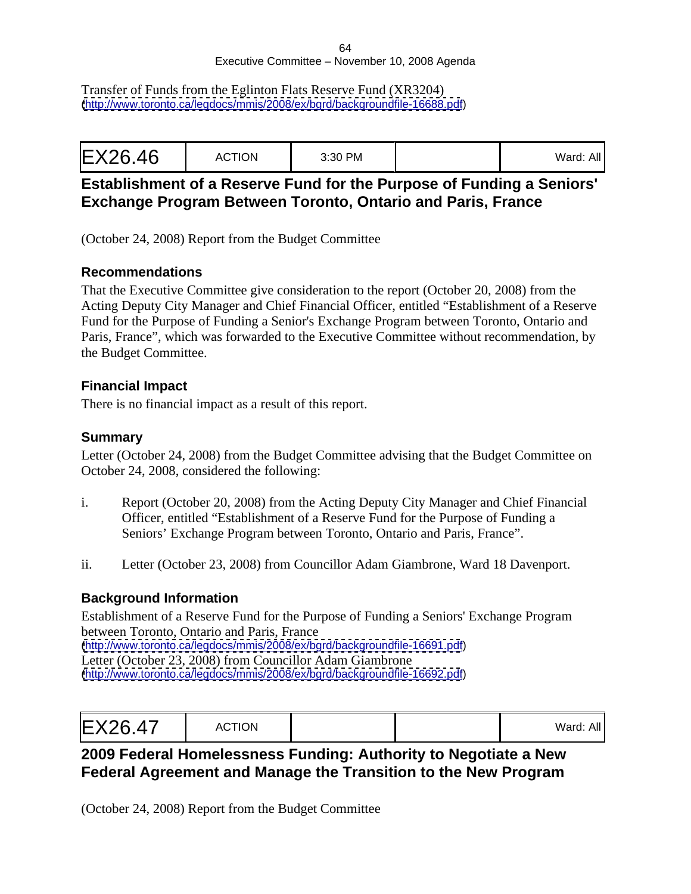Transfer of Funds from the Eglinton Flats Reserve Fund (XR3204)
(http://www.toronto.ca/legdocs/mmis/2008/ex/bgrd/backgroundfile-16688.pdf)

| EX26.46 | ACTION | 3:30 PM | | Ward: All |
|---|---|---|---|---|

## Establishment of a Reserve Fund for the Purpose of Funding a Seniors' Exchange Program Between Toronto, Ontario and Paris, France

(October 24, 2008) Report from the Budget Committee

### Recommendations

That the Executive Committee give consideration to the report (October 20, 2008) from the Acting Deputy City Manager and Chief Financial Officer, entitled "Establishment of a Reserve Fund for the Purpose of Funding a Senior's Exchange Program between Toronto, Ontario and Paris, France", which was forwarded to the Executive Committee without recommendation, by the Budget Committee.

### Financial Impact

There is no financial impact as a result of this report.

### Summary

Letter (October 24, 2008) from the Budget Committee advising that the Budget Committee on October 24, 2008, considered the following:

i. Report (October 20, 2008) from the Acting Deputy City Manager and Chief Financial Officer, entitled "Establishment of a Reserve Fund for the Purpose of Funding a Seniors' Exchange Program between Toronto, Ontario and Paris, France".

ii. Letter (October 23, 2008) from Councillor Adam Giambrone, Ward 18 Davenport.

### Background Information

Establishment of a Reserve Fund for the Purpose of Funding a Seniors' Exchange Program between Toronto, Ontario and Paris, France
(http://www.toronto.ca/legdocs/mmis/2008/ex/bgrd/backgroundfile-16691.pdf)
Letter (October 23, 2008) from Councillor Adam Giambrone
(http://www.toronto.ca/legdocs/mmis/2008/ex/bgrd/backgroundfile-16692.pdf)

| EX26.47 | ACTION | | | Ward: All |
|---|---|---|---|---|

## 2009 Federal Homelessness Funding: Authority to Negotiate a New Federal Agreement and Manage the Transition to the New Program

(October 24, 2008) Report from the Budget Committee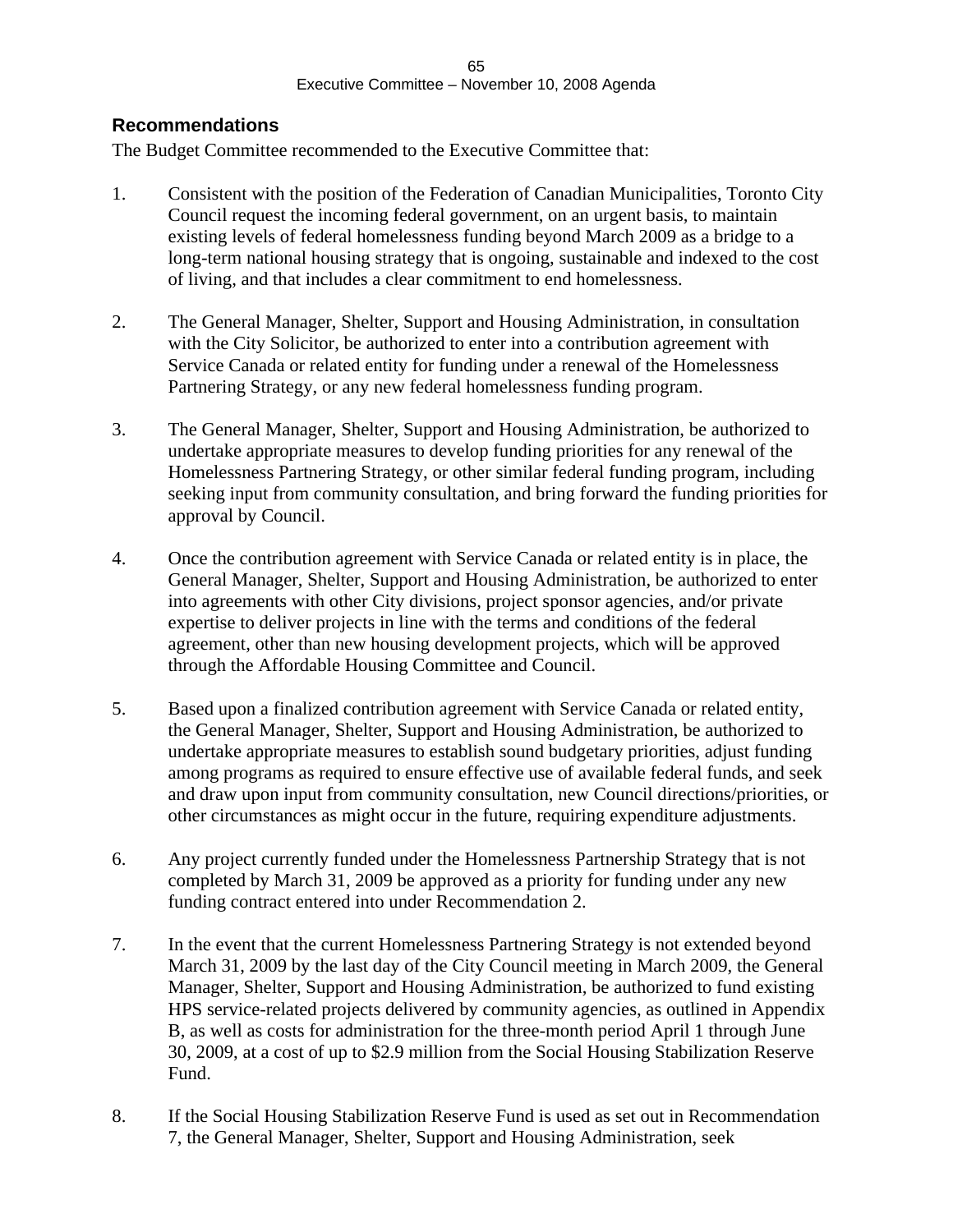## Recommendations

The Budget Committee recommended to the Executive Committee that:

1. Consistent with the position of the Federation of Canadian Municipalities, Toronto City Council request the incoming federal government, on an urgent basis, to maintain existing levels of federal homelessness funding beyond March 2009 as a bridge to a long-term national housing strategy that is ongoing, sustainable and indexed to the cost of living, and that includes a clear commitment to end homelessness.

2. The General Manager, Shelter, Support and Housing Administration, in consultation with the City Solicitor, be authorized to enter into a contribution agreement with Service Canada or related entity for funding under a renewal of the Homelessness Partnering Strategy, or any new federal homelessness funding program.

3. The General Manager, Shelter, Support and Housing Administration, be authorized to undertake appropriate measures to develop funding priorities for any renewal of the Homelessness Partnering Strategy, or other similar federal funding program, including seeking input from community consultation, and bring forward the funding priorities for approval by Council.

4. Once the contribution agreement with Service Canada or related entity is in place, the General Manager, Shelter, Support and Housing Administration, be authorized to enter into agreements with other City divisions, project sponsor agencies, and/or private expertise to deliver projects in line with the terms and conditions of the federal agreement, other than new housing development projects, which will be approved through the Affordable Housing Committee and Council.

5. Based upon a finalized contribution agreement with Service Canada or related entity, the General Manager, Shelter, Support and Housing Administration, be authorized to undertake appropriate measures to establish sound budgetary priorities, adjust funding among programs as required to ensure effective use of available federal funds, and seek and draw upon input from community consultation, new Council directions/priorities, or other circumstances as might occur in the future, requiring expenditure adjustments.

6. Any project currently funded under the Homelessness Partnership Strategy that is not completed by March 31, 2009 be approved as a priority for funding under any new funding contract entered into under Recommendation 2.

7. In the event that the current Homelessness Partnering Strategy is not extended beyond March 31, 2009 by the last day of the City Council meeting in March 2009, the General Manager, Shelter, Support and Housing Administration, be authorized to fund existing HPS service-related projects delivered by community agencies, as outlined in Appendix B, as well as costs for administration for the three-month period April 1 through June 30, 2009, at a cost of up to $2.9 million from the Social Housing Stabilization Reserve Fund.

8. If the Social Housing Stabilization Reserve Fund is used as set out in Recommendation 7, the General Manager, Shelter, Support and Housing Administration, seek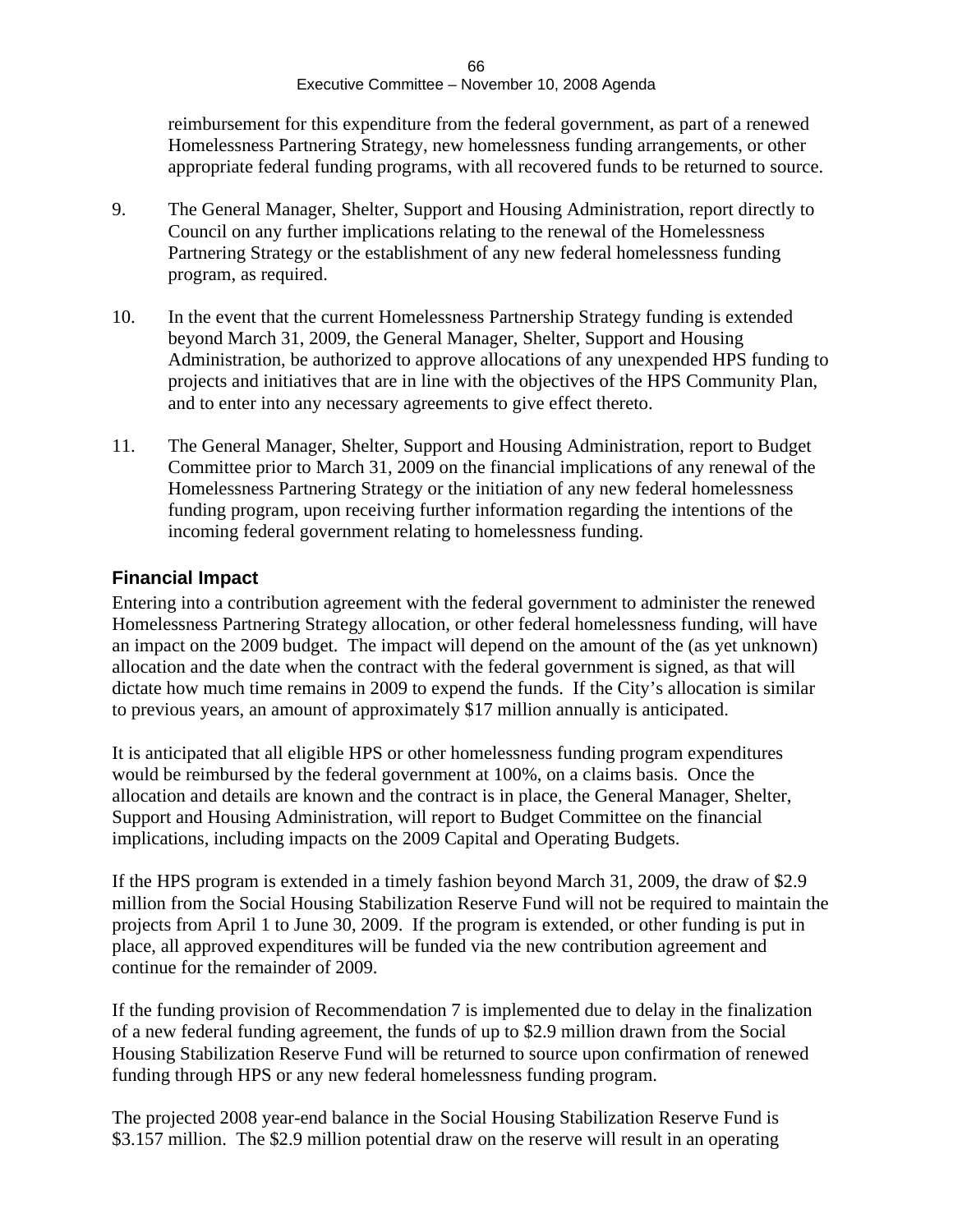reimbursement for this expenditure from the federal government, as part of a renewed Homelessness Partnering Strategy, new homelessness funding arrangements, or other appropriate federal funding programs, with all recovered funds to be returned to source.

9. The General Manager, Shelter, Support and Housing Administration, report directly to Council on any further implications relating to the renewal of the Homelessness Partnering Strategy or the establishment of any new federal homelessness funding program, as required.

10. In the event that the current Homelessness Partnership Strategy funding is extended beyond March 31, 2009, the General Manager, Shelter, Support and Housing Administration, be authorized to approve allocations of any unexpended HPS funding to projects and initiatives that are in line with the objectives of the HPS Community Plan, and to enter into any necessary agreements to give effect thereto.

11. The General Manager, Shelter, Support and Housing Administration, report to Budget Committee prior to March 31, 2009 on the financial implications of any renewal of the Homelessness Partnering Strategy or the initiation of any new federal homelessness funding program, upon receiving further information regarding the intentions of the incoming federal government relating to homelessness funding.

### Financial Impact

Entering into a contribution agreement with the federal government to administer the renewed Homelessness Partnering Strategy allocation, or other federal homelessness funding, will have an impact on the 2009 budget. The impact will depend on the amount of the (as yet unknown) allocation and the date when the contract with the federal government is signed, as that will dictate how much time remains in 2009 to expend the funds. If the City's allocation is similar to previous years, an amount of approximately $17 million annually is anticipated.

It is anticipated that all eligible HPS or other homelessness funding program expenditures would be reimbursed by the federal government at 100%, on a claims basis. Once the allocation and details are known and the contract is in place, the General Manager, Shelter, Support and Housing Administration, will report to Budget Committee on the financial implications, including impacts on the 2009 Capital and Operating Budgets.

If the HPS program is extended in a timely fashion beyond March 31, 2009, the draw of $2.9 million from the Social Housing Stabilization Reserve Fund will not be required to maintain the projects from April 1 to June 30, 2009. If the program is extended, or other funding is put in place, all approved expenditures will be funded via the new contribution agreement and continue for the remainder of 2009.

If the funding provision of Recommendation 7 is implemented due to delay in the finalization of a new federal funding agreement, the funds of up to $2.9 million drawn from the Social Housing Stabilization Reserve Fund will be returned to source upon confirmation of renewed funding through HPS or any new federal homelessness funding program.

The projected 2008 year-end balance in the Social Housing Stabilization Reserve Fund is $3.157 million. The $2.9 million potential draw on the reserve will result in an operating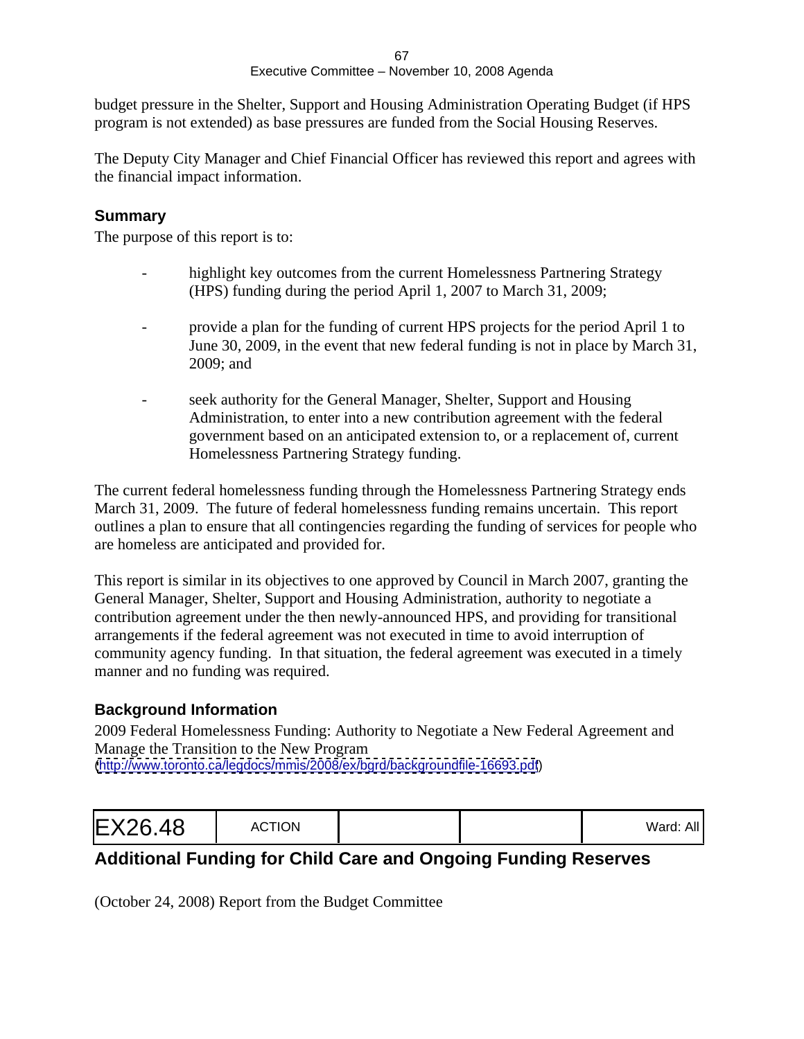budget pressure in the Shelter, Support and Housing Administration Operating Budget (if HPS program is not extended) as base pressures are funded from the Social Housing Reserves.

The Deputy City Manager and Chief Financial Officer has reviewed this report and agrees with the financial impact information.

### Summary

The purpose of this report is to:

- highlight key outcomes from the current Homelessness Partnering Strategy (HPS) funding during the period April 1, 2007 to March 31, 2009;

- provide a plan for the funding of current HPS projects for the period April 1 to June 30, 2009, in the event that new federal funding is not in place by March 31, 2009; and

- seek authority for the General Manager, Shelter, Support and Housing Administration, to enter into a new contribution agreement with the federal government based on an anticipated extension to, or a replacement of, current Homelessness Partnering Strategy funding.

The current federal homelessness funding through the Homelessness Partnering Strategy ends March 31, 2009. The future of federal homelessness funding remains uncertain. This report outlines a plan to ensure that all contingencies regarding the funding of services for people who are homeless are anticipated and provided for.

This report is similar in its objectives to one approved by Council in March 2007, granting the General Manager, Shelter, Support and Housing Administration, authority to negotiate a contribution agreement under the then newly-announced HPS, and providing for transitional arrangements if the federal agreement was not executed in time to avoid interruption of community agency funding. In that situation, the federal agreement was executed in a timely manner and no funding was required.

### Background Information

2009 Federal Homelessness Funding: Authority to Negotiate a New Federal Agreement and Manage the Transition to the New Program
(http://www.toronto.ca/legdocs/mmis/2008/ex/bgrd/backgroundfile-16693.pdf)

| EX26.48 | ACTION | | | Ward: All |
|---|---|---|---|---|

## Additional Funding for Child Care and Ongoing Funding Reserves

(October 24, 2008) Report from the Budget Committee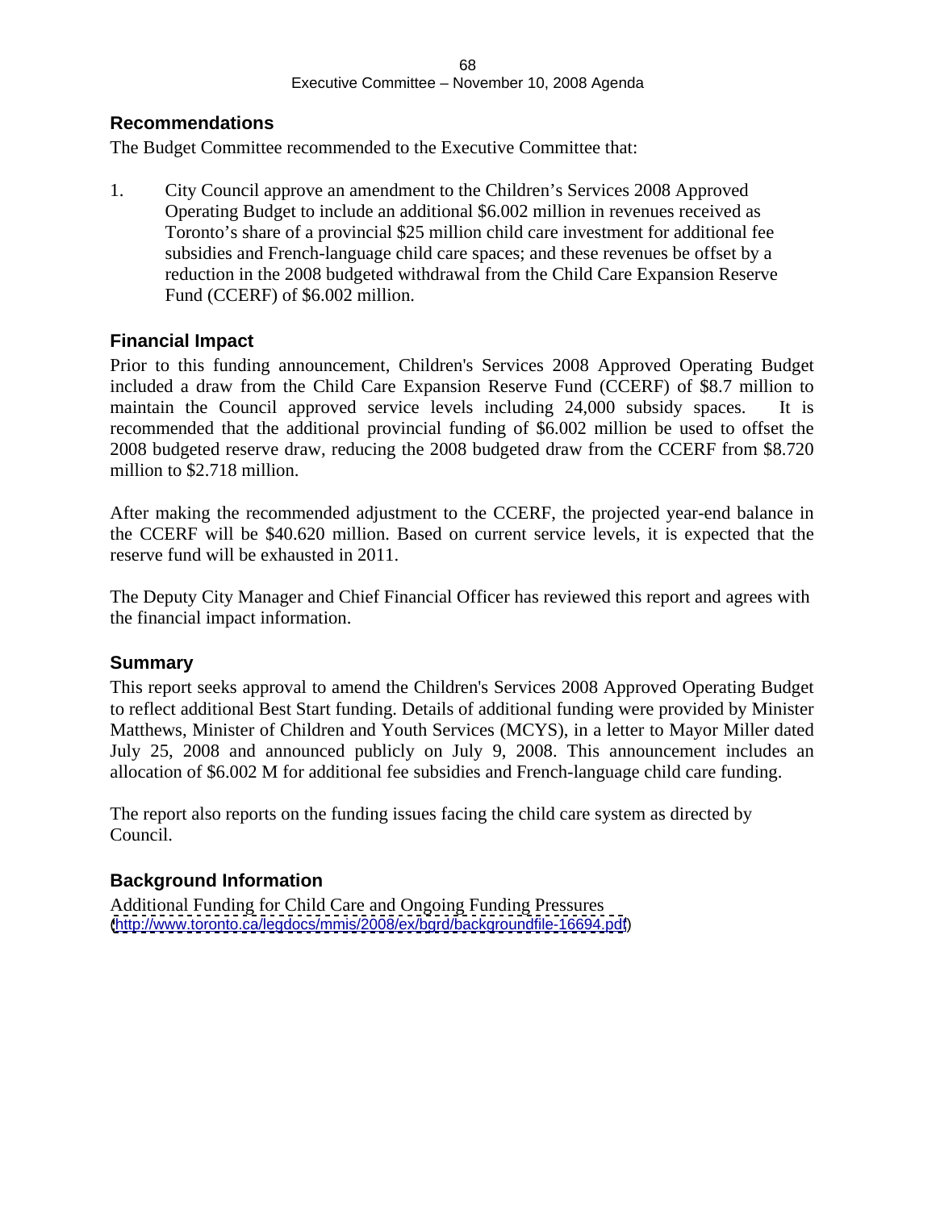## Recommendations

The Budget Committee recommended to the Executive Committee that:

1. City Council approve an amendment to the Children's Services 2008 Approved Operating Budget to include an additional $6.002 million in revenues received as Toronto's share of a provincial $25 million child care investment for additional fee subsidies and French-language child care spaces; and these revenues be offset by a reduction in the 2008 budgeted withdrawal from the Child Care Expansion Reserve Fund (CCERF) of $6.002 million.

## Financial Impact

Prior to this funding announcement, Children's Services 2008 Approved Operating Budget included a draw from the Child Care Expansion Reserve Fund (CCERF) of $8.7 million to maintain the Council approved service levels including 24,000 subsidy spaces. It is recommended that the additional provincial funding of $6.002 million be used to offset the 2008 budgeted reserve draw, reducing the 2008 budgeted draw from the CCERF from $8.720 million to $2.718 million.

After making the recommended adjustment to the CCERF, the projected year-end balance in the CCERF will be $40.620 million. Based on current service levels, it is expected that the reserve fund will be exhausted in 2011.

The Deputy City Manager and Chief Financial Officer has reviewed this report and agrees with the financial impact information.

## Summary

This report seeks approval to amend the Children's Services 2008 Approved Operating Budget to reflect additional Best Start funding. Details of additional funding were provided by Minister Matthews, Minister of Children and Youth Services (MCYS), in a letter to Mayor Miller dated July 25, 2008 and announced publicly on July 9, 2008. This announcement includes an allocation of $6.002 M for additional fee subsidies and French-language child care funding.

The report also reports on the funding issues facing the child care system as directed by Council.

## Background Information

Additional Funding for Child Care and Ongoing Funding Pressures
(http://www.toronto.ca/legdocs/mmis/2008/ex/bgrd/backgroundfile-16694.pdf)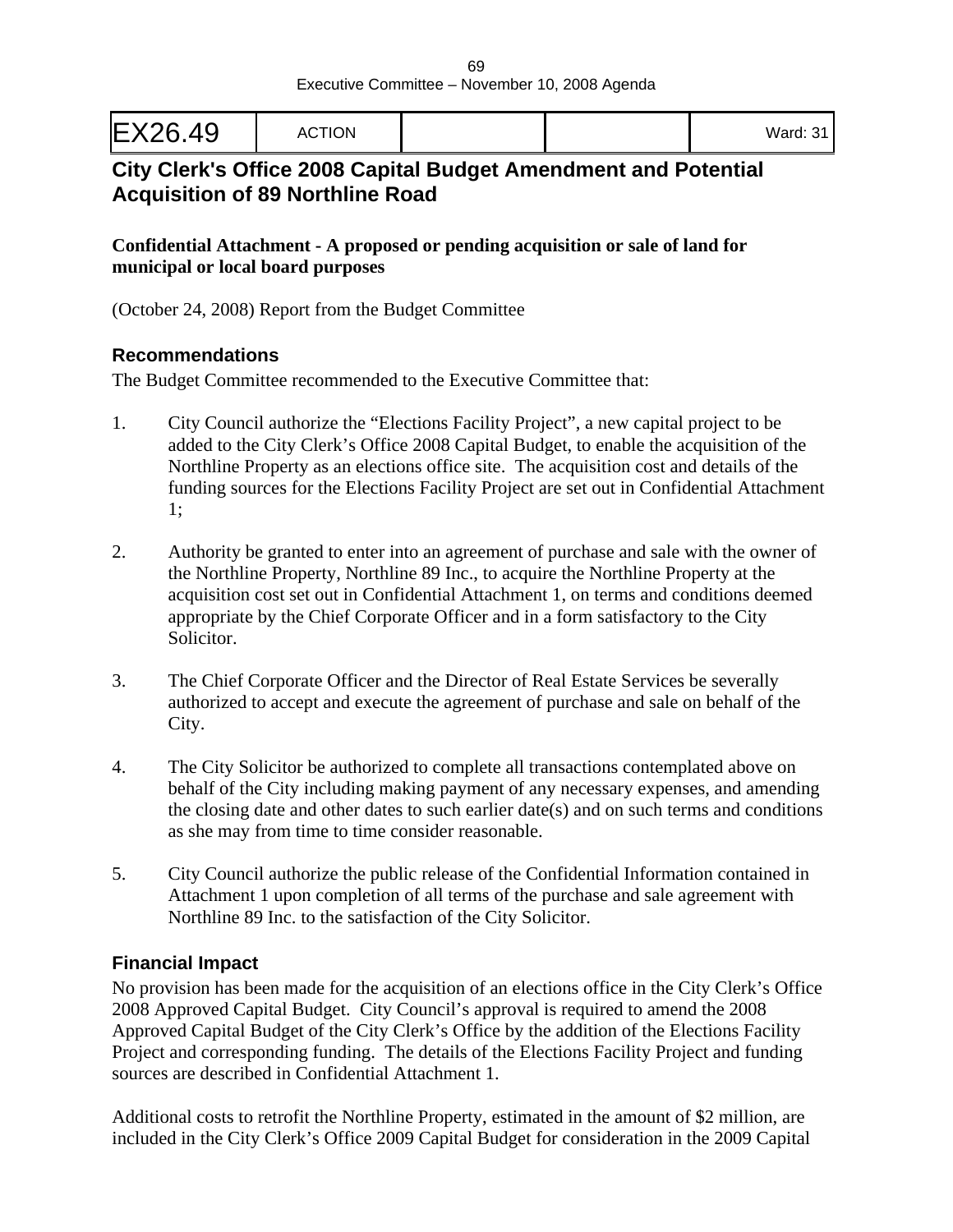| EX26.49 | ACTION | | | Ward: 31 |
|---|---|---|---|---|

## City Clerk's Office 2008 Capital Budget Amendment and Potential Acquisition of 89 Northline Road

**Confidential Attachment - A proposed or pending acquisition or sale of land for municipal or local board purposes**

(October 24, 2008) Report from the Budget Committee

### Recommendations

The Budget Committee recommended to the Executive Committee that:

1. City Council authorize the "Elections Facility Project", a new capital project to be added to the City Clerk's Office 2008 Capital Budget, to enable the acquisition of the Northline Property as an elections office site. The acquisition cost and details of the funding sources for the Elections Facility Project are set out in Confidential Attachment 1;

2. Authority be granted to enter into an agreement of purchase and sale with the owner of the Northline Property, Northline 89 Inc., to acquire the Northline Property at the acquisition cost set out in Confidential Attachment 1, on terms and conditions deemed appropriate by the Chief Corporate Officer and in a form satisfactory to the City Solicitor.

3. The Chief Corporate Officer and the Director of Real Estate Services be severally authorized to accept and execute the agreement of purchase and sale on behalf of the City.

4. The City Solicitor be authorized to complete all transactions contemplated above on behalf of the City including making payment of any necessary expenses, and amending the closing date and other dates to such earlier date(s) and on such terms and conditions as she may from time to time consider reasonable.

5. City Council authorize the public release of the Confidential Information contained in Attachment 1 upon completion of all terms of the purchase and sale agreement with Northline 89 Inc. to the satisfaction of the City Solicitor.

### Financial Impact

No provision has been made for the acquisition of an elections office in the City Clerk's Office 2008 Approved Capital Budget. City Council's approval is required to amend the 2008 Approved Capital Budget of the City Clerk's Office by the addition of the Elections Facility Project and corresponding funding. The details of the Elections Facility Project and funding sources are described in Confidential Attachment 1.

Additional costs to retrofit the Northline Property, estimated in the amount of $2 million, are included in the City Clerk's Office 2009 Capital Budget for consideration in the 2009 Capital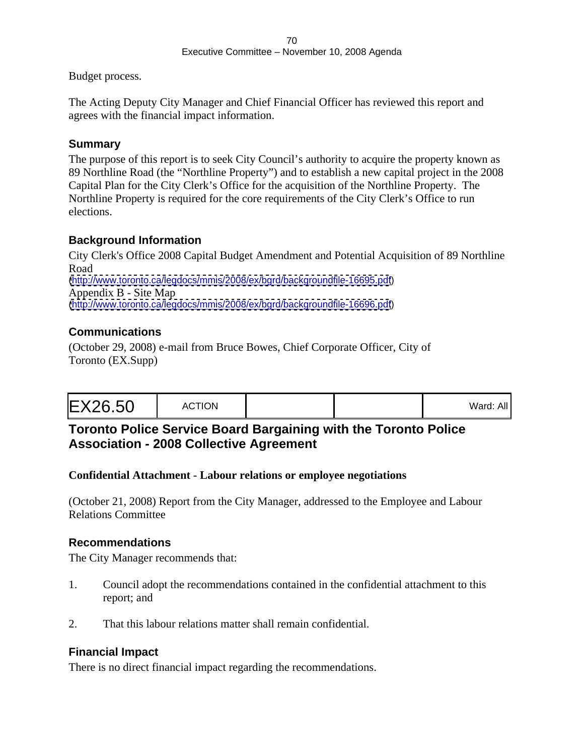Budget process.

The Acting Deputy City Manager and Chief Financial Officer has reviewed this report and agrees with the financial impact information.

### Summary

The purpose of this report is to seek City Council's authority to acquire the property known as 89 Northline Road (the "Northline Property") and to establish a new capital project in the 2008 Capital Plan for the City Clerk's Office for the acquisition of the Northline Property. The Northline Property is required for the core requirements of the City Clerk's Office to run elections.

### Background Information

City Clerk's Office 2008 Capital Budget Amendment and Potential Acquisition of 89 Northline Road
(http://www.toronto.ca/legdocs/mmis/2008/ex/bgrd/backgroundfile-16695.pdf)
Appendix B - Site Map
(http://www.toronto.ca/legdocs/mmis/2008/ex/bgrd/backgroundfile-16696.pdf)

### Communications

(October 29, 2008) e-mail from Bruce Bowes, Chief Corporate Officer, City of Toronto (EX.Supp)

| EX26.50 | ACTION | | | Ward: All |
|---|---|---|---|---|

## Toronto Police Service Board Bargaining with the Toronto Police Association - 2008 Collective Agreement

**Confidential Attachment - Labour relations or employee negotiations**

(October 21, 2008) Report from the City Manager, addressed to the Employee and Labour Relations Committee

### Recommendations

The City Manager recommends that:

1. Council adopt the recommendations contained in the confidential attachment to this report; and

2. That this labour relations matter shall remain confidential.

### Financial Impact

There is no direct financial impact regarding the recommendations.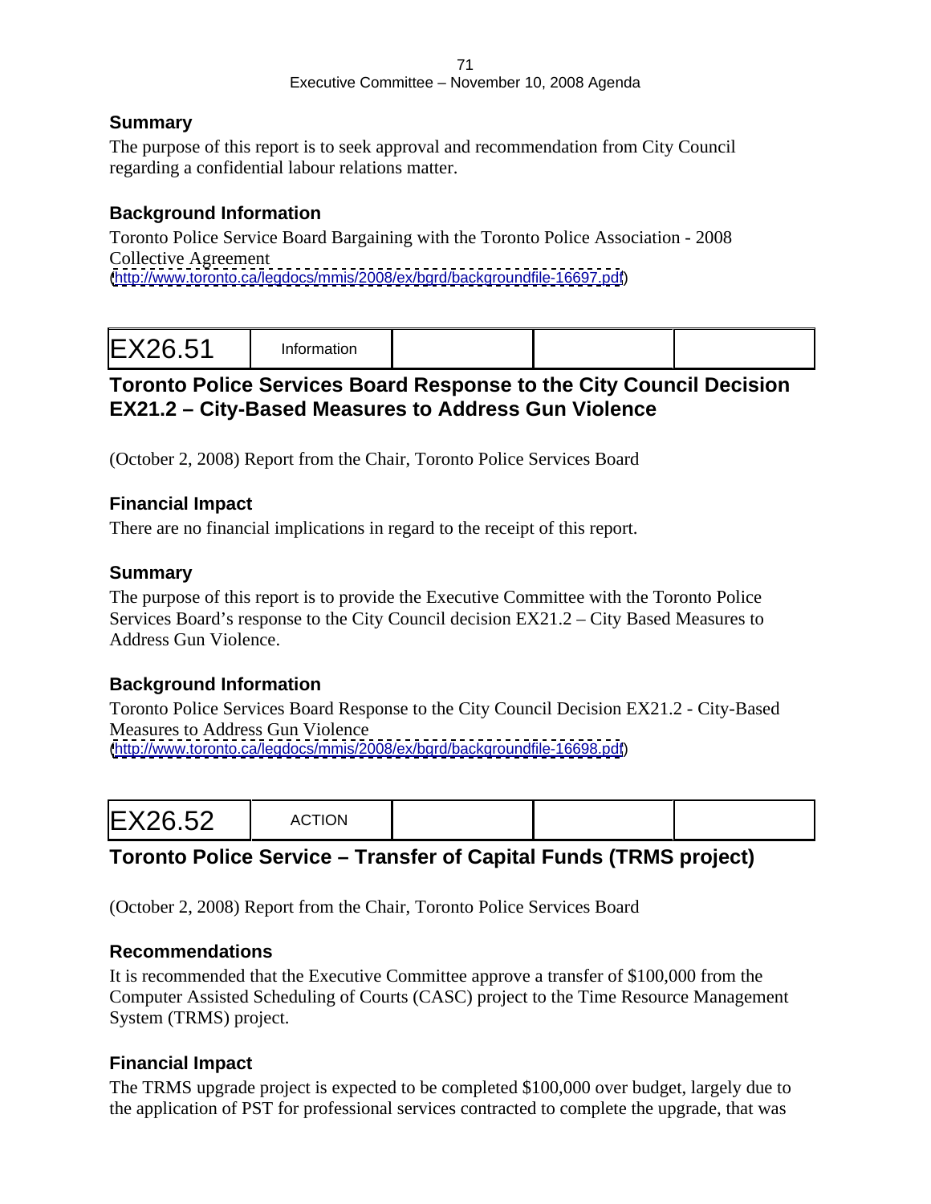### Summary

The purpose of this report is to seek approval and recommendation from City Council regarding a confidential labour relations matter.

### Background Information

Toronto Police Service Board Bargaining with the Toronto Police Association - 2008 Collective Agreement
(http://www.toronto.ca/legdocs/mmis/2008/ex/bgrd/backgroundfile-16697.pdf)

| EX26.51 | Information | | | |
|---|---|---|---|---|

## Toronto Police Services Board Response to the City Council Decision EX21.2 – City-Based Measures to Address Gun Violence

(October 2, 2008) Report from the Chair, Toronto Police Services Board

### Financial Impact

There are no financial implications in regard to the receipt of this report.

### Summary

The purpose of this report is to provide the Executive Committee with the Toronto Police Services Board's response to the City Council decision EX21.2 – City Based Measures to Address Gun Violence.

### Background Information

Toronto Police Services Board Response to the City Council Decision EX21.2 - City-Based Measures to Address Gun Violence
(http://www.toronto.ca/legdocs/mmis/2008/ex/bgrd/backgroundfile-16698.pdf)

| EX26.52 | ACTION | | | |
|---|---|---|---|---|

## Toronto Police Service – Transfer of Capital Funds (TRMS project)

(October 2, 2008) Report from the Chair, Toronto Police Services Board

### Recommendations

It is recommended that the Executive Committee approve a transfer of $100,000 from the Computer Assisted Scheduling of Courts (CASC) project to the Time Resource Management System (TRMS) project.

### Financial Impact

The TRMS upgrade project is expected to be completed $100,000 over budget, largely due to the application of PST for professional services contracted to complete the upgrade, that was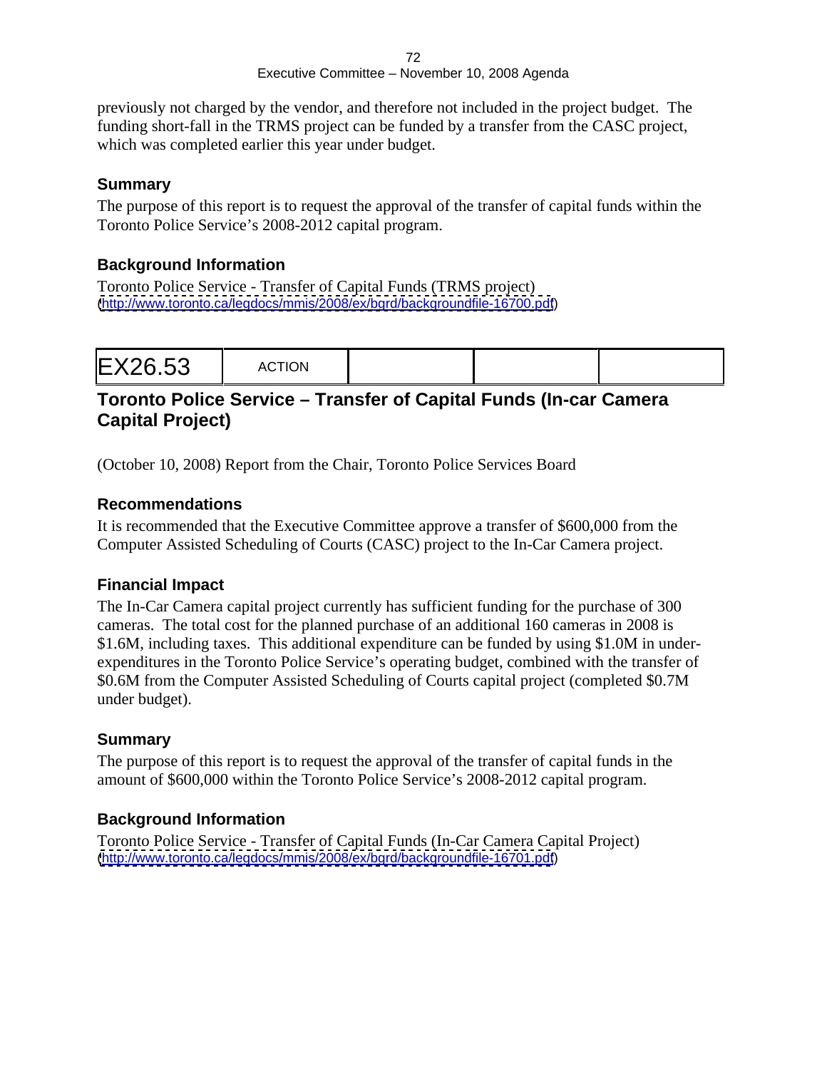previously not charged by the vendor, and therefore not included in the project budget. The funding short-fall in the TRMS project can be funded by a transfer from the CASC project, which was completed earlier this year under budget.

### Summary

The purpose of this report is to request the approval of the transfer of capital funds within the Toronto Police Service's 2008-2012 capital program.

### Background Information

Toronto Police Service - Transfer of Capital Funds (TRMS project)
(http://www.toronto.ca/legdocs/mmis/2008/ex/bgrd/backgroundfile-16700.pdf)

| | | | | |
|---|---|---|---|---|
| EX26.53 | ACTION | | | |

## Toronto Police Service – Transfer of Capital Funds (In-car Camera Capital Project)

(October 10, 2008) Report from the Chair, Toronto Police Services Board

### Recommendations

It is recommended that the Executive Committee approve a transfer of $600,000 from the Computer Assisted Scheduling of Courts (CASC) project to the In-Car Camera project.

### Financial Impact

The In-Car Camera capital project currently has sufficient funding for the purchase of 300 cameras. The total cost for the planned purchase of an additional 160 cameras in 2008 is $1.6M, including taxes. This additional expenditure can be funded by using $1.0M in under-expenditures in the Toronto Police Service's operating budget, combined with the transfer of $0.6M from the Computer Assisted Scheduling of Courts capital project (completed $0.7M under budget).

### Summary

The purpose of this report is to request the approval of the transfer of capital funds in the amount of $600,000 within the Toronto Police Service's 2008-2012 capital program.

### Background Information

Toronto Police Service - Transfer of Capital Funds (In-Car Camera Capital Project)
(http://www.toronto.ca/legdocs/mmis/2008/ex/bgrd/backgroundfile-16701.pdf)